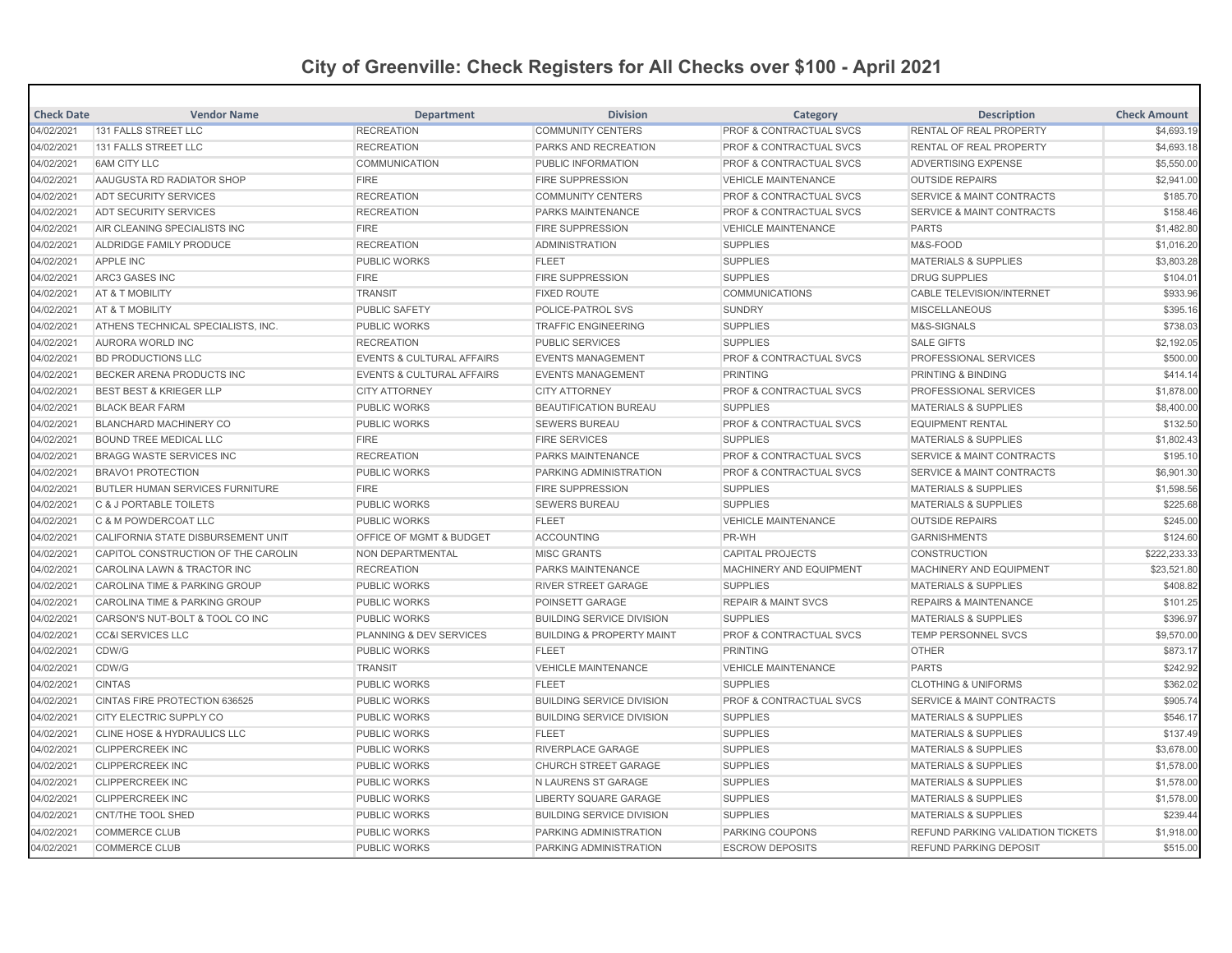# City of Greenville: Check Registers for All Checks over $100 - April 2021

| Check Date | Vendor Name | Department | Division | Category | Description | Check Amount |
|---|---|---|---|---|---|---|
| 04/02/2021 | 131 FALLS STREET LLC | RECREATION | COMMUNITY CENTERS | PROF & CONTRACTUAL SVCS | RENTAL OF REAL PROPERTY | $4,693.19 |
| 04/02/2021 | 131 FALLS STREET LLC | RECREATION | PARKS AND RECREATION | PROF & CONTRACTUAL SVCS | RENTAL OF REAL PROPERTY | $4,693.18 |
| 04/02/2021 | 6AM CITY LLC | COMMUNICATION | PUBLIC INFORMATION | PROF & CONTRACTUAL SVCS | ADVERTISING EXPENSE | $5,550.00 |
| 04/02/2021 | AAUGUSTA RD RADIATOR SHOP | FIRE | FIRE SUPPRESSION | VEHICLE MAINTENANCE | OUTSIDE REPAIRS | $2,941.00 |
| 04/02/2021 | ADT SECURITY SERVICES | RECREATION | COMMUNITY CENTERS | PROF & CONTRACTUAL SVCS | SERVICE & MAINT CONTRACTS | $185.70 |
| 04/02/2021 | ADT SECURITY SERVICES | RECREATION | PARKS MAINTENANCE | PROF & CONTRACTUAL SVCS | SERVICE & MAINT CONTRACTS | $158.46 |
| 04/02/2021 | AIR CLEANING SPECIALISTS INC | FIRE | FIRE SUPPRESSION | VEHICLE MAINTENANCE | PARTS | $1,482.80 |
| 04/02/2021 | ALDRIDGE FAMILY PRODUCE | RECREATION | ADMINISTRATION | SUPPLIES | M&S-FOOD | $1,016.20 |
| 04/02/2021 | APPLE INC | PUBLIC WORKS | FLEET | SUPPLIES | MATERIALS & SUPPLIES | $3,803.28 |
| 04/02/2021 | ARC3 GASES INC | FIRE | FIRE SUPPRESSION | SUPPLIES | DRUG SUPPLIES | $104.01 |
| 04/02/2021 | AT & T MOBILITY | TRANSIT | FIXED ROUTE | COMMUNICATIONS | CABLE TELEVISION/INTERNET | $933.96 |
| 04/02/2021 | AT & T MOBILITY | PUBLIC SAFETY | POLICE-PATROL SVS | SUNDRY | MISCELLANEOUS | $395.16 |
| 04/02/2021 | ATHENS TECHNICAL SPECIALISTS, INC. | PUBLIC WORKS | TRAFFIC ENGINEERING | SUPPLIES | M&S-SIGNALS | $738.03 |
| 04/02/2021 | AURORA WORLD INC | RECREATION | PUBLIC SERVICES | SUPPLIES | SALE GIFTS | $2,192.05 |
| 04/02/2021 | BD PRODUCTIONS LLC | EVENTS & CULTURAL AFFAIRS | EVENTS MANAGEMENT | PROF & CONTRACTUAL SVCS | PROFESSIONAL SERVICES | $500.00 |
| 04/02/2021 | BECKER ARENA PRODUCTS INC | EVENTS & CULTURAL AFFAIRS | EVENTS MANAGEMENT | PRINTING | PRINTING & BINDING | $414.14 |
| 04/02/2021 | BEST BEST & KRIEGER LLP | CITY ATTORNEY | CITY ATTORNEY | PROF & CONTRACTUAL SVCS | PROFESSIONAL SERVICES | $1,878.00 |
| 04/02/2021 | BLACK BEAR FARM | PUBLIC WORKS | BEAUTIFICATION BUREAU | SUPPLIES | MATERIALS & SUPPLIES | $8,400.00 |
| 04/02/2021 | BLANCHARD MACHINERY CO | PUBLIC WORKS | SEWERS BUREAU | PROF & CONTRACTUAL SVCS | EQUIPMENT RENTAL | $132.50 |
| 04/02/2021 | BOUND TREE MEDICAL LLC | FIRE | FIRE SERVICES | SUPPLIES | MATERIALS & SUPPLIES | $1,802.43 |
| 04/02/2021 | BRAGG WASTE SERVICES INC | RECREATION | PARKS MAINTENANCE | PROF & CONTRACTUAL SVCS | SERVICE & MAINT CONTRACTS | $195.10 |
| 04/02/2021 | BRAVO1 PROTECTION | PUBLIC WORKS | PARKING ADMINISTRATION | PROF & CONTRACTUAL SVCS | SERVICE & MAINT CONTRACTS | $6,901.30 |
| 04/02/2021 | BUTLER HUMAN SERVICES FURNITURE | FIRE | FIRE SUPPRESSION | SUPPLIES | MATERIALS & SUPPLIES | $1,598.56 |
| 04/02/2021 | C & J PORTABLE TOILETS | PUBLIC WORKS | SEWERS BUREAU | SUPPLIES | MATERIALS & SUPPLIES | $225.68 |
| 04/02/2021 | C & M POWDERCOAT LLC | PUBLIC WORKS | FLEET | VEHICLE MAINTENANCE | OUTSIDE REPAIRS | $245.00 |
| 04/02/2021 | CALIFORNIA STATE DISBURSEMENT UNIT | OFFICE OF MGMT & BUDGET | ACCOUNTING | PR-WH | GARNISHMENTS | $124.60 |
| 04/02/2021 | CAPITOL CONSTRUCTION OF THE CAROLIN | NON DEPARTMENTAL | MISC GRANTS | CAPITAL PROJECTS | CONSTRUCTION | $222,233.33 |
| 04/02/2021 | CAROLINA LAWN & TRACTOR INC | RECREATION | PARKS MAINTENANCE | MACHINERY AND EQUIPMENT | MACHINERY AND EQUIPMENT | $23,521.80 |
| 04/02/2021 | CAROLINA TIME & PARKING GROUP | PUBLIC WORKS | RIVER STREET GARAGE | SUPPLIES | MATERIALS & SUPPLIES | $408.82 |
| 04/02/2021 | CAROLINA TIME & PARKING GROUP | PUBLIC WORKS | POINSETT GARAGE | REPAIR & MAINT SVCS | REPAIRS & MAINTENANCE | $101.25 |
| 04/02/2021 | CARSON'S NUT-BOLT & TOOL CO INC | PUBLIC WORKS | BUILDING SERVICE DIVISION | SUPPLIES | MATERIALS & SUPPLIES | $396.97 |
| 04/02/2021 | CC&I SERVICES LLC | PLANNING & DEV SERVICES | BUILDING & PROPERTY MAINT | PROF & CONTRACTUAL SVCS | TEMP PERSONNEL SVCS | $9,570.00 |
| 04/02/2021 | CDW/G | PUBLIC WORKS | FLEET | PRINTING | OTHER | $873.17 |
| 04/02/2021 | CDW/G | TRANSIT | VEHICLE MAINTENANCE | VEHICLE MAINTENANCE | PARTS | $242.92 |
| 04/02/2021 | CINTAS | PUBLIC WORKS | FLEET | SUPPLIES | CLOTHING & UNIFORMS | $362.02 |
| 04/02/2021 | CINTAS FIRE PROTECTION 636525 | PUBLIC WORKS | BUILDING SERVICE DIVISION | PROF & CONTRACTUAL SVCS | SERVICE & MAINT CONTRACTS | $905.74 |
| 04/02/2021 | CITY ELECTRIC SUPPLY CO | PUBLIC WORKS | BUILDING SERVICE DIVISION | SUPPLIES | MATERIALS & SUPPLIES | $546.17 |
| 04/02/2021 | CLINE HOSE & HYDRAULICS LLC | PUBLIC WORKS | FLEET | SUPPLIES | MATERIALS & SUPPLIES | $137.49 |
| 04/02/2021 | CLIPPERCREEK INC | PUBLIC WORKS | RIVERPLACE GARAGE | SUPPLIES | MATERIALS & SUPPLIES | $3,678.00 |
| 04/02/2021 | CLIPPERCREEK INC | PUBLIC WORKS | CHURCH STREET GARAGE | SUPPLIES | MATERIALS & SUPPLIES | $1,578.00 |
| 04/02/2021 | CLIPPERCREEK INC | PUBLIC WORKS | N LAURENS ST GARAGE | SUPPLIES | MATERIALS & SUPPLIES | $1,578.00 |
| 04/02/2021 | CLIPPERCREEK INC | PUBLIC WORKS | LIBERTY SQUARE GARAGE | SUPPLIES | MATERIALS & SUPPLIES | $1,578.00 |
| 04/02/2021 | CNT/THE TOOL SHED | PUBLIC WORKS | BUILDING SERVICE DIVISION | SUPPLIES | MATERIALS & SUPPLIES | $239.44 |
| 04/02/2021 | COMMERCE CLUB | PUBLIC WORKS | PARKING ADMINISTRATION | PARKING COUPONS | REFUND PARKING VALIDATION TICKETS | $1,918.00 |
| 04/02/2021 | COMMERCE CLUB | PUBLIC WORKS | PARKING ADMINISTRATION | ESCROW DEPOSITS | REFUND PARKING DEPOSIT | $515.00 |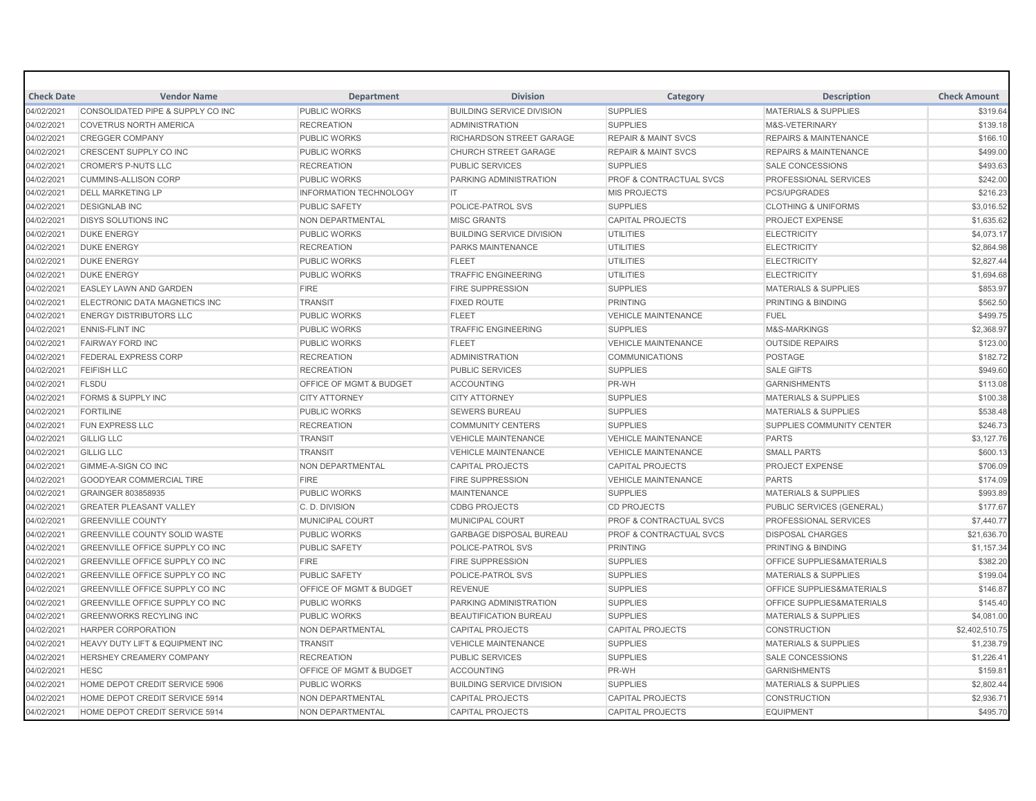| Check Date | Vendor Name | Department | Division | Category | Description | Check Amount |
|---|---|---|---|---|---|---|
| 04/02/2021 | CONSOLIDATED PIPE & SUPPLY CO INC | PUBLIC WORKS | BUILDING SERVICE DIVISION | SUPPLIES | MATERIALS & SUPPLIES | $319.64 |
| 04/02/2021 | COVETRUS NORTH AMERICA | RECREATION | ADMINISTRATION | SUPPLIES | M&S-VETERINARY | $139.18 |
| 04/02/2021 | CREGGER COMPANY | PUBLIC WORKS | RICHARDSON STREET GARAGE | REPAIR & MAINT SVCS | REPAIRS & MAINTENANCE | $166.10 |
| 04/02/2021 | CRESCENT SUPPLY CO INC | PUBLIC WORKS | CHURCH STREET GARAGE | REPAIR & MAINT SVCS | REPAIRS & MAINTENANCE | $499.00 |
| 04/02/2021 | CROMER'S P-NUTS LLC | RECREATION | PUBLIC SERVICES | SUPPLIES | SALE CONCESSIONS | $493.63 |
| 04/02/2021 | CUMMINS-ALLISON CORP | PUBLIC WORKS | PARKING ADMINISTRATION | PROF & CONTRACTUAL SVCS | PROFESSIONAL SERVICES | $242.00 |
| 04/02/2021 | DELL MARKETING LP | INFORMATION TECHNOLOGY | IT | MIS PROJECTS | PCS/UPGRADES | $216.23 |
| 04/02/2021 | DESIGNLAB INC | PUBLIC SAFETY | POLICE-PATROL SVS | SUPPLIES | CLOTHING & UNIFORMS | $3,016.52 |
| 04/02/2021 | DISYS SOLUTIONS INC | NON DEPARTMENTAL | MISC GRANTS | CAPITAL PROJECTS | PROJECT EXPENSE | $1,635.62 |
| 04/02/2021 | DUKE ENERGY | PUBLIC WORKS | BUILDING SERVICE DIVISION | UTILITIES | ELECTRICITY | $4,073.17 |
| 04/02/2021 | DUKE ENERGY | RECREATION | PARKS MAINTENANCE | UTILITIES | ELECTRICITY | $2,864.98 |
| 04/02/2021 | DUKE ENERGY | PUBLIC WORKS | FLEET | UTILITIES | ELECTRICITY | $2,827.44 |
| 04/02/2021 | DUKE ENERGY | PUBLIC WORKS | TRAFFIC ENGINEERING | UTILITIES | ELECTRICITY | $1,694.68 |
| 04/02/2021 | EASLEY LAWN AND GARDEN | FIRE | FIRE SUPPRESSION | SUPPLIES | MATERIALS & SUPPLIES | $853.97 |
| 04/02/2021 | ELECTRONIC DATA MAGNETICS INC | TRANSIT | FIXED ROUTE | PRINTING | PRINTING & BINDING | $562.50 |
| 04/02/2021 | ENERGY DISTRIBUTORS LLC | PUBLIC WORKS | FLEET | VEHICLE MAINTENANCE | FUEL | $499.75 |
| 04/02/2021 | ENNIS-FLINT INC | PUBLIC WORKS | TRAFFIC ENGINEERING | SUPPLIES | M&S-MARKINGS | $2,368.97 |
| 04/02/2021 | FAIRWAY FORD INC | PUBLIC WORKS | FLEET | VEHICLE MAINTENANCE | OUTSIDE REPAIRS | $123.00 |
| 04/02/2021 | FEDERAL EXPRESS CORP | RECREATION | ADMINISTRATION | COMMUNICATIONS | POSTAGE | $182.72 |
| 04/02/2021 | FEIFISH LLC | RECREATION | PUBLIC SERVICES | SUPPLIES | SALE GIFTS | $949.60 |
| 04/02/2021 | FLSDU | OFFICE OF MGMT & BUDGET | ACCOUNTING | PR-WH | GARNISHMENTS | $113.08 |
| 04/02/2021 | FORMS & SUPPLY INC | CITY ATTORNEY | CITY ATTORNEY | SUPPLIES | MATERIALS & SUPPLIES | $100.38 |
| 04/02/2021 | FORTILINE | PUBLIC WORKS | SEWERS BUREAU | SUPPLIES | MATERIALS & SUPPLIES | $538.48 |
| 04/02/2021 | FUN EXPRESS LLC | RECREATION | COMMUNITY CENTERS | SUPPLIES | SUPPLIES COMMUNITY CENTER | $246.73 |
| 04/02/2021 | GILLIG LLC | TRANSIT | VEHICLE MAINTENANCE | VEHICLE MAINTENANCE | PARTS | $3,127.76 |
| 04/02/2021 | GILLIG LLC | TRANSIT | VEHICLE MAINTENANCE | VEHICLE MAINTENANCE | SMALL PARTS | $600.13 |
| 04/02/2021 | GIMME-A-SIGN CO INC | NON DEPARTMENTAL | CAPITAL PROJECTS | CAPITAL PROJECTS | PROJECT EXPENSE | $706.09 |
| 04/02/2021 | GOODYEAR COMMERCIAL TIRE | FIRE | FIRE SUPPRESSION | VEHICLE MAINTENANCE | PARTS | $174.09 |
| 04/02/2021 | GRAINGER 803858935 | PUBLIC WORKS | MAINTENANCE | SUPPLIES | MATERIALS & SUPPLIES | $993.89 |
| 04/02/2021 | GREATER PLEASANT VALLEY | C. D. DIVISION | CDBG PROJECTS | CD PROJECTS | PUBLIC SERVICES (GENERAL) | $177.67 |
| 04/02/2021 | GREENVILLE COUNTY | MUNICIPAL COURT | MUNICIPAL COURT | PROF & CONTRACTUAL SVCS | PROFESSIONAL SERVICES | $7,440.77 |
| 04/02/2021 | GREENVILLE COUNTY SOLID WASTE | PUBLIC WORKS | GARBAGE DISPOSAL BUREAU | PROF & CONTRACTUAL SVCS | DISPOSAL CHARGES | $21,636.70 |
| 04/02/2021 | GREENVILLE OFFICE SUPPLY CO INC | PUBLIC SAFETY | POLICE-PATROL SVS | PRINTING | PRINTING & BINDING | $1,157.34 |
| 04/02/2021 | GREENVILLE OFFICE SUPPLY CO INC | FIRE | FIRE SUPPRESSION | SUPPLIES | OFFICE SUPPLIES&MATERIALS | $382.20 |
| 04/02/2021 | GREENVILLE OFFICE SUPPLY CO INC | PUBLIC SAFETY | POLICE-PATROL SVS | SUPPLIES | MATERIALS & SUPPLIES | $199.04 |
| 04/02/2021 | GREENVILLE OFFICE SUPPLY CO INC | OFFICE OF MGMT & BUDGET | REVENUE | SUPPLIES | OFFICE SUPPLIES&MATERIALS | $146.87 |
| 04/02/2021 | GREENVILLE OFFICE SUPPLY CO INC | PUBLIC WORKS | PARKING ADMINISTRATION | SUPPLIES | OFFICE SUPPLIES&MATERIALS | $145.40 |
| 04/02/2021 | GREENWORKS RECYLING INC | PUBLIC WORKS | BEAUTIFICATION BUREAU | SUPPLIES | MATERIALS & SUPPLIES | $4,081.00 |
| 04/02/2021 | HARPER CORPORATION | NON DEPARTMENTAL | CAPITAL PROJECTS | CAPITAL PROJECTS | CONSTRUCTION | $2,402,510.75 |
| 04/02/2021 | HEAVY DUTY LIFT & EQUIPMENT INC | TRANSIT | VEHICLE MAINTENANCE | SUPPLIES | MATERIALS & SUPPLIES | $1,238.79 |
| 04/02/2021 | HERSHEY CREAMERY COMPANY | RECREATION | PUBLIC SERVICES | SUPPLIES | SALE CONCESSIONS | $1,226.41 |
| 04/02/2021 | HESC | OFFICE OF MGMT & BUDGET | ACCOUNTING | PR-WH | GARNISHMENTS | $159.81 |
| 04/02/2021 | HOME DEPOT CREDIT SERVICE 5906 | PUBLIC WORKS | BUILDING SERVICE DIVISION | SUPPLIES | MATERIALS & SUPPLIES | $2,802.44 |
| 04/02/2021 | HOME DEPOT CREDIT SERVICE 5914 | NON DEPARTMENTAL | CAPITAL PROJECTS | CAPITAL PROJECTS | CONSTRUCTION | $2,936.71 |
| 04/02/2021 | HOME DEPOT CREDIT SERVICE 5914 | NON DEPARTMENTAL | CAPITAL PROJECTS | CAPITAL PROJECTS | EQUIPMENT | $495.70 |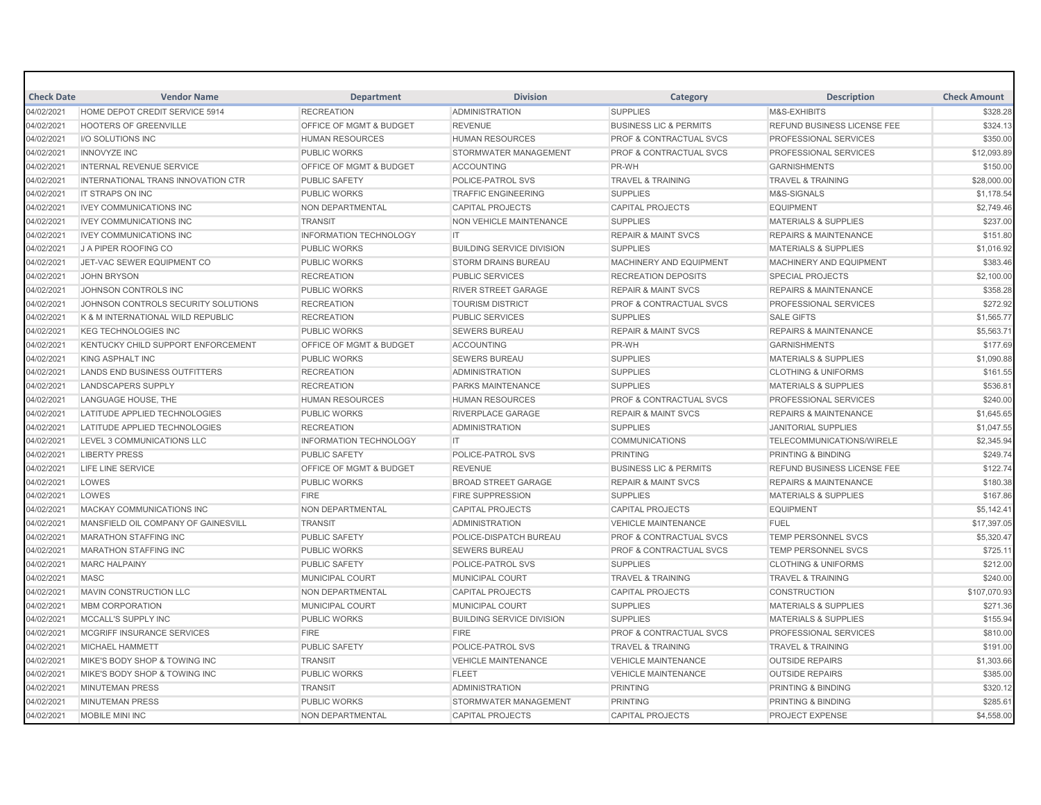| Check Date | Vendor Name | Department | Division | Category | Description | Check Amount |
| --- | --- | --- | --- | --- | --- | --- |
| 04/02/2021 | HOME DEPOT CREDIT SERVICE 5914 | RECREATION | ADMINISTRATION | SUPPLIES | M&S-EXHIBITS | $328.28 |
| 04/02/2021 | HOOTERS OF GREENVILLE | OFFICE OF MGMT & BUDGET | REVENUE | BUSINESS LIC & PERMITS | REFUND BUSINESS LICENSE FEE | $324.13 |
| 04/02/2021 | I/O SOLUTIONS INC | HUMAN RESOURCES | HUMAN RESOURCES | PROF & CONTRACTUAL SVCS | PROFESSIONAL SERVICES | $350.00 |
| 04/02/2021 | INNOVYZE INC | PUBLIC WORKS | STORMWATER MANAGEMENT | PROF & CONTRACTUAL SVCS | PROFESSIONAL SERVICES | $12,093.89 |
| 04/02/2021 | INTERNAL REVENUE SERVICE | OFFICE OF MGMT & BUDGET | ACCOUNTING | PR-WH | GARNISHMENTS | $150.00 |
| 04/02/2021 | INTERNATIONAL TRANS INNOVATION CTR | PUBLIC SAFETY | POLICE-PATROL SVS | TRAVEL & TRAINING | TRAVEL & TRAINING | $28,000.00 |
| 04/02/2021 | IT STRAPS ON INC | PUBLIC WORKS | TRAFFIC ENGINEERING | SUPPLIES | M&S-SIGNALS | $1,178.54 |
| 04/02/2021 | IVEY COMMUNICATIONS INC | NON DEPARTMENTAL | CAPITAL PROJECTS | CAPITAL PROJECTS | EQUIPMENT | $2,749.46 |
| 04/02/2021 | IVEY COMMUNICATIONS INC | TRANSIT | NON VEHICLE MAINTENANCE | SUPPLIES | MATERIALS & SUPPLIES | $237.00 |
| 04/02/2021 | IVEY COMMUNICATIONS INC | INFORMATION TECHNOLOGY | IT | REPAIR & MAINT SVCS | REPAIRS & MAINTENANCE | $151.80 |
| 04/02/2021 | J A PIPER ROOFING CO | PUBLIC WORKS | BUILDING SERVICE DIVISION | SUPPLIES | MATERIALS & SUPPLIES | $1,016.92 |
| 04/02/2021 | JET-VAC SEWER EQUIPMENT CO | PUBLIC WORKS | STORM DRAINS BUREAU | MACHINERY AND EQUIPMENT | MACHINERY AND EQUIPMENT | $383.46 |
| 04/02/2021 | JOHN BRYSON | RECREATION | PUBLIC SERVICES | RECREATION DEPOSITS | SPECIAL PROJECTS | $2,100.00 |
| 04/02/2021 | JOHNSON CONTROLS INC | PUBLIC WORKS | RIVER STREET GARAGE | REPAIR & MAINT SVCS | REPAIRS & MAINTENANCE | $358.28 |
| 04/02/2021 | JOHNSON CONTROLS SECURITY SOLUTIONS | RECREATION | TOURISM DISTRICT | PROF & CONTRACTUAL SVCS | PROFESSIONAL SERVICES | $272.92 |
| 04/02/2021 | K & M INTERNATIONAL WILD REPUBLIC | RECREATION | PUBLIC SERVICES | SUPPLIES | SALE GIFTS | $1,565.77 |
| 04/02/2021 | KEG TECHNOLOGIES INC | PUBLIC WORKS | SEWERS BUREAU | REPAIR & MAINT SVCS | REPAIRS & MAINTENANCE | $5,563.71 |
| 04/02/2021 | KENTUCKY CHILD SUPPORT ENFORCEMENT | OFFICE OF MGMT & BUDGET | ACCOUNTING | PR-WH | GARNISHMENTS | $177.69 |
| 04/02/2021 | KING ASPHALT INC | PUBLIC WORKS | SEWERS BUREAU | SUPPLIES | MATERIALS & SUPPLIES | $1,090.88 |
| 04/02/2021 | LANDS END BUSINESS OUTFITTERS | RECREATION | ADMINISTRATION | SUPPLIES | CLOTHING & UNIFORMS | $161.55 |
| 04/02/2021 | LANDSCAPERS SUPPLY | RECREATION | PARKS MAINTENANCE | SUPPLIES | MATERIALS & SUPPLIES | $536.81 |
| 04/02/2021 | LANGUAGE HOUSE, THE | HUMAN RESOURCES | HUMAN RESOURCES | PROF & CONTRACTUAL SVCS | PROFESSIONAL SERVICES | $240.00 |
| 04/02/2021 | LATITUDE APPLIED TECHNOLOGIES | PUBLIC WORKS | RIVERPLACE GARAGE | REPAIR & MAINT SVCS | REPAIRS & MAINTENANCE | $1,645.65 |
| 04/02/2021 | LATITUDE APPLIED TECHNOLOGIES | RECREATION | ADMINISTRATION | SUPPLIES | JANITORIAL SUPPLIES | $1,047.55 |
| 04/02/2021 | LEVEL 3 COMMUNICATIONS LLC | INFORMATION TECHNOLOGY | IT | COMMUNICATIONS | TELECOMMUNICATIONS/WIRELE | $2,345.94 |
| 04/02/2021 | LIBERTY PRESS | PUBLIC SAFETY | POLICE-PATROL SVS | PRINTING | PRINTING & BINDING | $249.74 |
| 04/02/2021 | LIFE LINE SERVICE | OFFICE OF MGMT & BUDGET | REVENUE | BUSINESS LIC & PERMITS | REFUND BUSINESS LICENSE FEE | $122.74 |
| 04/02/2021 | LOWES | PUBLIC WORKS | BROAD STREET GARAGE | REPAIR & MAINT SVCS | REPAIRS & MAINTENANCE | $180.38 |
| 04/02/2021 | LOWES | FIRE | FIRE SUPPRESSION | SUPPLIES | MATERIALS & SUPPLIES | $167.86 |
| 04/02/2021 | MACKAY COMMUNICATIONS INC | NON DEPARTMENTAL | CAPITAL PROJECTS | CAPITAL PROJECTS | EQUIPMENT | $5,142.41 |
| 04/02/2021 | MANSFIELD OIL COMPANY OF GAINESVILL | TRANSIT | ADMINISTRATION | VEHICLE MAINTENANCE | FUEL | $17,397.05 |
| 04/02/2021 | MARATHON STAFFING INC | PUBLIC SAFETY | POLICE-DISPATCH BUREAU | PROF & CONTRACTUAL SVCS | TEMP PERSONNEL SVCS | $5,320.47 |
| 04/02/2021 | MARATHON STAFFING INC | PUBLIC WORKS | SEWERS BUREAU | PROF & CONTRACTUAL SVCS | TEMP PERSONNEL SVCS | $725.11 |
| 04/02/2021 | MARC HALPAINY | PUBLIC SAFETY | POLICE-PATROL SVS | SUPPLIES | CLOTHING & UNIFORMS | $212.00 |
| 04/02/2021 | MASC | MUNICIPAL COURT | MUNICIPAL COURT | TRAVEL & TRAINING | TRAVEL & TRAINING | $240.00 |
| 04/02/2021 | MAVIN CONSTRUCTION LLC | NON DEPARTMENTAL | CAPITAL PROJECTS | CAPITAL PROJECTS | CONSTRUCTION | $107,070.93 |
| 04/02/2021 | MBM CORPORATION | MUNICIPAL COURT | MUNICIPAL COURT | SUPPLIES | MATERIALS & SUPPLIES | $271.36 |
| 04/02/2021 | MCCALL'S SUPPLY INC | PUBLIC WORKS | BUILDING SERVICE DIVISION | SUPPLIES | MATERIALS & SUPPLIES | $155.94 |
| 04/02/2021 | MCGRIFF INSURANCE SERVICES | FIRE | FIRE | PROF & CONTRACTUAL SVCS | PROFESSIONAL SERVICES | $810.00 |
| 04/02/2021 | MICHAEL HAMMETT | PUBLIC SAFETY | POLICE-PATROL SVS | TRAVEL & TRAINING | TRAVEL & TRAINING | $191.00 |
| 04/02/2021 | MIKE'S BODY SHOP & TOWING INC | TRANSIT | VEHICLE MAINTENANCE | VEHICLE MAINTENANCE | OUTSIDE REPAIRS | $1,303.66 |
| 04/02/2021 | MIKE'S BODY SHOP & TOWING INC | PUBLIC WORKS | FLEET | VEHICLE MAINTENANCE | OUTSIDE REPAIRS | $385.00 |
| 04/02/2021 | MINUTEMAN PRESS | TRANSIT | ADMINISTRATION | PRINTING | PRINTING & BINDING | $320.12 |
| 04/02/2021 | MINUTEMAN PRESS | PUBLIC WORKS | STORMWATER MANAGEMENT | PRINTING | PRINTING & BINDING | $285.61 |
| 04/02/2021 | MOBILE MINI INC | NON DEPARTMENTAL | CAPITAL PROJECTS | CAPITAL PROJECTS | PROJECT EXPENSE | $4,558.00 |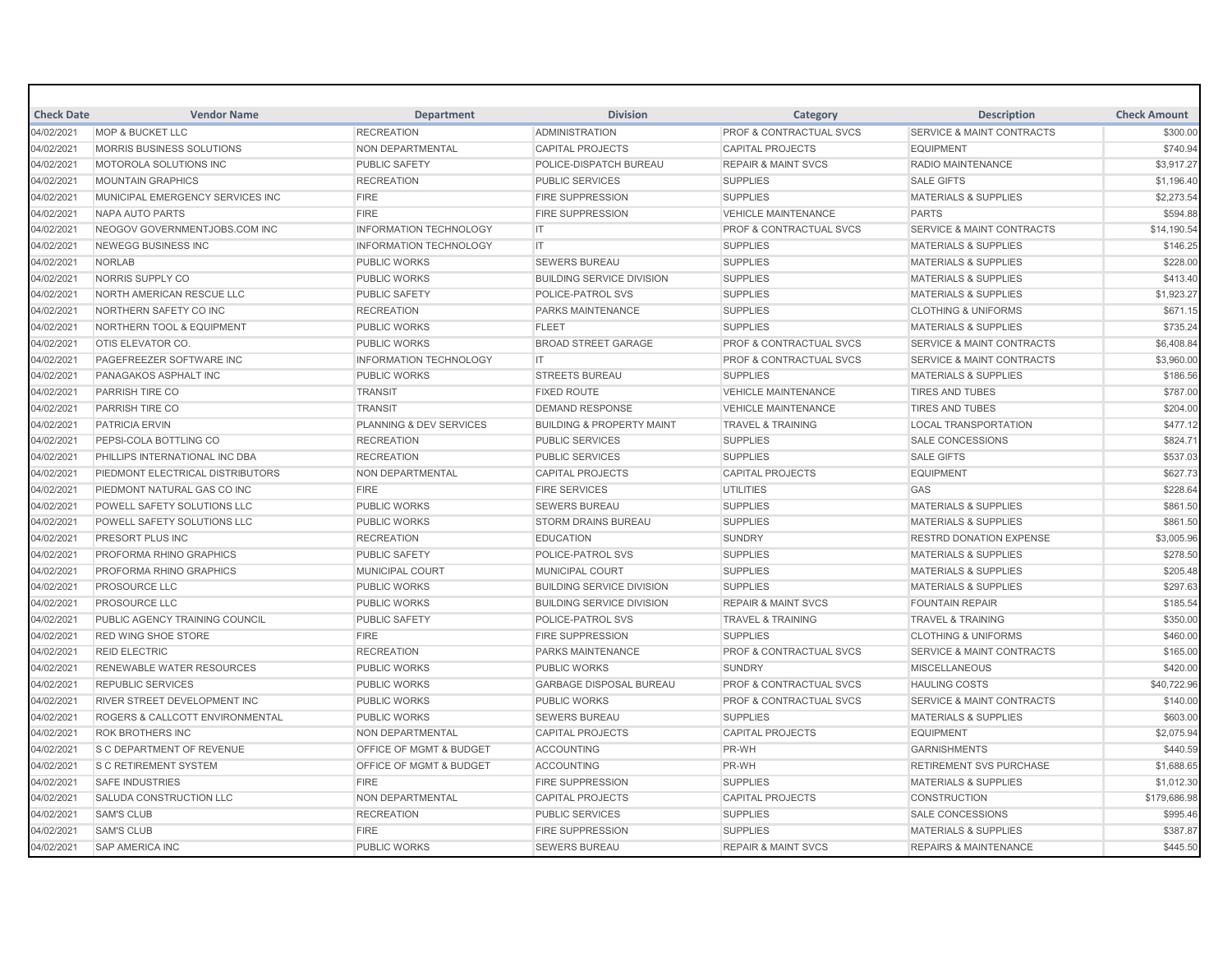| Check Date | Vendor Name | Department | Division | Category | Description | Check Amount |
|---|---|---|---|---|---|---|
| 04/02/2021 | MOP & BUCKET LLC | RECREATION | ADMINISTRATION | PROF & CONTRACTUAL SVCS | SERVICE & MAINT CONTRACTS | $300.00 |
| 04/02/2021 | MORRIS BUSINESS SOLUTIONS | NON DEPARTMENTAL | CAPITAL PROJECTS | CAPITAL PROJECTS | EQUIPMENT | $740.94 |
| 04/02/2021 | MOTOROLA SOLUTIONS INC | PUBLIC SAFETY | POLICE-DISPATCH BUREAU | REPAIR & MAINT SVCS | RADIO MAINTENANCE | $3,917.27 |
| 04/02/2021 | MOUNTAIN GRAPHICS | RECREATION | PUBLIC SERVICES | SUPPLIES | SALE GIFTS | $1,196.40 |
| 04/02/2021 | MUNICIPAL EMERGENCY SERVICES INC | FIRE | FIRE SUPPRESSION | SUPPLIES | MATERIALS & SUPPLIES | $2,273.54 |
| 04/02/2021 | NAPA AUTO PARTS | FIRE | FIRE SUPPRESSION | VEHICLE MAINTENANCE | PARTS | $594.88 |
| 04/02/2021 | NEOGOV GOVERNMENTJOBS.COM INC | INFORMATION TECHNOLOGY | IT | PROF & CONTRACTUAL SVCS | SERVICE & MAINT CONTRACTS | $14,190.54 |
| 04/02/2021 | NEWEGG BUSINESS INC | INFORMATION TECHNOLOGY | IT | SUPPLIES | MATERIALS & SUPPLIES | $146.25 |
| 04/02/2021 | NORLAB | PUBLIC WORKS | SEWERS BUREAU | SUPPLIES | MATERIALS & SUPPLIES | $228.00 |
| 04/02/2021 | NORRIS SUPPLY CO | PUBLIC WORKS | BUILDING SERVICE DIVISION | SUPPLIES | MATERIALS & SUPPLIES | $413.40 |
| 04/02/2021 | NORTH AMERICAN RESCUE LLC | PUBLIC SAFETY | POLICE-PATROL SVS | SUPPLIES | MATERIALS & SUPPLIES | $1,923.27 |
| 04/02/2021 | NORTHERN SAFETY CO INC | RECREATION | PARKS MAINTENANCE | SUPPLIES | CLOTHING & UNIFORMS | $671.15 |
| 04/02/2021 | NORTHERN TOOL & EQUIPMENT | PUBLIC WORKS | FLEET | SUPPLIES | MATERIALS & SUPPLIES | $735.24 |
| 04/02/2021 | OTIS ELEVATOR CO. | PUBLIC WORKS | BROAD STREET GARAGE | PROF & CONTRACTUAL SVCS | SERVICE & MAINT CONTRACTS | $6,408.84 |
| 04/02/2021 | PAGEFREEZER SOFTWARE INC | INFORMATION TECHNOLOGY | IT | PROF & CONTRACTUAL SVCS | SERVICE & MAINT CONTRACTS | $3,960.00 |
| 04/02/2021 | PANAGAKOS ASPHALT INC | PUBLIC WORKS | STREETS BUREAU | SUPPLIES | MATERIALS & SUPPLIES | $186.56 |
| 04/02/2021 | PARRISH TIRE CO | TRANSIT | FIXED ROUTE | VEHICLE MAINTENANCE | TIRES AND TUBES | $787.00 |
| 04/02/2021 | PARRISH TIRE CO | TRANSIT | DEMAND RESPONSE | VEHICLE MAINTENANCE | TIRES AND TUBES | $204.00 |
| 04/02/2021 | PATRICIA ERVIN | PLANNING & DEV SERVICES | BUILDING & PROPERTY MAINT | TRAVEL & TRAINING | LOCAL TRANSPORTATION | $477.12 |
| 04/02/2021 | PEPSI-COLA BOTTLING CO | RECREATION | PUBLIC SERVICES | SUPPLIES | SALE CONCESSIONS | $824.71 |
| 04/02/2021 | PHILLIPS INTERNATIONAL INC DBA | RECREATION | PUBLIC SERVICES | SUPPLIES | SALE GIFTS | $537.03 |
| 04/02/2021 | PIEDMONT ELECTRICAL DISTRIBUTORS | NON DEPARTMENTAL | CAPITAL PROJECTS | CAPITAL PROJECTS | EQUIPMENT | $627.73 |
| 04/02/2021 | PIEDMONT NATURAL GAS CO INC | FIRE | FIRE SERVICES | UTILITIES | GAS | $228.64 |
| 04/02/2021 | POWELL SAFETY SOLUTIONS LLC | PUBLIC WORKS | SEWERS BUREAU | SUPPLIES | MATERIALS & SUPPLIES | $861.50 |
| 04/02/2021 | POWELL SAFETY SOLUTIONS LLC | PUBLIC WORKS | STORM DRAINS BUREAU | SUPPLIES | MATERIALS & SUPPLIES | $861.50 |
| 04/02/2021 | PRESORT PLUS INC | RECREATION | EDUCATION | SUNDRY | RESTRD DONATION EXPENSE | $3,005.96 |
| 04/02/2021 | PROFORMA RHINO GRAPHICS | PUBLIC SAFETY | POLICE-PATROL SVS | SUPPLIES | MATERIALS & SUPPLIES | $278.50 |
| 04/02/2021 | PROFORMA RHINO GRAPHICS | MUNICIPAL COURT | MUNICIPAL COURT | SUPPLIES | MATERIALS & SUPPLIES | $205.48 |
| 04/02/2021 | PROSOURCE LLC | PUBLIC WORKS | BUILDING SERVICE DIVISION | SUPPLIES | MATERIALS & SUPPLIES | $297.63 |
| 04/02/2021 | PROSOURCE LLC | PUBLIC WORKS | BUILDING SERVICE DIVISION | REPAIR & MAINT SVCS | FOUNTAIN REPAIR | $185.54 |
| 04/02/2021 | PUBLIC AGENCY TRAINING COUNCIL | PUBLIC SAFETY | POLICE-PATROL SVS | TRAVEL & TRAINING | TRAVEL & TRAINING | $350.00 |
| 04/02/2021 | RED WING SHOE STORE | FIRE | FIRE SUPPRESSION | SUPPLIES | CLOTHING & UNIFORMS | $460.00 |
| 04/02/2021 | REID ELECTRIC | RECREATION | PARKS MAINTENANCE | PROF & CONTRACTUAL SVCS | SERVICE & MAINT CONTRACTS | $165.00 |
| 04/02/2021 | RENEWABLE WATER RESOURCES | PUBLIC WORKS | PUBLIC WORKS | SUNDRY | MISCELLANEOUS | $420.00 |
| 04/02/2021 | REPUBLIC SERVICES | PUBLIC WORKS | GARBAGE DISPOSAL BUREAU | PROF & CONTRACTUAL SVCS | HAULING COSTS | $40,722.96 |
| 04/02/2021 | RIVER STREET DEVELOPMENT INC | PUBLIC WORKS | PUBLIC WORKS | PROF & CONTRACTUAL SVCS | SERVICE & MAINT CONTRACTS | $140.00 |
| 04/02/2021 | ROGERS & CALLCOTT ENVIRONMENTAL | PUBLIC WORKS | SEWERS BUREAU | SUPPLIES | MATERIALS & SUPPLIES | $603.00 |
| 04/02/2021 | ROK BROTHERS INC | NON DEPARTMENTAL | CAPITAL PROJECTS | CAPITAL PROJECTS | EQUIPMENT | $2,075.94 |
| 04/02/2021 | S C DEPARTMENT OF REVENUE | OFFICE OF MGMT & BUDGET | ACCOUNTING | PR-WH | GARNISHMENTS | $440.59 |
| 04/02/2021 | S C RETIREMENT SYSTEM | OFFICE OF MGMT & BUDGET | ACCOUNTING | PR-WH | RETIREMENT SVS PURCHASE | $1,688.65 |
| 04/02/2021 | SAFE INDUSTRIES | FIRE | FIRE SUPPRESSION | SUPPLIES | MATERIALS & SUPPLIES | $1,012.30 |
| 04/02/2021 | SALUDA CONSTRUCTION LLC | NON DEPARTMENTAL | CAPITAL PROJECTS | CAPITAL PROJECTS | CONSTRUCTION | $179,686.98 |
| 04/02/2021 | SAM'S CLUB | RECREATION | PUBLIC SERVICES | SUPPLIES | SALE CONCESSIONS | $995.46 |
| 04/02/2021 | SAM'S CLUB | FIRE | FIRE SUPPRESSION | SUPPLIES | MATERIALS & SUPPLIES | $387.87 |
| 04/02/2021 | SAP AMERICA INC | PUBLIC WORKS | SEWERS BUREAU | REPAIR & MAINT SVCS | REPAIRS & MAINTENANCE | $445.50 |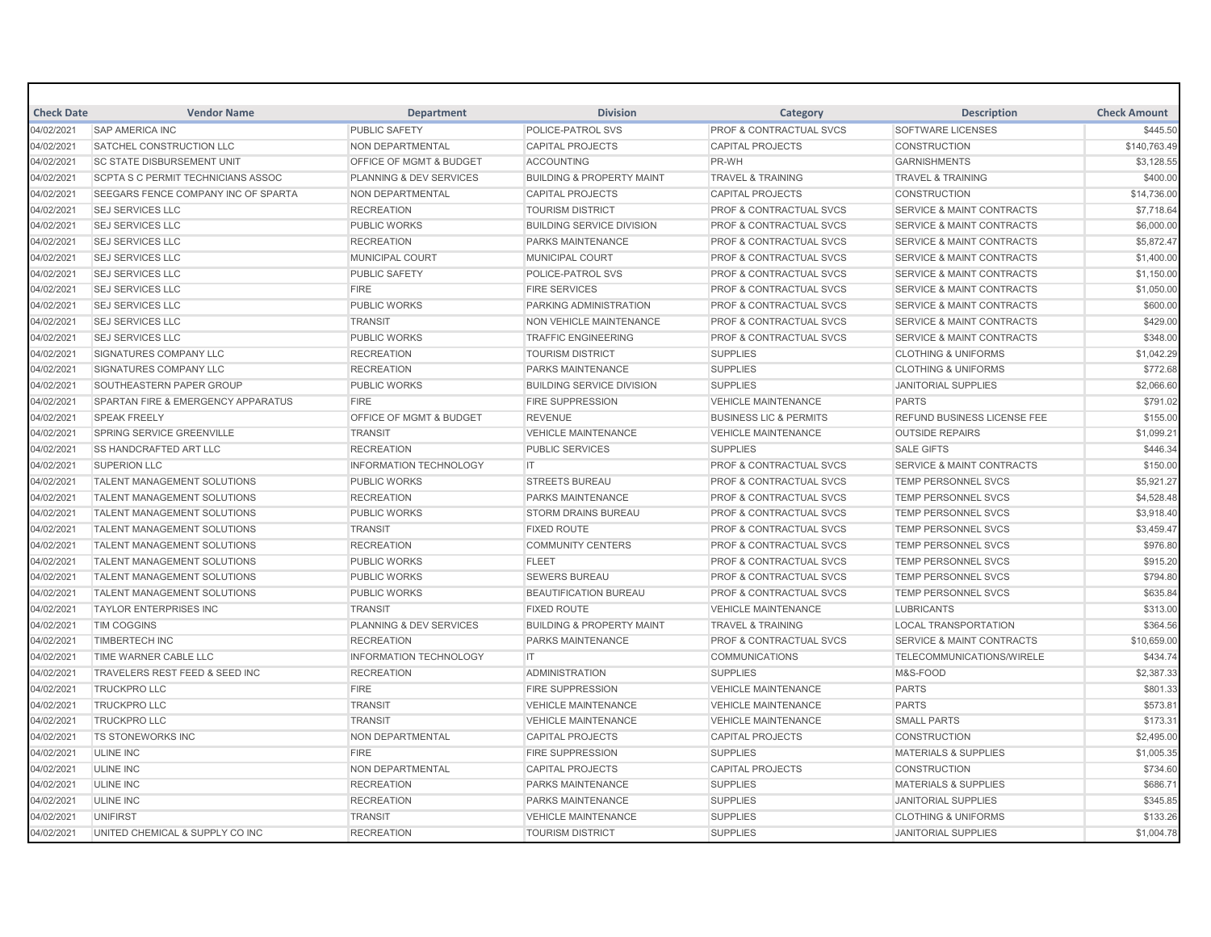| Check Date | Vendor Name | Department | Division | Category | Description | Check Amount |
|---|---|---|---|---|---|---|
| 04/02/2021 | SAP AMERICA INC | PUBLIC SAFETY | POLICE-PATROL SVS | PROF & CONTRACTUAL SVCS | SOFTWARE LICENSES | $445.50 |
| 04/02/2021 | SATCHEL CONSTRUCTION LLC | NON DEPARTMENTAL | CAPITAL PROJECTS | CAPITAL PROJECTS | CONSTRUCTION | $140,763.49 |
| 04/02/2021 | SC STATE DISBURSEMENT UNIT | OFFICE OF MGMT & BUDGET | ACCOUNTING | PR-WH | GARNISHMENTS | $3,128.55 |
| 04/02/2021 | SCPTA S C PERMIT TECHNICIANS ASSOC | PLANNING & DEV SERVICES | BUILDING & PROPERTY MAINT | TRAVEL & TRAINING | TRAVEL & TRAINING | $400.00 |
| 04/02/2021 | SEEGARS FENCE COMPANY INC OF SPARTA | NON DEPARTMENTAL | CAPITAL PROJECTS | CAPITAL PROJECTS | CONSTRUCTION | $14,736.00 |
| 04/02/2021 | SEJ SERVICES LLC | RECREATION | TOURISM DISTRICT | PROF & CONTRACTUAL SVCS | SERVICE & MAINT CONTRACTS | $7,718.64 |
| 04/02/2021 | SEJ SERVICES LLC | PUBLIC WORKS | BUILDING SERVICE DIVISION | PROF & CONTRACTUAL SVCS | SERVICE & MAINT CONTRACTS | $6,000.00 |
| 04/02/2021 | SEJ SERVICES LLC | RECREATION | PARKS MAINTENANCE | PROF & CONTRACTUAL SVCS | SERVICE & MAINT CONTRACTS | $5,872.47 |
| 04/02/2021 | SEJ SERVICES LLC | MUNICIPAL COURT | MUNICIPAL COURT | PROF & CONTRACTUAL SVCS | SERVICE & MAINT CONTRACTS | $1,400.00 |
| 04/02/2021 | SEJ SERVICES LLC | PUBLIC SAFETY | POLICE-PATROL SVS | PROF & CONTRACTUAL SVCS | SERVICE & MAINT CONTRACTS | $1,150.00 |
| 04/02/2021 | SEJ SERVICES LLC | FIRE | FIRE SERVICES | PROF & CONTRACTUAL SVCS | SERVICE & MAINT CONTRACTS | $1,050.00 |
| 04/02/2021 | SEJ SERVICES LLC | PUBLIC WORKS | PARKING ADMINISTRATION | PROF & CONTRACTUAL SVCS | SERVICE & MAINT CONTRACTS | $600.00 |
| 04/02/2021 | SEJ SERVICES LLC | TRANSIT | NON VEHICLE MAINTENANCE | PROF & CONTRACTUAL SVCS | SERVICE & MAINT CONTRACTS | $429.00 |
| 04/02/2021 | SEJ SERVICES LLC | PUBLIC WORKS | TRAFFIC ENGINEERING | PROF & CONTRACTUAL SVCS | SERVICE & MAINT CONTRACTS | $348.00 |
| 04/02/2021 | SIGNATURES COMPANY LLC | RECREATION | TOURISM DISTRICT | SUPPLIES | CLOTHING & UNIFORMS | $1,042.29 |
| 04/02/2021 | SIGNATURES COMPANY LLC | RECREATION | PARKS MAINTENANCE | SUPPLIES | CLOTHING & UNIFORMS | $772.68 |
| 04/02/2021 | SOUTHEASTERN PAPER GROUP | PUBLIC WORKS | BUILDING SERVICE DIVISION | SUPPLIES | JANITORIAL SUPPLIES | $2,066.60 |
| 04/02/2021 | SPARTAN FIRE & EMERGENCY APPARATUS | FIRE | FIRE SUPPRESSION | VEHICLE MAINTENANCE | PARTS | $791.02 |
| 04/02/2021 | SPEAK FREELY | OFFICE OF MGMT & BUDGET | REVENUE | BUSINESS LIC & PERMITS | REFUND BUSINESS LICENSE FEE | $155.00 |
| 04/02/2021 | SPRING SERVICE GREENVILLE | TRANSIT | VEHICLE MAINTENANCE | VEHICLE MAINTENANCE | OUTSIDE REPAIRS | $1,099.21 |
| 04/02/2021 | SS HANDCRAFTED ART LLC | RECREATION | PUBLIC SERVICES | SUPPLIES | SALE GIFTS | $446.34 |
| 04/02/2021 | SUPERION LLC | INFORMATION TECHNOLOGY | IT | PROF & CONTRACTUAL SVCS | SERVICE & MAINT CONTRACTS | $150.00 |
| 04/02/2021 | TALENT MANAGEMENT SOLUTIONS | PUBLIC WORKS | STREETS BUREAU | PROF & CONTRACTUAL SVCS | TEMP PERSONNEL SVCS | $5,921.27 |
| 04/02/2021 | TALENT MANAGEMENT SOLUTIONS | RECREATION | PARKS MAINTENANCE | PROF & CONTRACTUAL SVCS | TEMP PERSONNEL SVCS | $4,528.48 |
| 04/02/2021 | TALENT MANAGEMENT SOLUTIONS | PUBLIC WORKS | STORM DRAINS BUREAU | PROF & CONTRACTUAL SVCS | TEMP PERSONNEL SVCS | $3,918.40 |
| 04/02/2021 | TALENT MANAGEMENT SOLUTIONS | TRANSIT | FIXED ROUTE | PROF & CONTRACTUAL SVCS | TEMP PERSONNEL SVCS | $3,459.47 |
| 04/02/2021 | TALENT MANAGEMENT SOLUTIONS | RECREATION | COMMUNITY CENTERS | PROF & CONTRACTUAL SVCS | TEMP PERSONNEL SVCS | $976.80 |
| 04/02/2021 | TALENT MANAGEMENT SOLUTIONS | PUBLIC WORKS | FLEET | PROF & CONTRACTUAL SVCS | TEMP PERSONNEL SVCS | $915.20 |
| 04/02/2021 | TALENT MANAGEMENT SOLUTIONS | PUBLIC WORKS | SEWERS BUREAU | PROF & CONTRACTUAL SVCS | TEMP PERSONNEL SVCS | $794.80 |
| 04/02/2021 | TALENT MANAGEMENT SOLUTIONS | PUBLIC WORKS | BEAUTIFICATION BUREAU | PROF & CONTRACTUAL SVCS | TEMP PERSONNEL SVCS | $635.84 |
| 04/02/2021 | TAYLOR ENTERPRISES INC | TRANSIT | FIXED ROUTE | VEHICLE MAINTENANCE | LUBRICANTS | $313.00 |
| 04/02/2021 | TIM COGGINS | PLANNING & DEV SERVICES | BUILDING & PROPERTY MAINT | TRAVEL & TRAINING | LOCAL TRANSPORTATION | $364.56 |
| 04/02/2021 | TIMBERTECH INC | RECREATION | PARKS MAINTENANCE | PROF & CONTRACTUAL SVCS | SERVICE & MAINT CONTRACTS | $10,659.00 |
| 04/02/2021 | TIME WARNER CABLE LLC | INFORMATION TECHNOLOGY | IT | COMMUNICATIONS | TELECOMMUNICATIONS/WIRELE | $434.74 |
| 04/02/2021 | TRAVELERS REST FEED & SEED INC | RECREATION | ADMINISTRATION | SUPPLIES | M&S-FOOD | $2,387.33 |
| 04/02/2021 | TRUCKPRO LLC | FIRE | FIRE SUPPRESSION | VEHICLE MAINTENANCE | PARTS | $801.33 |
| 04/02/2021 | TRUCKPRO LLC | TRANSIT | VEHICLE MAINTENANCE | VEHICLE MAINTENANCE | PARTS | $573.81 |
| 04/02/2021 | TRUCKPRO LLC | TRANSIT | VEHICLE MAINTENANCE | VEHICLE MAINTENANCE | SMALL PARTS | $173.31 |
| 04/02/2021 | TS STONEWORKS INC | NON DEPARTMENTAL | CAPITAL PROJECTS | CAPITAL PROJECTS | CONSTRUCTION | $2,495.00 |
| 04/02/2021 | ULINE INC | FIRE | FIRE SUPPRESSION | SUPPLIES | MATERIALS & SUPPLIES | $1,005.35 |
| 04/02/2021 | ULINE INC | NON DEPARTMENTAL | CAPITAL PROJECTS | CAPITAL PROJECTS | CONSTRUCTION | $734.60 |
| 04/02/2021 | ULINE INC | RECREATION | PARKS MAINTENANCE | SUPPLIES | MATERIALS & SUPPLIES | $686.71 |
| 04/02/2021 | ULINE INC | RECREATION | PARKS MAINTENANCE | SUPPLIES | JANITORIAL SUPPLIES | $345.85 |
| 04/02/2021 | UNIFIRST | TRANSIT | VEHICLE MAINTENANCE | SUPPLIES | CLOTHING & UNIFORMS | $133.26 |
| 04/02/2021 | UNITED CHEMICAL & SUPPLY CO INC | RECREATION | TOURISM DISTRICT | SUPPLIES | JANITORIAL SUPPLIES | $1,004.78 |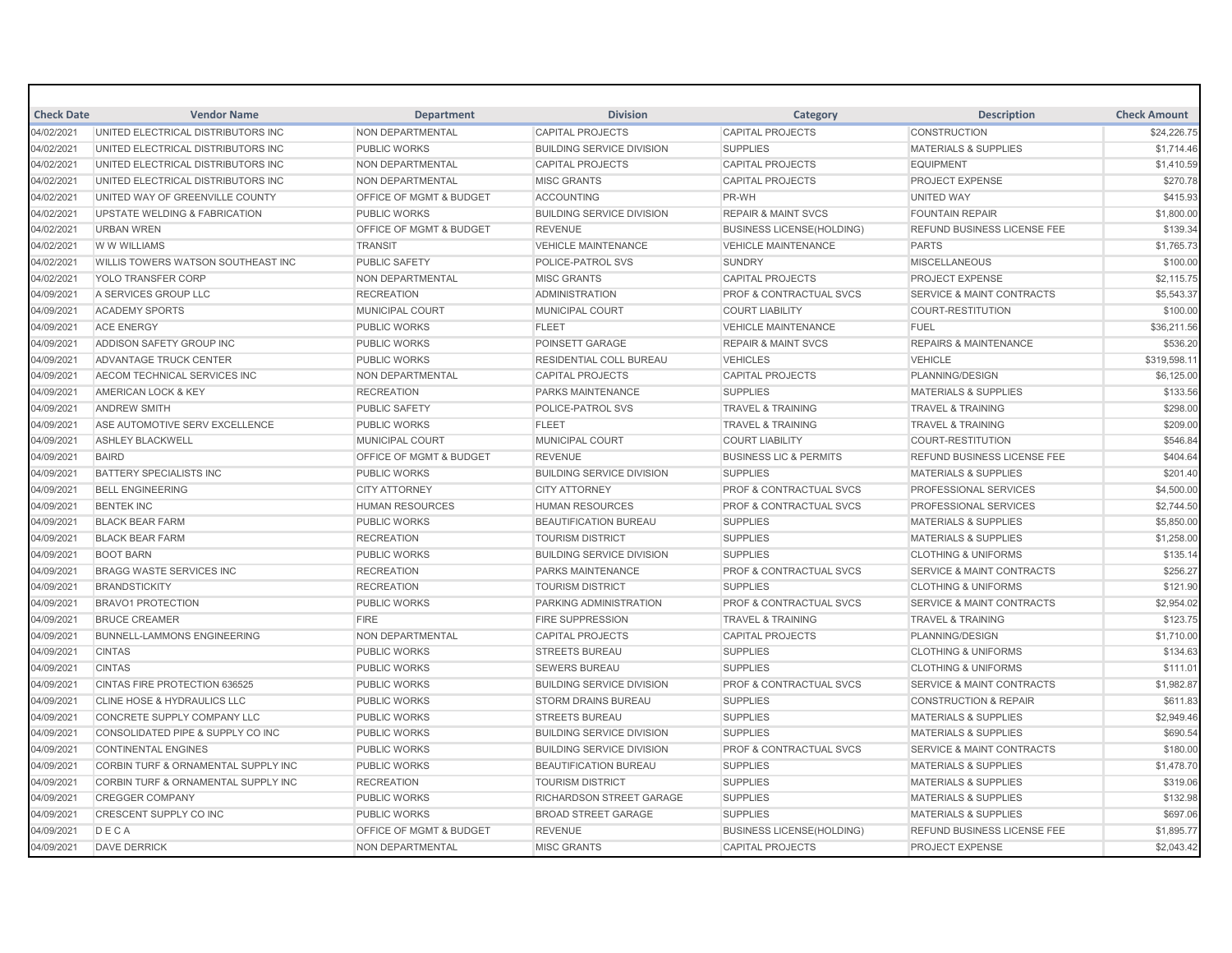| Check Date | Vendor Name | Department | Division | Category | Description | Check Amount |
|---|---|---|---|---|---|---|
| 04/02/2021 | UNITED ELECTRICAL DISTRIBUTORS INC | NON DEPARTMENTAL | CAPITAL PROJECTS | CAPITAL PROJECTS | CONSTRUCTION | $24,226.75 |
| 04/02/2021 | UNITED ELECTRICAL DISTRIBUTORS INC | PUBLIC WORKS | BUILDING SERVICE DIVISION | SUPPLIES | MATERIALS & SUPPLIES | $1,714.46 |
| 04/02/2021 | UNITED ELECTRICAL DISTRIBUTORS INC | NON DEPARTMENTAL | CAPITAL PROJECTS | CAPITAL PROJECTS | EQUIPMENT | $1,410.59 |
| 04/02/2021 | UNITED ELECTRICAL DISTRIBUTORS INC | NON DEPARTMENTAL | MISC GRANTS | CAPITAL PROJECTS | PROJECT EXPENSE | $270.78 |
| 04/02/2021 | UNITED WAY OF GREENVILLE COUNTY | OFFICE OF MGMT & BUDGET | ACCOUNTING | PR-WH | UNITED WAY | $415.93 |
| 04/02/2021 | UPSTATE WELDING & FABRICATION | PUBLIC WORKS | BUILDING SERVICE DIVISION | REPAIR & MAINT SVCS | FOUNTAIN REPAIR | $1,800.00 |
| 04/02/2021 | URBAN WREN | OFFICE OF MGMT & BUDGET | REVENUE | BUSINESS LICENSE(HOLDING) | REFUND BUSINESS LICENSE FEE | $139.34 |
| 04/02/2021 | W W WILLIAMS | TRANSIT | VEHICLE MAINTENANCE | VEHICLE MAINTENANCE | PARTS | $1,765.73 |
| 04/02/2021 | WILLIS TOWERS WATSON SOUTHEAST INC | PUBLIC SAFETY | POLICE-PATROL SVS | SUNDRY | MISCELLANEOUS | $100.00 |
| 04/02/2021 | YOLO TRANSFER CORP | NON DEPARTMENTAL | MISC GRANTS | CAPITAL PROJECTS | PROJECT EXPENSE | $2,115.75 |
| 04/09/2021 | A SERVICES GROUP LLC | RECREATION | ADMINISTRATION | PROF & CONTRACTUAL SVCS | SERVICE & MAINT CONTRACTS | $5,543.37 |
| 04/09/2021 | ACADEMY SPORTS | MUNICIPAL COURT | MUNICIPAL COURT | COURT LIABILITY | COURT-RESTITUTION | $100.00 |
| 04/09/2021 | ACE ENERGY | PUBLIC WORKS | FLEET | VEHICLE MAINTENANCE | FUEL | $36,211.56 |
| 04/09/2021 | ADDISON SAFETY GROUP INC | PUBLIC WORKS | POINSETT GARAGE | REPAIR & MAINT SVCS | REPAIRS & MAINTENANCE | $536.20 |
| 04/09/2021 | ADVANTAGE TRUCK CENTER | PUBLIC WORKS | RESIDENTIAL COLL BUREAU | VEHICLES | VEHICLE | $319,598.11 |
| 04/09/2021 | AECOM TECHNICAL SERVICES INC | NON DEPARTMENTAL | CAPITAL PROJECTS | CAPITAL PROJECTS | PLANNING/DESIGN | $6,125.00 |
| 04/09/2021 | AMERICAN LOCK & KEY | RECREATION | PARKS MAINTENANCE | SUPPLIES | MATERIALS & SUPPLIES | $133.56 |
| 04/09/2021 | ANDREW SMITH | PUBLIC SAFETY | POLICE-PATROL SVS | TRAVEL & TRAINING | TRAVEL & TRAINING | $298.00 |
| 04/09/2021 | ASE AUTOMOTIVE SERV EXCELLENCE | PUBLIC WORKS | FLEET | TRAVEL & TRAINING | TRAVEL & TRAINING | $209.00 |
| 04/09/2021 | ASHLEY BLACKWELL | MUNICIPAL COURT | MUNICIPAL COURT | COURT LIABILITY | COURT-RESTITUTION | $546.84 |
| 04/09/2021 | BAIRD | OFFICE OF MGMT & BUDGET | REVENUE | BUSINESS LIC & PERMITS | REFUND BUSINESS LICENSE FEE | $404.64 |
| 04/09/2021 | BATTERY SPECIALISTS INC | PUBLIC WORKS | BUILDING SERVICE DIVISION | SUPPLIES | MATERIALS & SUPPLIES | $201.40 |
| 04/09/2021 | BELL ENGINEERING | CITY ATTORNEY | CITY ATTORNEY | PROF & CONTRACTUAL SVCS | PROFESSIONAL SERVICES | $4,500.00 |
| 04/09/2021 | BENTEK INC | HUMAN RESOURCES | HUMAN RESOURCES | PROF & CONTRACTUAL SVCS | PROFESSIONAL SERVICES | $2,744.50 |
| 04/09/2021 | BLACK BEAR FARM | PUBLIC WORKS | BEAUTIFICATION BUREAU | SUPPLIES | MATERIALS & SUPPLIES | $5,850.00 |
| 04/09/2021 | BLACK BEAR FARM | RECREATION | TOURISM DISTRICT | SUPPLIES | MATERIALS & SUPPLIES | $1,258.00 |
| 04/09/2021 | BOOT BARN | PUBLIC WORKS | BUILDING SERVICE DIVISION | SUPPLIES | CLOTHING & UNIFORMS | $135.14 |
| 04/09/2021 | BRAGG WASTE SERVICES INC | RECREATION | PARKS MAINTENANCE | PROF & CONTRACTUAL SVCS | SERVICE & MAINT CONTRACTS | $256.27 |
| 04/09/2021 | BRANDSTICKITY | RECREATION | TOURISM DISTRICT | SUPPLIES | CLOTHING & UNIFORMS | $121.90 |
| 04/09/2021 | BRAVO1 PROTECTION | PUBLIC WORKS | PARKING ADMINISTRATION | PROF & CONTRACTUAL SVCS | SERVICE & MAINT CONTRACTS | $2,954.02 |
| 04/09/2021 | BRUCE CREAMER | FIRE | FIRE SUPPRESSION | TRAVEL & TRAINING | TRAVEL & TRAINING | $123.75 |
| 04/09/2021 | BUNNELL-LAMMONS ENGINEERING | NON DEPARTMENTAL | CAPITAL PROJECTS | CAPITAL PROJECTS | PLANNING/DESIGN | $1,710.00 |
| 04/09/2021 | CINTAS | PUBLIC WORKS | STREETS BUREAU | SUPPLIES | CLOTHING & UNIFORMS | $134.63 |
| 04/09/2021 | CINTAS | PUBLIC WORKS | SEWERS BUREAU | SUPPLIES | CLOTHING & UNIFORMS | $111.01 |
| 04/09/2021 | CINTAS FIRE PROTECTION 636525 | PUBLIC WORKS | BUILDING SERVICE DIVISION | PROF & CONTRACTUAL SVCS | SERVICE & MAINT CONTRACTS | $1,982.87 |
| 04/09/2021 | CLINE HOSE & HYDRAULICS LLC | PUBLIC WORKS | STORM DRAINS BUREAU | SUPPLIES | CONSTRUCTION & REPAIR | $611.83 |
| 04/09/2021 | CONCRETE SUPPLY COMPANY LLC | PUBLIC WORKS | STREETS BUREAU | SUPPLIES | MATERIALS & SUPPLIES | $2,949.46 |
| 04/09/2021 | CONSOLIDATED PIPE & SUPPLY CO INC | PUBLIC WORKS | BUILDING SERVICE DIVISION | SUPPLIES | MATERIALS & SUPPLIES | $690.54 |
| 04/09/2021 | CONTINENTAL ENGINES | PUBLIC WORKS | BUILDING SERVICE DIVISION | PROF & CONTRACTUAL SVCS | SERVICE & MAINT CONTRACTS | $180.00 |
| 04/09/2021 | CORBIN TURF & ORNAMENTAL SUPPLY INC | PUBLIC WORKS | BEAUTIFICATION BUREAU | SUPPLIES | MATERIALS & SUPPLIES | $1,478.70 |
| 04/09/2021 | CORBIN TURF & ORNAMENTAL SUPPLY INC | RECREATION | TOURISM DISTRICT | SUPPLIES | MATERIALS & SUPPLIES | $319.06 |
| 04/09/2021 | CREGGER COMPANY | PUBLIC WORKS | RICHARDSON STREET GARAGE | SUPPLIES | MATERIALS & SUPPLIES | $132.98 |
| 04/09/2021 | CRESCENT SUPPLY CO INC | PUBLIC WORKS | BROAD STREET GARAGE | SUPPLIES | MATERIALS & SUPPLIES | $697.06 |
| 04/09/2021 | D E C A | OFFICE OF MGMT & BUDGET | REVENUE | BUSINESS LICENSE(HOLDING) | REFUND BUSINESS LICENSE FEE | $1,895.77 |
| 04/09/2021 | DAVE DERRICK | NON DEPARTMENTAL | MISC GRANTS | CAPITAL PROJECTS | PROJECT EXPENSE | $2,043.42 |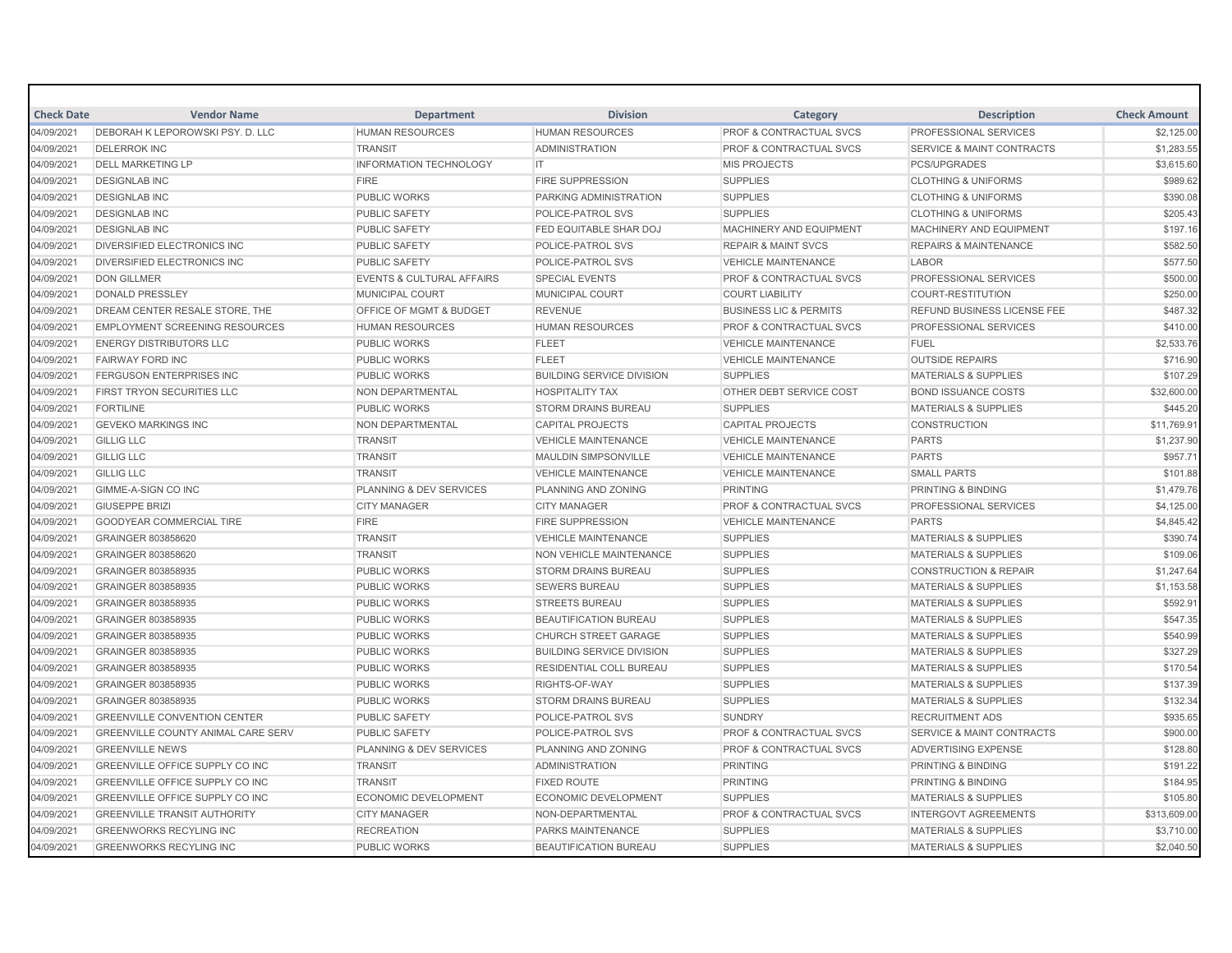| Check Date | Vendor Name | Department | Division | Category | Description | Check Amount |
|---|---|---|---|---|---|---|
| 04/09/2021 | DEBORAH K LEPOROWSKI PSY. D. LLC | HUMAN RESOURCES | HUMAN RESOURCES | PROF & CONTRACTUAL SVCS | PROFESSIONAL SERVICES | $2,125.00 |
| 04/09/2021 | DELERROK INC | TRANSIT | ADMINISTRATION | PROF & CONTRACTUAL SVCS | SERVICE & MAINT CONTRACTS | $1,283.55 |
| 04/09/2021 | DELL MARKETING LP | INFORMATION TECHNOLOGY | IT | MIS PROJECTS | PCS/UPGRADES | $3,615.60 |
| 04/09/2021 | DESIGNLAB INC | FIRE | FIRE SUPPRESSION | SUPPLIES | CLOTHING & UNIFORMS | $989.62 |
| 04/09/2021 | DESIGNLAB INC | PUBLIC WORKS | PARKING ADMINISTRATION | SUPPLIES | CLOTHING & UNIFORMS | $390.08 |
| 04/09/2021 | DESIGNLAB INC | PUBLIC SAFETY | POLICE-PATROL SVS | SUPPLIES | CLOTHING & UNIFORMS | $205.43 |
| 04/09/2021 | DESIGNLAB INC | PUBLIC SAFETY | FED EQUITABLE SHAR DOJ | MACHINERY AND EQUIPMENT | MACHINERY AND EQUIPMENT | $197.16 |
| 04/09/2021 | DIVERSIFIED ELECTRONICS INC | PUBLIC SAFETY | POLICE-PATROL SVS | REPAIR & MAINT SVCS | REPAIRS & MAINTENANCE | $582.50 |
| 04/09/2021 | DIVERSIFIED ELECTRONICS INC | PUBLIC SAFETY | POLICE-PATROL SVS | VEHICLE MAINTENANCE | LABOR | $577.50 |
| 04/09/2021 | DON GILLMER | EVENTS & CULTURAL AFFAIRS | SPECIAL EVENTS | PROF & CONTRACTUAL SVCS | PROFESSIONAL SERVICES | $500.00 |
| 04/09/2021 | DONALD PRESSLEY | MUNICIPAL COURT | MUNICIPAL COURT | COURT LIABILITY | COURT-RESTITUTION | $250.00 |
| 04/09/2021 | DREAM CENTER RESALE STORE, THE | OFFICE OF MGMT & BUDGET | REVENUE | BUSINESS LIC & PERMITS | REFUND BUSINESS LICENSE FEE | $487.32 |
| 04/09/2021 | EMPLOYMENT SCREENING RESOURCES | HUMAN RESOURCES | HUMAN RESOURCES | PROF & CONTRACTUAL SVCS | PROFESSIONAL SERVICES | $410.00 |
| 04/09/2021 | ENERGY DISTRIBUTORS LLC | PUBLIC WORKS | FLEET | VEHICLE MAINTENANCE | FUEL | $2,533.76 |
| 04/09/2021 | FAIRWAY FORD INC | PUBLIC WORKS | FLEET | VEHICLE MAINTENANCE | OUTSIDE REPAIRS | $716.90 |
| 04/09/2021 | FERGUSON ENTERPRISES INC | PUBLIC WORKS | BUILDING SERVICE DIVISION | SUPPLIES | MATERIALS & SUPPLIES | $107.29 |
| 04/09/2021 | FIRST TRYON SECURITIES LLC | NON DEPARTMENTAL | HOSPITALITY TAX | OTHER DEBT SERVICE COST | BOND ISSUANCE COSTS | $32,600.00 |
| 04/09/2021 | FORTILINE | PUBLIC WORKS | STORM DRAINS BUREAU | SUPPLIES | MATERIALS & SUPPLIES | $445.20 |
| 04/09/2021 | GEVEKO MARKINGS INC | NON DEPARTMENTAL | CAPITAL PROJECTS | CAPITAL PROJECTS | CONSTRUCTION | $11,769.91 |
| 04/09/2021 | GILLIG LLC | TRANSIT | VEHICLE MAINTENANCE | VEHICLE MAINTENANCE | PARTS | $1,237.90 |
| 04/09/2021 | GILLIG LLC | TRANSIT | MAULDIN SIMPSONVILLE | VEHICLE MAINTENANCE | PARTS | $957.71 |
| 04/09/2021 | GILLIG LLC | TRANSIT | VEHICLE MAINTENANCE | VEHICLE MAINTENANCE | SMALL PARTS | $101.88 |
| 04/09/2021 | GIMME-A-SIGN CO INC | PLANNING & DEV SERVICES | PLANNING AND ZONING | PRINTING | PRINTING & BINDING | $1,479.76 |
| 04/09/2021 | GIUSEPPE BRIZI | CITY MANAGER | CITY MANAGER | PROF & CONTRACTUAL SVCS | PROFESSIONAL SERVICES | $4,125.00 |
| 04/09/2021 | GOODYEAR COMMERCIAL TIRE | FIRE | FIRE SUPPRESSION | VEHICLE MAINTENANCE | PARTS | $4,845.42 |
| 04/09/2021 | GRAINGER 803858620 | TRANSIT | VEHICLE MAINTENANCE | SUPPLIES | MATERIALS & SUPPLIES | $390.74 |
| 04/09/2021 | GRAINGER 803858620 | TRANSIT | NON VEHICLE MAINTENANCE | SUPPLIES | MATERIALS & SUPPLIES | $109.06 |
| 04/09/2021 | GRAINGER 803858935 | PUBLIC WORKS | STORM DRAINS BUREAU | SUPPLIES | CONSTRUCTION & REPAIR | $1,247.64 |
| 04/09/2021 | GRAINGER 803858935 | PUBLIC WORKS | SEWERS BUREAU | SUPPLIES | MATERIALS & SUPPLIES | $1,153.58 |
| 04/09/2021 | GRAINGER 803858935 | PUBLIC WORKS | STREETS BUREAU | SUPPLIES | MATERIALS & SUPPLIES | $592.91 |
| 04/09/2021 | GRAINGER 803858935 | PUBLIC WORKS | BEAUTIFICATION BUREAU | SUPPLIES | MATERIALS & SUPPLIES | $547.35 |
| 04/09/2021 | GRAINGER 803858935 | PUBLIC WORKS | CHURCH STREET GARAGE | SUPPLIES | MATERIALS & SUPPLIES | $540.99 |
| 04/09/2021 | GRAINGER 803858935 | PUBLIC WORKS | BUILDING SERVICE DIVISION | SUPPLIES | MATERIALS & SUPPLIES | $327.29 |
| 04/09/2021 | GRAINGER 803858935 | PUBLIC WORKS | RESIDENTIAL COLL BUREAU | SUPPLIES | MATERIALS & SUPPLIES | $170.54 |
| 04/09/2021 | GRAINGER 803858935 | PUBLIC WORKS | RIGHTS-OF-WAY | SUPPLIES | MATERIALS & SUPPLIES | $137.39 |
| 04/09/2021 | GRAINGER 803858935 | PUBLIC WORKS | STORM DRAINS BUREAU | SUPPLIES | MATERIALS & SUPPLIES | $132.34 |
| 04/09/2021 | GREENVILLE CONVENTION CENTER | PUBLIC SAFETY | POLICE-PATROL SVS | SUNDRY | RECRUITMENT ADS | $935.65 |
| 04/09/2021 | GREENVILLE COUNTY ANIMAL CARE SERV | PUBLIC SAFETY | POLICE-PATROL SVS | PROF & CONTRACTUAL SVCS | SERVICE & MAINT CONTRACTS | $900.00 |
| 04/09/2021 | GREENVILLE NEWS | PLANNING & DEV SERVICES | PLANNING AND ZONING | PROF & CONTRACTUAL SVCS | ADVERTISING EXPENSE | $128.80 |
| 04/09/2021 | GREENVILLE OFFICE SUPPLY CO INC | TRANSIT | ADMINISTRATION | PRINTING | PRINTING & BINDING | $191.22 |
| 04/09/2021 | GREENVILLE OFFICE SUPPLY CO INC | TRANSIT | FIXED ROUTE | PRINTING | PRINTING & BINDING | $184.95 |
| 04/09/2021 | GREENVILLE OFFICE SUPPLY CO INC | ECONOMIC DEVELOPMENT | ECONOMIC DEVELOPMENT | SUPPLIES | MATERIALS & SUPPLIES | $105.80 |
| 04/09/2021 | GREENVILLE TRANSIT AUTHORITY | CITY MANAGER | NON-DEPARTMENTAL | PROF & CONTRACTUAL SVCS | INTERGOVT AGREEMENTS | $313,609.00 |
| 04/09/2021 | GREENWORKS RECYLING INC | RECREATION | PARKS MAINTENANCE | SUPPLIES | MATERIALS & SUPPLIES | $3,710.00 |
| 04/09/2021 | GREENWORKS RECYLING INC | PUBLIC WORKS | BEAUTIFICATION BUREAU | SUPPLIES | MATERIALS & SUPPLIES | $2,040.50 |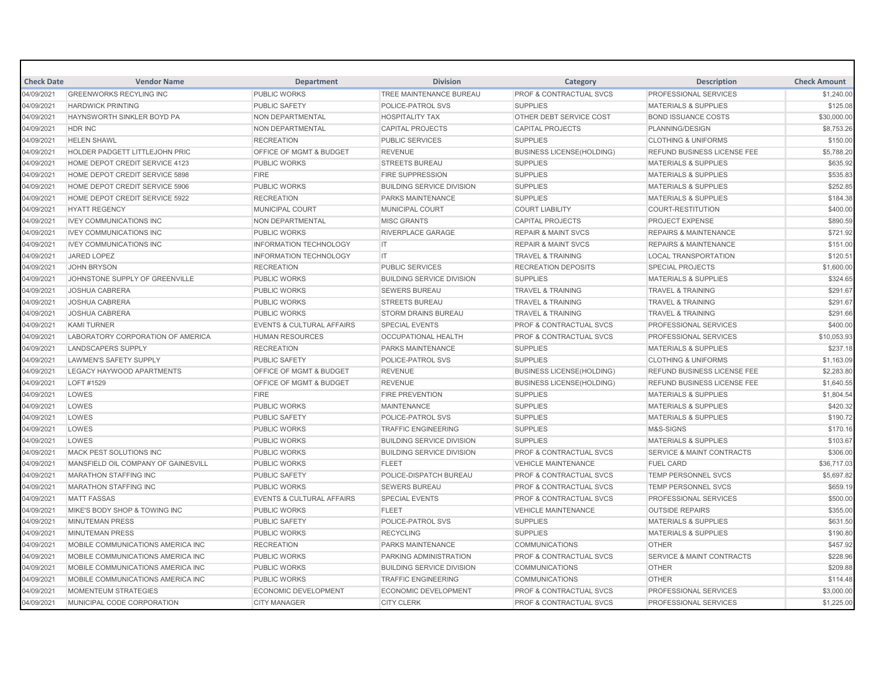| Check Date | Vendor Name | Department | Division | Category | Description | Check Amount |
|---|---|---|---|---|---|---|
| 04/09/2021 | GREENWORKS RECYLING INC | PUBLIC WORKS | TREE MAINTENANCE BUREAU | PROF & CONTRACTUAL SVCS | PROFESSIONAL SERVICES | $1,240.00 |
| 04/09/2021 | HARDWICK PRINTING | PUBLIC SAFETY | POLICE-PATROL SVS | SUPPLIES | MATERIALS & SUPPLIES | $125.08 |
| 04/09/2021 | HAYNSWORTH SINKLER BOYD PA | NON DEPARTMENTAL | HOSPITALITY TAX | OTHER DEBT SERVICE COST | BOND ISSUANCE COSTS | $30,000.00 |
| 04/09/2021 | HDR INC | NON DEPARTMENTAL | CAPITAL PROJECTS | CAPITAL PROJECTS | PLANNING/DESIGN | $8,753.26 |
| 04/09/2021 | HELEN SHAWL | RECREATION | PUBLIC SERVICES | SUPPLIES | CLOTHING & UNIFORMS | $150.00 |
| 04/09/2021 | HOLDER PADGETT LITTLEJOHN PRIC | OFFICE OF MGMT & BUDGET | REVENUE | BUSINESS LICENSE(HOLDING) | REFUND BUSINESS LICENSE FEE | $5,788.20 |
| 04/09/2021 | HOME DEPOT CREDIT SERVICE 4123 | PUBLIC WORKS | STREETS BUREAU | SUPPLIES | MATERIALS & SUPPLIES | $635.92 |
| 04/09/2021 | HOME DEPOT CREDIT SERVICE 5898 | FIRE | FIRE SUPPRESSION | SUPPLIES | MATERIALS & SUPPLIES | $535.83 |
| 04/09/2021 | HOME DEPOT CREDIT SERVICE 5906 | PUBLIC WORKS | BUILDING SERVICE DIVISION | SUPPLIES | MATERIALS & SUPPLIES | $252.85 |
| 04/09/2021 | HOME DEPOT CREDIT SERVICE 5922 | RECREATION | PARKS MAINTENANCE | SUPPLIES | MATERIALS & SUPPLIES | $184.38 |
| 04/09/2021 | HYATT REGENCY | MUNICIPAL COURT | MUNICIPAL COURT | COURT LIABILITY | COURT-RESTITUTION | $400.00 |
| 04/09/2021 | IVEY COMMUNICATIONS INC | NON DEPARTMENTAL | MISC GRANTS | CAPITAL PROJECTS | PROJECT EXPENSE | $890.59 |
| 04/09/2021 | IVEY COMMUNICATIONS INC | PUBLIC WORKS | RIVERPLACE GARAGE | REPAIR & MAINT SVCS | REPAIRS & MAINTENANCE | $721.92 |
| 04/09/2021 | IVEY COMMUNICATIONS INC | INFORMATION TECHNOLOGY | IT | REPAIR & MAINT SVCS | REPAIRS & MAINTENANCE | $151.00 |
| 04/09/2021 | JARED LOPEZ | INFORMATION TECHNOLOGY | IT | TRAVEL & TRAINING | LOCAL TRANSPORTATION | $120.51 |
| 04/09/2021 | JOHN BRYSON | RECREATION | PUBLIC SERVICES | RECREATION DEPOSITS | SPECIAL PROJECTS | $1,600.00 |
| 04/09/2021 | JOHNSTONE SUPPLY OF GREENVILLE | PUBLIC WORKS | BUILDING SERVICE DIVISION | SUPPLIES | MATERIALS & SUPPLIES | $324.65 |
| 04/09/2021 | JOSHUA CABRERA | PUBLIC WORKS | SEWERS BUREAU | TRAVEL & TRAINING | TRAVEL & TRAINING | $291.67 |
| 04/09/2021 | JOSHUA CABRERA | PUBLIC WORKS | STREETS BUREAU | TRAVEL & TRAINING | TRAVEL & TRAINING | $291.67 |
| 04/09/2021 | JOSHUA CABRERA | PUBLIC WORKS | STORM DRAINS BUREAU | TRAVEL & TRAINING | TRAVEL & TRAINING | $291.66 |
| 04/09/2021 | KAMI TURNER | EVENTS & CULTURAL AFFAIRS | SPECIAL EVENTS | PROF & CONTRACTUAL SVCS | PROFESSIONAL SERVICES | $400.00 |
| 04/09/2021 | LABORATORY CORPORATION OF AMERICA | HUMAN RESOURCES | OCCUPATIONAL HEALTH | PROF & CONTRACTUAL SVCS | PROFESSIONAL SERVICES | $10,053.93 |
| 04/09/2021 | LANDSCAPERS SUPPLY | RECREATION | PARKS MAINTENANCE | SUPPLIES | MATERIALS & SUPPLIES | $237.18 |
| 04/09/2021 | LAWMEN'S SAFETY SUPPLY | PUBLIC SAFETY | POLICE-PATROL SVS | SUPPLIES | CLOTHING & UNIFORMS | $1,163.09 |
| 04/09/2021 | LEGACY HAYWOOD APARTMENTS | OFFICE OF MGMT & BUDGET | REVENUE | BUSINESS LICENSE(HOLDING) | REFUND BUSINESS LICENSE FEE | $2,283.80 |
| 04/09/2021 | LOFT #1529 | OFFICE OF MGMT & BUDGET | REVENUE | BUSINESS LICENSE(HOLDING) | REFUND BUSINESS LICENSE FEE | $1,640.55 |
| 04/09/2021 | LOWES | FIRE | FIRE PREVENTION | SUPPLIES | MATERIALS & SUPPLIES | $1,804.54 |
| 04/09/2021 | LOWES | PUBLIC WORKS | MAINTENANCE | SUPPLIES | MATERIALS & SUPPLIES | $420.32 |
| 04/09/2021 | LOWES | PUBLIC SAFETY | POLICE-PATROL SVS | SUPPLIES | MATERIALS & SUPPLIES | $190.72 |
| 04/09/2021 | LOWES | PUBLIC WORKS | TRAFFIC ENGINEERING | SUPPLIES | M&S-SIGNS | $170.16 |
| 04/09/2021 | LOWES | PUBLIC WORKS | BUILDING SERVICE DIVISION | SUPPLIES | MATERIALS & SUPPLIES | $103.67 |
| 04/09/2021 | MACK PEST SOLUTIONS INC | PUBLIC WORKS | BUILDING SERVICE DIVISION | PROF & CONTRACTUAL SVCS | SERVICE & MAINT CONTRACTS | $306.00 |
| 04/09/2021 | MANSFIELD OIL COMPANY OF GAINESVILL | PUBLIC WORKS | FLEET | VEHICLE MAINTENANCE | FUEL CARD | $36,717.03 |
| 04/09/2021 | MARATHON STAFFING INC | PUBLIC SAFETY | POLICE-DISPATCH BUREAU | PROF & CONTRACTUAL SVCS | TEMP PERSONNEL SVCS | $5,697.82 |
| 04/09/2021 | MARATHON STAFFING INC | PUBLIC WORKS | SEWERS BUREAU | PROF & CONTRACTUAL SVCS | TEMP PERSONNEL SVCS | $659.19 |
| 04/09/2021 | MATT FASSAS | EVENTS & CULTURAL AFFAIRS | SPECIAL EVENTS | PROF & CONTRACTUAL SVCS | PROFESSIONAL SERVICES | $500.00 |
| 04/09/2021 | MIKE'S BODY SHOP & TOWING INC | PUBLIC WORKS | FLEET | VEHICLE MAINTENANCE | OUTSIDE REPAIRS | $355.00 |
| 04/09/2021 | MINUTEMAN PRESS | PUBLIC SAFETY | POLICE-PATROL SVS | SUPPLIES | MATERIALS & SUPPLIES | $631.50 |
| 04/09/2021 | MINUTEMAN PRESS | PUBLIC WORKS | RECYCLING | SUPPLIES | MATERIALS & SUPPLIES | $190.80 |
| 04/09/2021 | MOBILE COMMUNICATIONS AMERICA INC | RECREATION | PARKS MAINTENANCE | COMMUNICATIONS | OTHER | $457.92 |
| 04/09/2021 | MOBILE COMMUNICATIONS AMERICA INC | PUBLIC WORKS | PARKING ADMINISTRATION | PROF & CONTRACTUAL SVCS | SERVICE & MAINT CONTRACTS | $228.96 |
| 04/09/2021 | MOBILE COMMUNICATIONS AMERICA INC | PUBLIC WORKS | BUILDING SERVICE DIVISION | COMMUNICATIONS | OTHER | $209.88 |
| 04/09/2021 | MOBILE COMMUNICATIONS AMERICA INC | PUBLIC WORKS | TRAFFIC ENGINEERING | COMMUNICATIONS | OTHER | $114.48 |
| 04/09/2021 | MOMENTEUM STRATEGIES | ECONOMIC DEVELOPMENT | ECONOMIC DEVELOPMENT | PROF & CONTRACTUAL SVCS | PROFESSIONAL SERVICES | $3,000.00 |
| 04/09/2021 | MUNICIPAL CODE CORPORATION | CITY MANAGER | CITY CLERK | PROF & CONTRACTUAL SVCS | PROFESSIONAL SERVICES | $1,225.00 |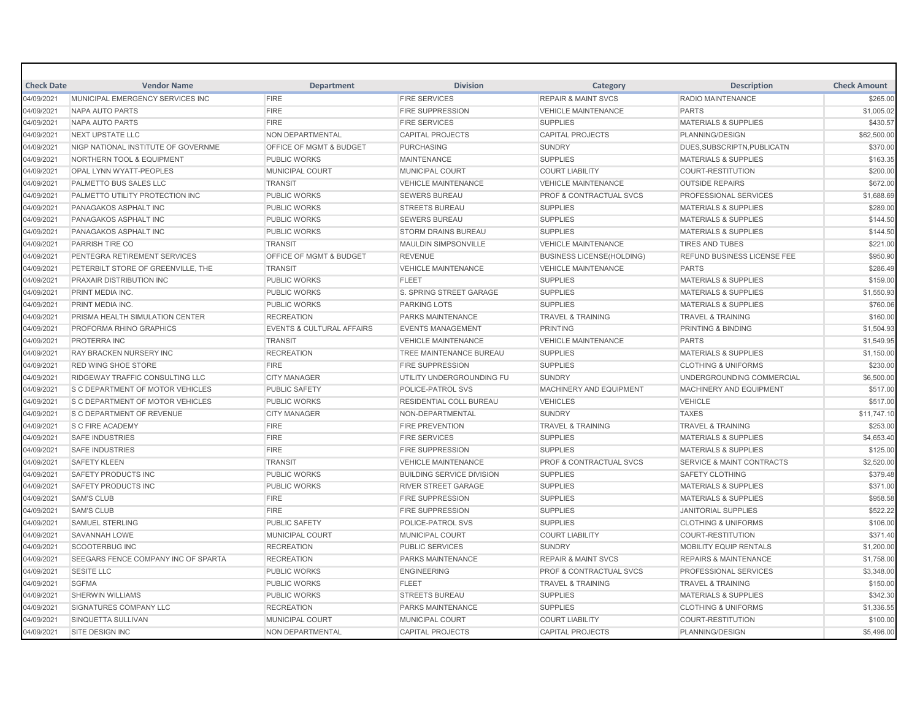| Check Date | Vendor Name | Department | Division | Category | Description | Check Amount |
|---|---|---|---|---|---|---|
| 04/09/2021 | MUNICIPAL EMERGENCY SERVICES INC | FIRE | FIRE SERVICES | REPAIR & MAINT SVCS | RADIO MAINTENANCE | $265.00 |
| 04/09/2021 | NAPA AUTO PARTS | FIRE | FIRE SUPPRESSION | VEHICLE MAINTENANCE | PARTS | $1,005.02 |
| 04/09/2021 | NAPA AUTO PARTS | FIRE | FIRE SERVICES | SUPPLIES | MATERIALS & SUPPLIES | $430.57 |
| 04/09/2021 | NEXT UPSTATE LLC | NON DEPARTMENTAL | CAPITAL PROJECTS | CAPITAL PROJECTS | PLANNING/DESIGN | $62,500.00 |
| 04/09/2021 | NIGP NATIONAL INSTITUTE OF GOVERNME | OFFICE OF MGMT & BUDGET | PURCHASING | SUNDRY | DUES,SUBSCRIPTN,PUBLICATN | $370.00 |
| 04/09/2021 | NORTHERN TOOL & EQUIPMENT | PUBLIC WORKS | MAINTENANCE | SUPPLIES | MATERIALS & SUPPLIES | $163.35 |
| 04/09/2021 | OPAL LYNN WYATT-PEOPLES | MUNICIPAL COURT | MUNICIPAL COURT | COURT LIABILITY | COURT-RESTITUTION | $200.00 |
| 04/09/2021 | PALMETTO BUS SALES LLC | TRANSIT | VEHICLE MAINTENANCE | VEHICLE MAINTENANCE | OUTSIDE REPAIRS | $672.00 |
| 04/09/2021 | PALMETTO UTILITY PROTECTION INC | PUBLIC WORKS | SEWERS BUREAU | PROF & CONTRACTUAL SVCS | PROFESSIONAL SERVICES | $1,688.69 |
| 04/09/2021 | PANAGAKOS ASPHALT INC | PUBLIC WORKS | STREETS BUREAU | SUPPLIES | MATERIALS & SUPPLIES | $289.00 |
| 04/09/2021 | PANAGAKOS ASPHALT INC | PUBLIC WORKS | SEWERS BUREAU | SUPPLIES | MATERIALS & SUPPLIES | $144.50 |
| 04/09/2021 | PANAGAKOS ASPHALT INC | PUBLIC WORKS | STORM DRAINS BUREAU | SUPPLIES | MATERIALS & SUPPLIES | $144.50 |
| 04/09/2021 | PARRISH TIRE CO | TRANSIT | MAULDIN SIMPSONVILLE | VEHICLE MAINTENANCE | TIRES AND TUBES | $221.00 |
| 04/09/2021 | PENTEGRA RETIREMENT SERVICES | OFFICE OF MGMT & BUDGET | REVENUE | BUSINESS LICENSE(HOLDING) | REFUND BUSINESS LICENSE FEE | $950.90 |
| 04/09/2021 | PETERBILT STORE OF GREENVILLE, THE | TRANSIT | VEHICLE MAINTENANCE | VEHICLE MAINTENANCE | PARTS | $286.49 |
| 04/09/2021 | PRAXAIR DISTRIBUTION INC | PUBLIC WORKS | FLEET | SUPPLIES | MATERIALS & SUPPLIES | $159.00 |
| 04/09/2021 | PRINT MEDIA INC. | PUBLIC WORKS | S. SPRING STREET GARAGE | SUPPLIES | MATERIALS & SUPPLIES | $1,550.93 |
| 04/09/2021 | PRINT MEDIA INC. | PUBLIC WORKS | PARKING LOTS | SUPPLIES | MATERIALS & SUPPLIES | $760.06 |
| 04/09/2021 | PRISMA HEALTH SIMULATION CENTER | RECREATION | PARKS MAINTENANCE | TRAVEL & TRAINING | TRAVEL & TRAINING | $160.00 |
| 04/09/2021 | PROFORMA RHINO GRAPHICS | EVENTS & CULTURAL AFFAIRS | EVENTS MANAGEMENT | PRINTING | PRINTING & BINDING | $1,504.93 |
| 04/09/2021 | PROTERRA INC | TRANSIT | VEHICLE MAINTENANCE | VEHICLE MAINTENANCE | PARTS | $1,549.95 |
| 04/09/2021 | RAY BRACKEN NURSERY INC | RECREATION | TREE MAINTENANCE BUREAU | SUPPLIES | MATERIALS & SUPPLIES | $1,150.00 |
| 04/09/2021 | RED WING SHOE STORE | FIRE | FIRE SUPPRESSION | SUPPLIES | CLOTHING & UNIFORMS | $230.00 |
| 04/09/2021 | RIDGEWAY TRAFFIC CONSULTING LLC | CITY MANAGER | UTILITY UNDERGROUNDING FU | SUNDRY | UNDERGROUNDING COMMERCIAL | $6,500.00 |
| 04/09/2021 | S C DEPARTMENT OF MOTOR VEHICLES | PUBLIC SAFETY | POLICE-PATROL SVS | MACHINERY AND EQUIPMENT | MACHINERY AND EQUIPMENT | $517.00 |
| 04/09/2021 | S C DEPARTMENT OF MOTOR VEHICLES | PUBLIC WORKS | RESIDENTIAL COLL BUREAU | VEHICLES | VEHICLE | $517.00 |
| 04/09/2021 | S C DEPARTMENT OF REVENUE | CITY MANAGER | NON-DEPARTMENTAL | SUNDRY | TAXES | $11,747.10 |
| 04/09/2021 | S C FIRE ACADEMY | FIRE | FIRE PREVENTION | TRAVEL & TRAINING | TRAVEL & TRAINING | $253.00 |
| 04/09/2021 | SAFE INDUSTRIES | FIRE | FIRE SERVICES | SUPPLIES | MATERIALS & SUPPLIES | $4,653.40 |
| 04/09/2021 | SAFE INDUSTRIES | FIRE | FIRE SUPPRESSION | SUPPLIES | MATERIALS & SUPPLIES | $125.00 |
| 04/09/2021 | SAFETY KLEEN | TRANSIT | VEHICLE MAINTENANCE | PROF & CONTRACTUAL SVCS | SERVICE & MAINT CONTRACTS | $2,520.00 |
| 04/09/2021 | SAFETY PRODUCTS INC | PUBLIC WORKS | BUILDING SERVICE DIVISION | SUPPLIES | SAFETY CLOTHING | $379.48 |
| 04/09/2021 | SAFETY PRODUCTS INC | PUBLIC WORKS | RIVER STREET GARAGE | SUPPLIES | MATERIALS & SUPPLIES | $371.00 |
| 04/09/2021 | SAM'S CLUB | FIRE | FIRE SUPPRESSION | SUPPLIES | MATERIALS & SUPPLIES | $958.58 |
| 04/09/2021 | SAM'S CLUB | FIRE | FIRE SUPPRESSION | SUPPLIES | JANITORIAL SUPPLIES | $522.22 |
| 04/09/2021 | SAMUEL STERLING | PUBLIC SAFETY | POLICE-PATROL SVS | SUPPLIES | CLOTHING & UNIFORMS | $106.00 |
| 04/09/2021 | SAVANNAH LOWE | MUNICIPAL COURT | MUNICIPAL COURT | COURT LIABILITY | COURT-RESTITUTION | $371.40 |
| 04/09/2021 | SCOOTERBUG INC | RECREATION | PUBLIC SERVICES | SUNDRY | MOBILITY EQUIP RENTALS | $1,200.00 |
| 04/09/2021 | SEEGARS FENCE COMPANY INC OF SPARTA | RECREATION | PARKS MAINTENANCE | REPAIR & MAINT SVCS | REPAIRS & MAINTENANCE | $1,758.00 |
| 04/09/2021 | SESITE LLC | PUBLIC WORKS | ENGINEERING | PROF & CONTRACTUAL SVCS | PROFESSIONAL SERVICES | $3,348.00 |
| 04/09/2021 | SGFMA | PUBLIC WORKS | FLEET | TRAVEL & TRAINING | TRAVEL & TRAINING | $150.00 |
| 04/09/2021 | SHERWIN WILLIAMS | PUBLIC WORKS | STREETS BUREAU | SUPPLIES | MATERIALS & SUPPLIES | $342.30 |
| 04/09/2021 | SIGNATURES COMPANY LLC | RECREATION | PARKS MAINTENANCE | SUPPLIES | CLOTHING & UNIFORMS | $1,336.55 |
| 04/09/2021 | SINQUETTA SULLIVAN | MUNICIPAL COURT | MUNICIPAL COURT | COURT LIABILITY | COURT-RESTITUTION | $100.00 |
| 04/09/2021 | SITE DESIGN INC | NON DEPARTMENTAL | CAPITAL PROJECTS | CAPITAL PROJECTS | PLANNING/DESIGN | $5,496.00 |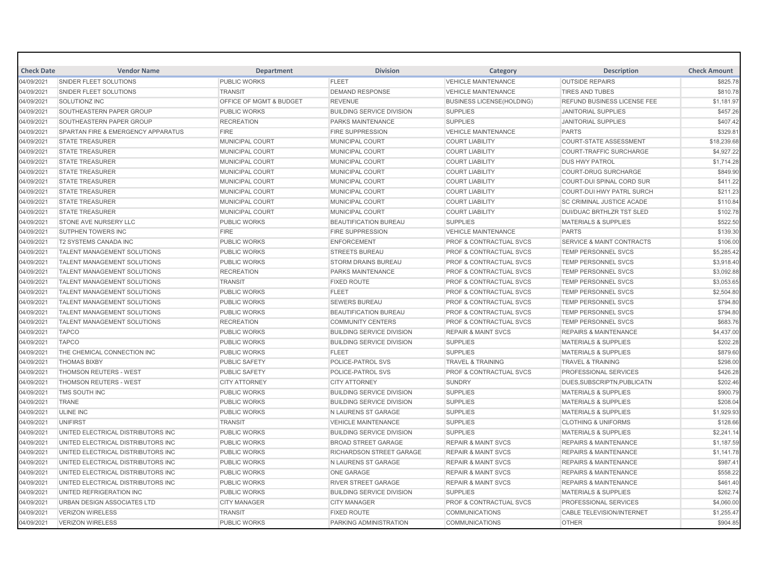| Check Date | Vendor Name | Department | Division | Category | Description | Check Amount |
|---|---|---|---|---|---|---|
| 04/09/2021 | SNIDER FLEET SOLUTIONS | PUBLIC WORKS | FLEET | VEHICLE MAINTENANCE | OUTSIDE REPAIRS | $825.78 |
| 04/09/2021 | SNIDER FLEET SOLUTIONS | TRANSIT | DEMAND RESPONSE | VEHICLE MAINTENANCE | TIRES AND TUBES | $810.78 |
| 04/09/2021 | SOLUTIONZ INC | OFFICE OF MGMT & BUDGET | REVENUE | BUSINESS LICENSE(HOLDING) | REFUND BUSINESS LICENSE FEE | $1,181.97 |
| 04/09/2021 | SOUTHEASTERN PAPER GROUP | PUBLIC WORKS | BUILDING SERVICE DIVISION | SUPPLIES | JANITORIAL SUPPLIES | $457.26 |
| 04/09/2021 | SOUTHEASTERN PAPER GROUP | RECREATION | PARKS MAINTENANCE | SUPPLIES | JANITORIAL SUPPLIES | $407.42 |
| 04/09/2021 | SPARTAN FIRE & EMERGENCY APPARATUS | FIRE | FIRE SUPPRESSION | VEHICLE MAINTENANCE | PARTS | $329.81 |
| 04/09/2021 | STATE TREASURER | MUNICIPAL COURT | MUNICIPAL COURT | COURT LIABILITY | COURT-STATE ASSESSMENT | $18,239.68 |
| 04/09/2021 | STATE TREASURER | MUNICIPAL COURT | MUNICIPAL COURT | COURT LIABILITY | COURT-TRAFFIC SURCHARGE | $4,927.22 |
| 04/09/2021 | STATE TREASURER | MUNICIPAL COURT | MUNICIPAL COURT | COURT LIABILITY | DUS HWY PATROL | $1,714.28 |
| 04/09/2021 | STATE TREASURER | MUNICIPAL COURT | MUNICIPAL COURT | COURT LIABILITY | COURT-DRUG SURCHARGE | $849.90 |
| 04/09/2021 | STATE TREASURER | MUNICIPAL COURT | MUNICIPAL COURT | COURT LIABILITY | COURT-DUI SPINAL CORD SUR | $411.22 |
| 04/09/2021 | STATE TREASURER | MUNICIPAL COURT | MUNICIPAL COURT | COURT LIABILITY | COURT-DUI HWY PATRL SURCH | $211.23 |
| 04/09/2021 | STATE TREASURER | MUNICIPAL COURT | MUNICIPAL COURT | COURT LIABILITY | SC CRIMINAL JUSTICE ACADE | $110.84 |
| 04/09/2021 | STATE TREASURER | MUNICIPAL COURT | MUNICIPAL COURT | COURT LIABILITY | DUI/DUAC BRTHLZR TST SLED | $102.78 |
| 04/09/2021 | STONE AVE NURSERY LLC | PUBLIC WORKS | BEAUTIFICATION BUREAU | SUPPLIES | MATERIALS & SUPPLIES | $522.50 |
| 04/09/2021 | SUTPHEN TOWERS INC | FIRE | FIRE SUPPRESSION | VEHICLE MAINTENANCE | PARTS | $139.30 |
| 04/09/2021 | T2 SYSTEMS CANADA INC | PUBLIC WORKS | ENFORCEMENT | PROF & CONTRACTUAL SVCS | SERVICE & MAINT CONTRACTS | $106.00 |
| 04/09/2021 | TALENT MANAGEMENT SOLUTIONS | PUBLIC WORKS | STREETS BUREAU | PROF & CONTRACTUAL SVCS | TEMP PERSONNEL SVCS | $5,285.42 |
| 04/09/2021 | TALENT MANAGEMENT SOLUTIONS | PUBLIC WORKS | STORM DRAINS BUREAU | PROF & CONTRACTUAL SVCS | TEMP PERSONNEL SVCS | $3,918.40 |
| 04/09/2021 | TALENT MANAGEMENT SOLUTIONS | RECREATION | PARKS MAINTENANCE | PROF & CONTRACTUAL SVCS | TEMP PERSONNEL SVCS | $3,092.88 |
| 04/09/2021 | TALENT MANAGEMENT SOLUTIONS | TRANSIT | FIXED ROUTE | PROF & CONTRACTUAL SVCS | TEMP PERSONNEL SVCS | $3,053.65 |
| 04/09/2021 | TALENT MANAGEMENT SOLUTIONS | PUBLIC WORKS | FLEET | PROF & CONTRACTUAL SVCS | TEMP PERSONNEL SVCS | $2,504.80 |
| 04/09/2021 | TALENT MANAGEMENT SOLUTIONS | PUBLIC WORKS | SEWERS BUREAU | PROF & CONTRACTUAL SVCS | TEMP PERSONNEL SVCS | $794.80 |
| 04/09/2021 | TALENT MANAGEMENT SOLUTIONS | PUBLIC WORKS | BEAUTIFICATION BUREAU | PROF & CONTRACTUAL SVCS | TEMP PERSONNEL SVCS | $794.80 |
| 04/09/2021 | TALENT MANAGEMENT SOLUTIONS | RECREATION | COMMUNITY CENTERS | PROF & CONTRACTUAL SVCS | TEMP PERSONNEL SVCS | $683.76 |
| 04/09/2021 | TAPCO | PUBLIC WORKS | BUILDING SERVICE DIVISION | REPAIR & MAINT SVCS | REPAIRS & MAINTENANCE | $4,437.00 |
| 04/09/2021 | TAPCO | PUBLIC WORKS | BUILDING SERVICE DIVISION | SUPPLIES | MATERIALS & SUPPLIES | $202.28 |
| 04/09/2021 | THE CHEMICAL CONNECTION INC | PUBLIC WORKS | FLEET | SUPPLIES | MATERIALS & SUPPLIES | $879.60 |
| 04/09/2021 | THOMAS BIXBY | PUBLIC SAFETY | POLICE-PATROL SVS | TRAVEL & TRAINING | TRAVEL & TRAINING | $298.00 |
| 04/09/2021 | THOMSON REUTERS - WEST | PUBLIC SAFETY | POLICE-PATROL SVS | PROF & CONTRACTUAL SVCS | PROFESSIONAL SERVICES | $426.28 |
| 04/09/2021 | THOMSON REUTERS - WEST | CITY ATTORNEY | CITY ATTORNEY | SUNDRY | DUES,SUBSCRIPTN,PUBLICATN | $202.46 |
| 04/09/2021 | TMS SOUTH INC | PUBLIC WORKS | BUILDING SERVICE DIVISION | SUPPLIES | MATERIALS & SUPPLIES | $900.79 |
| 04/09/2021 | TRANE | PUBLIC WORKS | BUILDING SERVICE DIVISION | SUPPLIES | MATERIALS & SUPPLIES | $208.04 |
| 04/09/2021 | ULINE INC | PUBLIC WORKS | N LAURENS ST GARAGE | SUPPLIES | MATERIALS & SUPPLIES | $1,929.93 |
| 04/09/2021 | UNIFIRST | TRANSIT | VEHICLE MAINTENANCE | SUPPLIES | CLOTHING & UNIFORMS | $128.66 |
| 04/09/2021 | UNITED ELECTRICAL DISTRIBUTORS INC | PUBLIC WORKS | BUILDING SERVICE DIVISION | SUPPLIES | MATERIALS & SUPPLIES | $2,241.14 |
| 04/09/2021 | UNITED ELECTRICAL DISTRIBUTORS INC | PUBLIC WORKS | BROAD STREET GARAGE | REPAIR & MAINT SVCS | REPAIRS & MAINTENANCE | $1,187.59 |
| 04/09/2021 | UNITED ELECTRICAL DISTRIBUTORS INC | PUBLIC WORKS | RICHARDSON STREET GARAGE | REPAIR & MAINT SVCS | REPAIRS & MAINTENANCE | $1,141.78 |
| 04/09/2021 | UNITED ELECTRICAL DISTRIBUTORS INC | PUBLIC WORKS | N LAURENS ST GARAGE | REPAIR & MAINT SVCS | REPAIRS & MAINTENANCE | $987.41 |
| 04/09/2021 | UNITED ELECTRICAL DISTRIBUTORS INC | PUBLIC WORKS | ONE GARAGE | REPAIR & MAINT SVCS | REPAIRS & MAINTENANCE | $558.22 |
| 04/09/2021 | UNITED ELECTRICAL DISTRIBUTORS INC | PUBLIC WORKS | RIVER STREET GARAGE | REPAIR & MAINT SVCS | REPAIRS & MAINTENANCE | $461.40 |
| 04/09/2021 | UNITED REFRIGERATION INC | PUBLIC WORKS | BUILDING SERVICE DIVISION | SUPPLIES | MATERIALS & SUPPLIES | $262.74 |
| 04/09/2021 | URBAN DESIGN ASSOCIATES LTD | CITY MANAGER | CITY MANAGER | PROF & CONTRACTUAL SVCS | PROFESSIONAL SERVICES | $4,060.00 |
| 04/09/2021 | VERIZON WIRELESS | TRANSIT | FIXED ROUTE | COMMUNICATIONS | CABLE TELEVISION/INTERNET | $1,255.47 |
| 04/09/2021 | VERIZON WIRELESS | PUBLIC WORKS | PARKING ADMINISTRATION | COMMUNICATIONS | OTHER | $904.85 |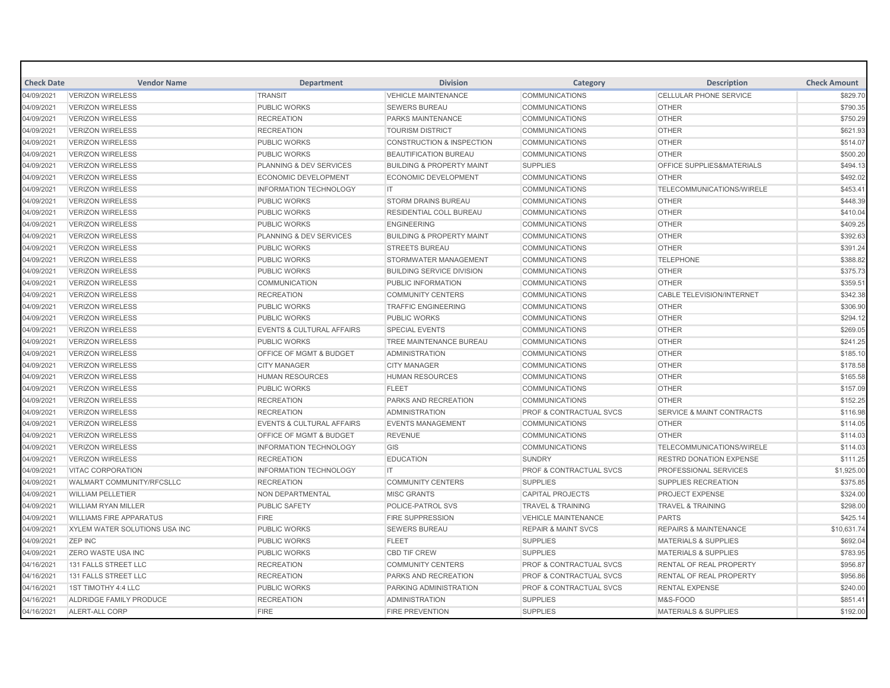| Check Date | Vendor Name | Department | Division | Category | Description | Check Amount |
|---|---|---|---|---|---|---|
| 04/09/2021 | VERIZON WIRELESS | TRANSIT | VEHICLE MAINTENANCE | COMMUNICATIONS | CELLULAR PHONE SERVICE | $829.70 |
| 04/09/2021 | VERIZON WIRELESS | PUBLIC WORKS | SEWERS BUREAU | COMMUNICATIONS | OTHER | $790.35 |
| 04/09/2021 | VERIZON WIRELESS | RECREATION | PARKS MAINTENANCE | COMMUNICATIONS | OTHER | $750.29 |
| 04/09/2021 | VERIZON WIRELESS | RECREATION | TOURISM DISTRICT | COMMUNICATIONS | OTHER | $621.93 |
| 04/09/2021 | VERIZON WIRELESS | PUBLIC WORKS | CONSTRUCTION & INSPECTION | COMMUNICATIONS | OTHER | $514.07 |
| 04/09/2021 | VERIZON WIRELESS | PUBLIC WORKS | BEAUTIFICATION BUREAU | COMMUNICATIONS | OTHER | $500.20 |
| 04/09/2021 | VERIZON WIRELESS | PLANNING & DEV SERVICES | BUILDING & PROPERTY MAINT | SUPPLIES | OFFICE SUPPLIES&MATERIALS | $494.13 |
| 04/09/2021 | VERIZON WIRELESS | ECONOMIC DEVELOPMENT | ECONOMIC DEVELOPMENT | COMMUNICATIONS | OTHER | $492.02 |
| 04/09/2021 | VERIZON WIRELESS | INFORMATION TECHNOLOGY | IT | COMMUNICATIONS | TELECOMMUNICATIONS/WIRELE | $453.41 |
| 04/09/2021 | VERIZON WIRELESS | PUBLIC WORKS | STORM DRAINS BUREAU | COMMUNICATIONS | OTHER | $448.39 |
| 04/09/2021 | VERIZON WIRELESS | PUBLIC WORKS | RESIDENTIAL COLL BUREAU | COMMUNICATIONS | OTHER | $410.04 |
| 04/09/2021 | VERIZON WIRELESS | PUBLIC WORKS | ENGINEERING | COMMUNICATIONS | OTHER | $409.25 |
| 04/09/2021 | VERIZON WIRELESS | PLANNING & DEV SERVICES | BUILDING & PROPERTY MAINT | COMMUNICATIONS | OTHER | $392.63 |
| 04/09/2021 | VERIZON WIRELESS | PUBLIC WORKS | STREETS BUREAU | COMMUNICATIONS | OTHER | $391.24 |
| 04/09/2021 | VERIZON WIRELESS | PUBLIC WORKS | STORMWATER MANAGEMENT | COMMUNICATIONS | TELEPHONE | $388.82 |
| 04/09/2021 | VERIZON WIRELESS | PUBLIC WORKS | BUILDING SERVICE DIVISION | COMMUNICATIONS | OTHER | $375.73 |
| 04/09/2021 | VERIZON WIRELESS | COMMUNICATION | PUBLIC INFORMATION | COMMUNICATIONS | OTHER | $359.51 |
| 04/09/2021 | VERIZON WIRELESS | RECREATION | COMMUNITY CENTERS | COMMUNICATIONS | CABLE TELEVISION/INTERNET | $342.38 |
| 04/09/2021 | VERIZON WIRELESS | PUBLIC WORKS | TRAFFIC ENGINEERING | COMMUNICATIONS | OTHER | $306.90 |
| 04/09/2021 | VERIZON WIRELESS | PUBLIC WORKS | PUBLIC WORKS | COMMUNICATIONS | OTHER | $294.12 |
| 04/09/2021 | VERIZON WIRELESS | EVENTS & CULTURAL AFFAIRS | SPECIAL EVENTS | COMMUNICATIONS | OTHER | $269.05 |
| 04/09/2021 | VERIZON WIRELESS | PUBLIC WORKS | TREE MAINTENANCE BUREAU | COMMUNICATIONS | OTHER | $241.25 |
| 04/09/2021 | VERIZON WIRELESS | OFFICE OF MGMT & BUDGET | ADMINISTRATION | COMMUNICATIONS | OTHER | $185.10 |
| 04/09/2021 | VERIZON WIRELESS | CITY MANAGER | CITY MANAGER | COMMUNICATIONS | OTHER | $178.58 |
| 04/09/2021 | VERIZON WIRELESS | HUMAN RESOURCES | HUMAN RESOURCES | COMMUNICATIONS | OTHER | $165.58 |
| 04/09/2021 | VERIZON WIRELESS | PUBLIC WORKS | FLEET | COMMUNICATIONS | OTHER | $157.09 |
| 04/09/2021 | VERIZON WIRELESS | RECREATION | PARKS AND RECREATION | COMMUNICATIONS | OTHER | $152.25 |
| 04/09/2021 | VERIZON WIRELESS | RECREATION | ADMINISTRATION | PROF & CONTRACTUAL SVCS | SERVICE & MAINT CONTRACTS | $116.98 |
| 04/09/2021 | VERIZON WIRELESS | EVENTS & CULTURAL AFFAIRS | EVENTS MANAGEMENT | COMMUNICATIONS | OTHER | $114.05 |
| 04/09/2021 | VERIZON WIRELESS | OFFICE OF MGMT & BUDGET | REVENUE | COMMUNICATIONS | OTHER | $114.03 |
| 04/09/2021 | VERIZON WIRELESS | INFORMATION TECHNOLOGY | GIS | COMMUNICATIONS | TELECOMMUNICATIONS/WIRELE | $114.03 |
| 04/09/2021 | VERIZON WIRELESS | RECREATION | EDUCATION | SUNDRY | RESTRD DONATION EXPENSE | $111.25 |
| 04/09/2021 | VITAC CORPORATION | INFORMATION TECHNOLOGY | IT | PROF & CONTRACTUAL SVCS | PROFESSIONAL SERVICES | $1,925.00 |
| 04/09/2021 | WALMART COMMUNITY/RFCSLLC | RECREATION | COMMUNITY CENTERS | SUPPLIES | SUPPLIES RECREATION | $375.85 |
| 04/09/2021 | WILLIAM PELLETIER | NON DEPARTMENTAL | MISC GRANTS | CAPITAL PROJECTS | PROJECT EXPENSE | $324.00 |
| 04/09/2021 | WILLIAM RYAN MILLER | PUBLIC SAFETY | POLICE-PATROL SVS | TRAVEL & TRAINING | TRAVEL & TRAINING | $298.00 |
| 04/09/2021 | WILLIAMS FIRE APPARATUS | FIRE | FIRE SUPPRESSION | VEHICLE MAINTENANCE | PARTS | $425.14 |
| 04/09/2021 | XYLEM WATER SOLUTIONS USA INC | PUBLIC WORKS | SEWERS BUREAU | REPAIR & MAINT SVCS | REPAIRS & MAINTENANCE | $10,631.74 |
| 04/09/2021 | ZEP INC | PUBLIC WORKS | FLEET | SUPPLIES | MATERIALS & SUPPLIES | $692.04 |
| 04/09/2021 | ZERO WASTE USA INC | PUBLIC WORKS | CBD TIF CREW | SUPPLIES | MATERIALS & SUPPLIES | $783.95 |
| 04/16/2021 | 131 FALLS STREET LLC | RECREATION | COMMUNITY CENTERS | PROF & CONTRACTUAL SVCS | RENTAL OF REAL PROPERTY | $956.87 |
| 04/16/2021 | 131 FALLS STREET LLC | RECREATION | PARKS AND RECREATION | PROF & CONTRACTUAL SVCS | RENTAL OF REAL PROPERTY | $956.86 |
| 04/16/2021 | 1ST TIMOTHY 4:4 LLC | PUBLIC WORKS | PARKING ADMINISTRATION | PROF & CONTRACTUAL SVCS | RENTAL EXPENSE | $240.00 |
| 04/16/2021 | ALDRIDGE FAMILY PRODUCE | RECREATION | ADMINISTRATION | SUPPLIES | M&S-FOOD | $851.41 |
| 04/16/2021 | ALERT-ALL CORP | FIRE | FIRE PREVENTION | SUPPLIES | MATERIALS & SUPPLIES | $192.00 |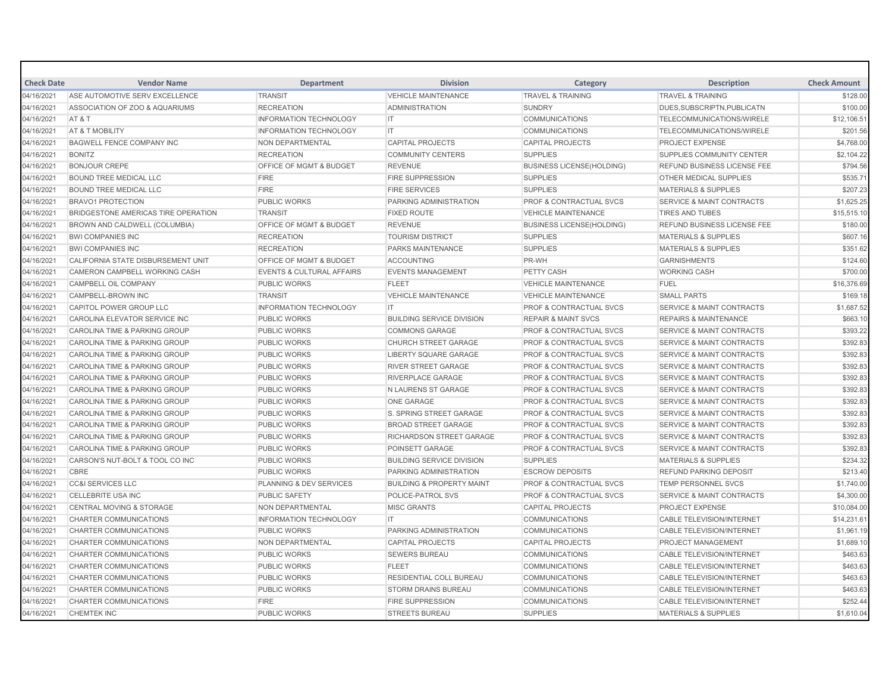| Check Date | Vendor Name | Department | Division | Category | Description | Check Amount |
|---|---|---|---|---|---|---|
| 04/16/2021 | ASE AUTOMOTIVE SERV EXCELLENCE | TRANSIT | VEHICLE MAINTENANCE | TRAVEL & TRAINING | TRAVEL & TRAINING | $128.00 |
| 04/16/2021 | ASSOCIATION OF ZOO & AQUARIUMS | RECREATION | ADMINISTRATION | SUNDRY | DUES,SUBSCRIPTN,PUBLICATN | $100.00 |
| 04/16/2021 | AT & T | INFORMATION TECHNOLOGY | IT | COMMUNICATIONS | TELECOMMUNICATIONS/WIRELE | $12,106.51 |
| 04/16/2021 | AT & T MOBILITY | INFORMATION TECHNOLOGY | IT | COMMUNICATIONS | TELECOMMUNICATIONS/WIRELE | $201.56 |
| 04/16/2021 | BAGWELL FENCE COMPANY INC | NON DEPARTMENTAL | CAPITAL PROJECTS | CAPITAL PROJECTS | PROJECT EXPENSE | $4,768.00 |
| 04/16/2021 | BONITZ | RECREATION | COMMUNITY CENTERS | SUPPLIES | SUPPLIES COMMUNITY CENTER | $2,104.22 |
| 04/16/2021 | BONJOUR CREPE | OFFICE OF MGMT & BUDGET | REVENUE | BUSINESS LICENSE(HOLDING) | REFUND BUSINESS LICENSE FEE | $794.56 |
| 04/16/2021 | BOUND TREE MEDICAL LLC | FIRE | FIRE SUPPRESSION | SUPPLIES | OTHER MEDICAL SUPPLIES | $535.71 |
| 04/16/2021 | BOUND TREE MEDICAL LLC | FIRE | FIRE SERVICES | SUPPLIES | MATERIALS & SUPPLIES | $207.23 |
| 04/16/2021 | BRAVO1 PROTECTION | PUBLIC WORKS | PARKING ADMINISTRATION | PROF & CONTRACTUAL SVCS | SERVICE & MAINT CONTRACTS | $1,625.25 |
| 04/16/2021 | BRIDGESTONE AMERICAS TIRE OPERATION | TRANSIT | FIXED ROUTE | VEHICLE MAINTENANCE | TIRES AND TUBES | $15,515.10 |
| 04/16/2021 | BROWN AND CALDWELL (COLUMBIA) | OFFICE OF MGMT & BUDGET | REVENUE | BUSINESS LICENSE(HOLDING) | REFUND BUSINESS LICENSE FEE | $180.00 |
| 04/16/2021 | BWI COMPANIES INC | RECREATION | TOURISM DISTRICT | SUPPLIES | MATERIALS & SUPPLIES | $607.16 |
| 04/16/2021 | BWI COMPANIES INC | RECREATION | PARKS MAINTENANCE | SUPPLIES | MATERIALS & SUPPLIES | $351.62 |
| 04/16/2021 | CALIFORNIA STATE DISBURSEMENT UNIT | OFFICE OF MGMT & BUDGET | ACCOUNTING | PR-WH | GARNISHMENTS | $124.60 |
| 04/16/2021 | CAMERON CAMPBELL WORKING CASH | EVENTS & CULTURAL AFFAIRS | EVENTS MANAGEMENT | PETTY CASH | WORKING CASH | $700.00 |
| 04/16/2021 | CAMPBELL OIL COMPANY | PUBLIC WORKS | FLEET | VEHICLE MAINTENANCE | FUEL | $16,376.69 |
| 04/16/2021 | CAMPBELL-BROWN INC | TRANSIT | VEHICLE MAINTENANCE | VEHICLE MAINTENANCE | SMALL PARTS | $169.18 |
| 04/16/2021 | CAPITOL POWER GROUP LLC | INFORMATION TECHNOLOGY | IT | PROF & CONTRACTUAL SVCS | SERVICE & MAINT CONTRACTS | $1,687.52 |
| 04/16/2021 | CAROLINA ELEVATOR SERVICE INC | PUBLIC WORKS | BUILDING SERVICE DIVISION | REPAIR & MAINT SVCS | REPAIRS & MAINTENANCE | $663.10 |
| 04/16/2021 | CAROLINA TIME & PARKING GROUP | PUBLIC WORKS | COMMONS GARAGE | PROF & CONTRACTUAL SVCS | SERVICE & MAINT CONTRACTS | $393.22 |
| 04/16/2021 | CAROLINA TIME & PARKING GROUP | PUBLIC WORKS | CHURCH STREET GARAGE | PROF & CONTRACTUAL SVCS | SERVICE & MAINT CONTRACTS | $392.83 |
| 04/16/2021 | CAROLINA TIME & PARKING GROUP | PUBLIC WORKS | LIBERTY SQUARE GARAGE | PROF & CONTRACTUAL SVCS | SERVICE & MAINT CONTRACTS | $392.83 |
| 04/16/2021 | CAROLINA TIME & PARKING GROUP | PUBLIC WORKS | RIVER STREET GARAGE | PROF & CONTRACTUAL SVCS | SERVICE & MAINT CONTRACTS | $392.83 |
| 04/16/2021 | CAROLINA TIME & PARKING GROUP | PUBLIC WORKS | RIVERPLACE GARAGE | PROF & CONTRACTUAL SVCS | SERVICE & MAINT CONTRACTS | $392.83 |
| 04/16/2021 | CAROLINA TIME & PARKING GROUP | PUBLIC WORKS | N LAURENS ST GARAGE | PROF & CONTRACTUAL SVCS | SERVICE & MAINT CONTRACTS | $392.83 |
| 04/16/2021 | CAROLINA TIME & PARKING GROUP | PUBLIC WORKS | ONE GARAGE | PROF & CONTRACTUAL SVCS | SERVICE & MAINT CONTRACTS | $392.83 |
| 04/16/2021 | CAROLINA TIME & PARKING GROUP | PUBLIC WORKS | S. SPRING STREET GARAGE | PROF & CONTRACTUAL SVCS | SERVICE & MAINT CONTRACTS | $392.83 |
| 04/16/2021 | CAROLINA TIME & PARKING GROUP | PUBLIC WORKS | BROAD STREET GARAGE | PROF & CONTRACTUAL SVCS | SERVICE & MAINT CONTRACTS | $392.83 |
| 04/16/2021 | CAROLINA TIME & PARKING GROUP | PUBLIC WORKS | RICHARDSON STREET GARAGE | PROF & CONTRACTUAL SVCS | SERVICE & MAINT CONTRACTS | $392.83 |
| 04/16/2021 | CAROLINA TIME & PARKING GROUP | PUBLIC WORKS | POINSETT GARAGE | PROF & CONTRACTUAL SVCS | SERVICE & MAINT CONTRACTS | $392.83 |
| 04/16/2021 | CARSON'S NUT-BOLT & TOOL CO INC | PUBLIC WORKS | BUILDING SERVICE DIVISION | SUPPLIES | MATERIALS & SUPPLIES | $234.32 |
| 04/16/2021 | CBRE | PUBLIC WORKS | PARKING ADMINISTRATION | ESCROW DEPOSITS | REFUND PARKING DEPOSIT | $213.40 |
| 04/16/2021 | CC&I SERVICES LLC | PLANNING & DEV SERVICES | BUILDING & PROPERTY MAINT | PROF & CONTRACTUAL SVCS | TEMP PERSONNEL SVCS | $1,740.00 |
| 04/16/2021 | CELLEBRITE USA INC | PUBLIC SAFETY | POLICE-PATROL SVS | PROF & CONTRACTUAL SVCS | SERVICE & MAINT CONTRACTS | $4,300.00 |
| 04/16/2021 | CENTRAL MOVING & STORAGE | NON DEPARTMENTAL | MISC GRANTS | CAPITAL PROJECTS | PROJECT EXPENSE | $10,084.00 |
| 04/16/2021 | CHARTER COMMUNICATIONS | INFORMATION TECHNOLOGY | IT | COMMUNICATIONS | CABLE TELEVISION/INTERNET | $14,231.61 |
| 04/16/2021 | CHARTER COMMUNICATIONS | PUBLIC WORKS | PARKING ADMINISTRATION | COMMUNICATIONS | CABLE TELEVISION/INTERNET | $1,961.19 |
| 04/16/2021 | CHARTER COMMUNICATIONS | NON DEPARTMENTAL | CAPITAL PROJECTS | CAPITAL PROJECTS | PROJECT MANAGEMENT | $1,689.10 |
| 04/16/2021 | CHARTER COMMUNICATIONS | PUBLIC WORKS | SEWERS BUREAU | COMMUNICATIONS | CABLE TELEVISION/INTERNET | $463.63 |
| 04/16/2021 | CHARTER COMMUNICATIONS | PUBLIC WORKS | FLEET | COMMUNICATIONS | CABLE TELEVISION/INTERNET | $463.63 |
| 04/16/2021 | CHARTER COMMUNICATIONS | PUBLIC WORKS | RESIDENTIAL COLL BUREAU | COMMUNICATIONS | CABLE TELEVISION/INTERNET | $463.63 |
| 04/16/2021 | CHARTER COMMUNICATIONS | PUBLIC WORKS | STORM DRAINS BUREAU | COMMUNICATIONS | CABLE TELEVISION/INTERNET | $463.63 |
| 04/16/2021 | CHARTER COMMUNICATIONS | FIRE | FIRE SUPPRESSION | COMMUNICATIONS | CABLE TELEVISION/INTERNET | $252.44 |
| 04/16/2021 | CHEMTEK INC | PUBLIC WORKS | STREETS BUREAU | SUPPLIES | MATERIALS & SUPPLIES | $1,610.04 |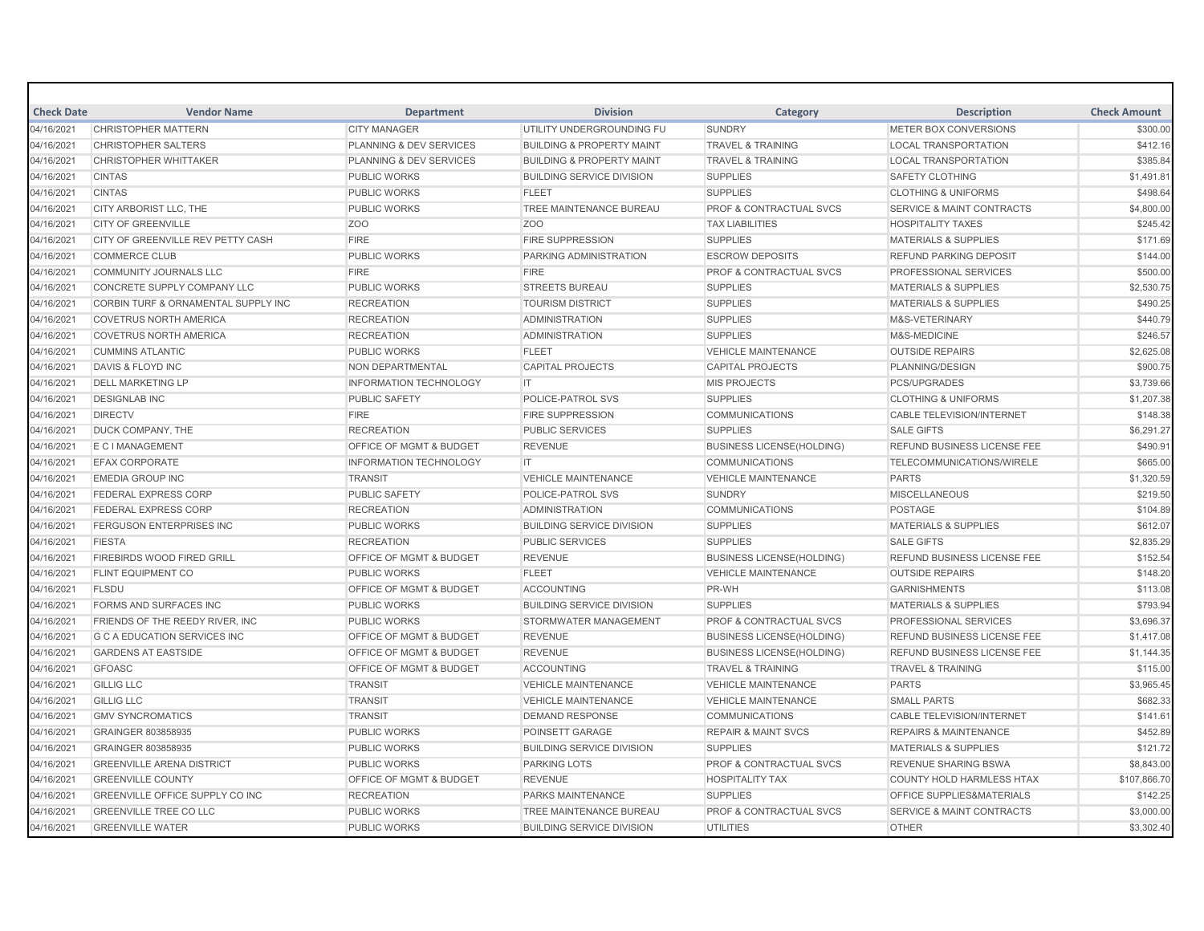| Check Date | Vendor Name | Department | Division | Category | Description | Check Amount |
|---|---|---|---|---|---|---|
| 04/16/2021 | CHRISTOPHER MATTERN | CITY MANAGER | UTILITY UNDERGROUNDING FU | SUNDRY | METER BOX CONVERSIONS | $300.00 |
| 04/16/2021 | CHRISTOPHER SALTERS | PLANNING & DEV SERVICES | BUILDING & PROPERTY MAINT | TRAVEL & TRAINING | LOCAL TRANSPORTATION | $412.16 |
| 04/16/2021 | CHRISTOPHER WHITTAKER | PLANNING & DEV SERVICES | BUILDING & PROPERTY MAINT | TRAVEL & TRAINING | LOCAL TRANSPORTATION | $385.84 |
| 04/16/2021 | CINTAS | PUBLIC WORKS | BUILDING SERVICE DIVISION | SUPPLIES | SAFETY CLOTHING | $1,491.81 |
| 04/16/2021 | CINTAS | PUBLIC WORKS | FLEET | SUPPLIES | CLOTHING & UNIFORMS | $498.64 |
| 04/16/2021 | CITY ARBORIST LLC, THE | PUBLIC WORKS | TREE MAINTENANCE BUREAU | PROF & CONTRACTUAL SVCS | SERVICE & MAINT CONTRACTS | $4,800.00 |
| 04/16/2021 | CITY OF GREENVILLE | ZOO | ZOO | TAX LIABILITIES | HOSPITALITY TAXES | $245.42 |
| 04/16/2021 | CITY OF GREENVILLE REV PETTY CASH | FIRE | FIRE SUPPRESSION | SUPPLIES | MATERIALS & SUPPLIES | $171.69 |
| 04/16/2021 | COMMERCE CLUB | PUBLIC WORKS | PARKING ADMINISTRATION | ESCROW DEPOSITS | REFUND PARKING DEPOSIT | $144.00 |
| 04/16/2021 | COMMUNITY JOURNALS LLC | FIRE | FIRE | PROF & CONTRACTUAL SVCS | PROFESSIONAL SERVICES | $500.00 |
| 04/16/2021 | CONCRETE SUPPLY COMPANY LLC | PUBLIC WORKS | STREETS BUREAU | SUPPLIES | MATERIALS & SUPPLIES | $2,530.75 |
| 04/16/2021 | CORBIN TURF & ORNAMENTAL SUPPLY INC | RECREATION | TOURISM DISTRICT | SUPPLIES | MATERIALS & SUPPLIES | $490.25 |
| 04/16/2021 | COVETRUS NORTH AMERICA | RECREATION | ADMINISTRATION | SUPPLIES | M&S-VETERINARY | $440.79 |
| 04/16/2021 | COVETRUS NORTH AMERICA | RECREATION | ADMINISTRATION | SUPPLIES | M&S-MEDICINE | $246.57 |
| 04/16/2021 | CUMMINS ATLANTIC | PUBLIC WORKS | FLEET | VEHICLE MAINTENANCE | OUTSIDE REPAIRS | $2,625.08 |
| 04/16/2021 | DAVIS & FLOYD INC | NON DEPARTMENTAL | CAPITAL PROJECTS | CAPITAL PROJECTS | PLANNING/DESIGN | $900.75 |
| 04/16/2021 | DELL MARKETING LP | INFORMATION TECHNOLOGY | IT | MIS PROJECTS | PCS/UPGRADES | $3,739.66 |
| 04/16/2021 | DESIGNLAB INC | PUBLIC SAFETY | POLICE-PATROL SVS | SUPPLIES | CLOTHING & UNIFORMS | $1,207.38 |
| 04/16/2021 | DIRECTV | FIRE | FIRE SUPPRESSION | COMMUNICATIONS | CABLE TELEVISION/INTERNET | $148.38 |
| 04/16/2021 | DUCK COMPANY, THE | RECREATION | PUBLIC SERVICES | SUPPLIES | SALE GIFTS | $6,291.27 |
| 04/16/2021 | E C I MANAGEMENT | OFFICE OF MGMT & BUDGET | REVENUE | BUSINESS LICENSE(HOLDING) | REFUND BUSINESS LICENSE FEE | $490.91 |
| 04/16/2021 | EFAX CORPORATE | INFORMATION TECHNOLOGY | IT | COMMUNICATIONS | TELECOMMUNICATIONS/WIRELE | $665.00 |
| 04/16/2021 | EMEDIA GROUP INC | TRANSIT | VEHICLE MAINTENANCE | VEHICLE MAINTENANCE | PARTS | $1,320.59 |
| 04/16/2021 | FEDERAL EXPRESS CORP | PUBLIC SAFETY | POLICE-PATROL SVS | SUNDRY | MISCELLANEOUS | $219.50 |
| 04/16/2021 | FEDERAL EXPRESS CORP | RECREATION | ADMINISTRATION | COMMUNICATIONS | POSTAGE | $104.89 |
| 04/16/2021 | FERGUSON ENTERPRISES INC | PUBLIC WORKS | BUILDING SERVICE DIVISION | SUPPLIES | MATERIALS & SUPPLIES | $612.07 |
| 04/16/2021 | FIESTA | RECREATION | PUBLIC SERVICES | SUPPLIES | SALE GIFTS | $2,835.29 |
| 04/16/2021 | FIREBIRDS WOOD FIRED GRILL | OFFICE OF MGMT & BUDGET | REVENUE | BUSINESS LICENSE(HOLDING) | REFUND BUSINESS LICENSE FEE | $152.54 |
| 04/16/2021 | FLINT EQUIPMENT CO | PUBLIC WORKS | FLEET | VEHICLE MAINTENANCE | OUTSIDE REPAIRS | $148.20 |
| 04/16/2021 | FLSDU | OFFICE OF MGMT & BUDGET | ACCOUNTING | PR-WH | GARNISHMENTS | $113.08 |
| 04/16/2021 | FORMS AND SURFACES INC | PUBLIC WORKS | BUILDING SERVICE DIVISION | SUPPLIES | MATERIALS & SUPPLIES | $793.94 |
| 04/16/2021 | FRIENDS OF THE REEDY RIVER, INC | PUBLIC WORKS | STORMWATER MANAGEMENT | PROF & CONTRACTUAL SVCS | PROFESSIONAL SERVICES | $3,696.37 |
| 04/16/2021 | G C A EDUCATION SERVICES INC | OFFICE OF MGMT & BUDGET | REVENUE | BUSINESS LICENSE(HOLDING) | REFUND BUSINESS LICENSE FEE | $1,417.08 |
| 04/16/2021 | GARDENS AT EASTSIDE | OFFICE OF MGMT & BUDGET | REVENUE | BUSINESS LICENSE(HOLDING) | REFUND BUSINESS LICENSE FEE | $1,144.35 |
| 04/16/2021 | GFOASC | OFFICE OF MGMT & BUDGET | ACCOUNTING | TRAVEL & TRAINING | TRAVEL & TRAINING | $115.00 |
| 04/16/2021 | GILLIG LLC | TRANSIT | VEHICLE MAINTENANCE | VEHICLE MAINTENANCE | PARTS | $3,965.45 |
| 04/16/2021 | GILLIG LLC | TRANSIT | VEHICLE MAINTENANCE | VEHICLE MAINTENANCE | SMALL PARTS | $682.33 |
| 04/16/2021 | GMV SYNCROMATICS | TRANSIT | DEMAND RESPONSE | COMMUNICATIONS | CABLE TELEVISION/INTERNET | $141.61 |
| 04/16/2021 | GRAINGER 803858935 | PUBLIC WORKS | POINSETT GARAGE | REPAIR & MAINT SVCS | REPAIRS & MAINTENANCE | $452.89 |
| 04/16/2021 | GRAINGER 803858935 | PUBLIC WORKS | BUILDING SERVICE DIVISION | SUPPLIES | MATERIALS & SUPPLIES | $121.72 |
| 04/16/2021 | GREENVILLE ARENA DISTRICT | PUBLIC WORKS | PARKING LOTS | PROF & CONTRACTUAL SVCS | REVENUE SHARING BSWA | $8,843.00 |
| 04/16/2021 | GREENVILLE COUNTY | OFFICE OF MGMT & BUDGET | REVENUE | HOSPITALITY TAX | COUNTY HOLD HARMLESS HTAX | $107,866.70 |
| 04/16/2021 | GREENVILLE OFFICE SUPPLY CO INC | RECREATION | PARKS MAINTENANCE | SUPPLIES | OFFICE SUPPLIES&MATERIALS | $142.25 |
| 04/16/2021 | GREENVILLE TREE CO LLC | PUBLIC WORKS | TREE MAINTENANCE BUREAU | PROF & CONTRACTUAL SVCS | SERVICE & MAINT CONTRACTS | $3,000.00 |
| 04/16/2021 | GREENVILLE WATER | PUBLIC WORKS | BUILDING SERVICE DIVISION | UTILITIES | OTHER | $3,302.40 |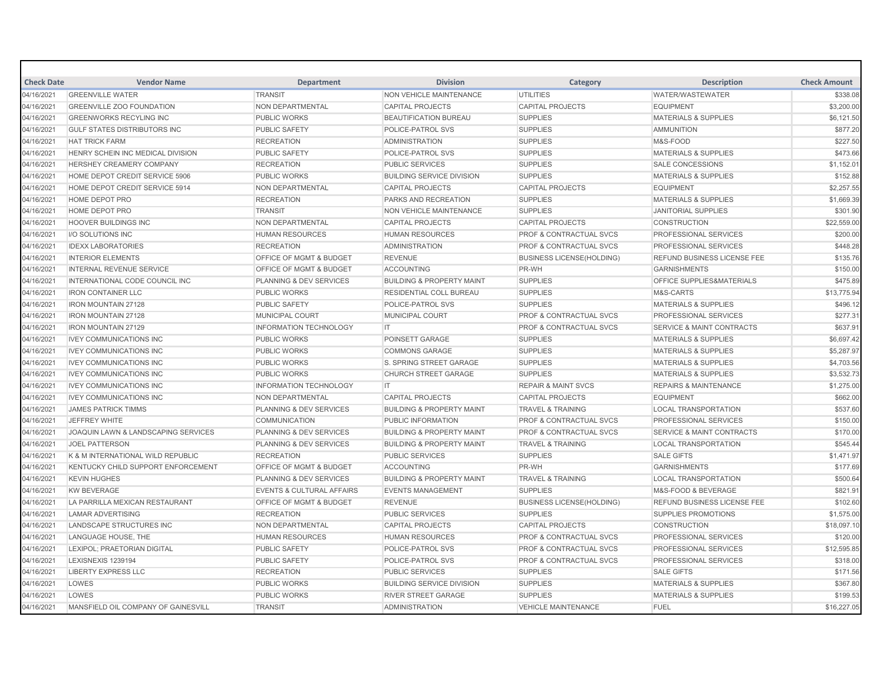| Check Date | Vendor Name | Department | Division | Category | Description | Check Amount |
|---|---|---|---|---|---|---|
| 04/16/2021 | GREENVILLE WATER | TRANSIT | NON VEHICLE MAINTENANCE | UTILITIES | WATER/WASTEWATER | $338.08 |
| 04/16/2021 | GREENVILLE ZOO FOUNDATION | NON DEPARTMENTAL | CAPITAL PROJECTS | CAPITAL PROJECTS | EQUIPMENT | $3,200.00 |
| 04/16/2021 | GREENWORKS RECYLING INC | PUBLIC WORKS | BEAUTIFICATION BUREAU | SUPPLIES | MATERIALS & SUPPLIES | $6,121.50 |
| 04/16/2021 | GULF STATES DISTRIBUTORS INC | PUBLIC SAFETY | POLICE-PATROL SVS | SUPPLIES | AMMUNITION | $877.20 |
| 04/16/2021 | HAT TRICK FARM | RECREATION | ADMINISTRATION | SUPPLIES | M&S-FOOD | $227.50 |
| 04/16/2021 | HENRY SCHEIN INC MEDICAL DIVISION | PUBLIC SAFETY | POLICE-PATROL SVS | SUPPLIES | MATERIALS & SUPPLIES | $473.66 |
| 04/16/2021 | HERSHEY CREAMERY COMPANY | RECREATION | PUBLIC SERVICES | SUPPLIES | SALE CONCESSIONS | $1,152.01 |
| 04/16/2021 | HOME DEPOT CREDIT SERVICE 5906 | PUBLIC WORKS | BUILDING SERVICE DIVISION | SUPPLIES | MATERIALS & SUPPLIES | $152.88 |
| 04/16/2021 | HOME DEPOT CREDIT SERVICE 5914 | NON DEPARTMENTAL | CAPITAL PROJECTS | CAPITAL PROJECTS | EQUIPMENT | $2,257.55 |
| 04/16/2021 | HOME DEPOT PRO | RECREATION | PARKS AND RECREATION | SUPPLIES | MATERIALS & SUPPLIES | $1,669.39 |
| 04/16/2021 | HOME DEPOT PRO | TRANSIT | NON VEHICLE MAINTENANCE | SUPPLIES | JANITORIAL SUPPLIES | $301.90 |
| 04/16/2021 | HOOVER BUILDINGS INC | NON DEPARTMENTAL | CAPITAL PROJECTS | CAPITAL PROJECTS | CONSTRUCTION | $22,559.00 |
| 04/16/2021 | I/O SOLUTIONS INC | HUMAN RESOURCES | HUMAN RESOURCES | PROF & CONTRACTUAL SVCS | PROFESSIONAL SERVICES | $200.00 |
| 04/16/2021 | IDEXX LABORATORIES | RECREATION | ADMINISTRATION | PROF & CONTRACTUAL SVCS | PROFESSIONAL SERVICES | $448.28 |
| 04/16/2021 | INTERIOR ELEMENTS | OFFICE OF MGMT & BUDGET | REVENUE | BUSINESS LICENSE(HOLDING) | REFUND BUSINESS LICENSE FEE | $135.76 |
| 04/16/2021 | INTERNAL REVENUE SERVICE | OFFICE OF MGMT & BUDGET | ACCOUNTING | PR-WH | GARNISHMENTS | $150.00 |
| 04/16/2021 | INTERNATIONAL CODE COUNCIL INC | PLANNING & DEV SERVICES | BUILDING & PROPERTY MAINT | SUPPLIES | OFFICE SUPPLIES&MATERIALS | $475.89 |
| 04/16/2021 | IRON CONTAINER LLC | PUBLIC WORKS | RESIDENTIAL COLL BUREAU | SUPPLIES | M&S-CARTS | $13,775.94 |
| 04/16/2021 | IRON MOUNTAIN 27128 | PUBLIC SAFETY | POLICE-PATROL SVS | SUPPLIES | MATERIALS & SUPPLIES | $496.12 |
| 04/16/2021 | IRON MOUNTAIN 27128 | MUNICIPAL COURT | MUNICIPAL COURT | PROF & CONTRACTUAL SVCS | PROFESSIONAL SERVICES | $277.31 |
| 04/16/2021 | IRON MOUNTAIN 27129 | INFORMATION TECHNOLOGY | IT | PROF & CONTRACTUAL SVCS | SERVICE & MAINT CONTRACTS | $637.91 |
| 04/16/2021 | IVEY COMMUNICATIONS INC | PUBLIC WORKS | POINSETT GARAGE | SUPPLIES | MATERIALS & SUPPLIES | $6,697.42 |
| 04/16/2021 | IVEY COMMUNICATIONS INC | PUBLIC WORKS | COMMONS GARAGE | SUPPLIES | MATERIALS & SUPPLIES | $5,287.97 |
| 04/16/2021 | IVEY COMMUNICATIONS INC | PUBLIC WORKS | S. SPRING STREET GARAGE | SUPPLIES | MATERIALS & SUPPLIES | $4,703.56 |
| 04/16/2021 | IVEY COMMUNICATIONS INC | PUBLIC WORKS | CHURCH STREET GARAGE | SUPPLIES | MATERIALS & SUPPLIES | $3,532.73 |
| 04/16/2021 | IVEY COMMUNICATIONS INC | INFORMATION TECHNOLOGY | IT | REPAIR & MAINT SVCS | REPAIRS & MAINTENANCE | $1,275.00 |
| 04/16/2021 | IVEY COMMUNICATIONS INC | NON DEPARTMENTAL | CAPITAL PROJECTS | CAPITAL PROJECTS | EQUIPMENT | $662.00 |
| 04/16/2021 | JAMES PATRICK TIMMS | PLANNING & DEV SERVICES | BUILDING & PROPERTY MAINT | TRAVEL & TRAINING | LOCAL TRANSPORTATION | $537.60 |
| 04/16/2021 | JEFFREY WHITE | COMMUNICATION | PUBLIC INFORMATION | PROF & CONTRACTUAL SVCS | PROFESSIONAL SERVICES | $150.00 |
| 04/16/2021 | JOAQUIN LAWN & LANDSCAPING SERVICES | PLANNING & DEV SERVICES | BUILDING & PROPERTY MAINT | PROF & CONTRACTUAL SVCS | SERVICE & MAINT CONTRACTS | $170.00 |
| 04/16/2021 | JOEL PATTERSON | PLANNING & DEV SERVICES | BUILDING & PROPERTY MAINT | TRAVEL & TRAINING | LOCAL TRANSPORTATION | $545.44 |
| 04/16/2021 | K & M INTERNATIONAL WILD REPUBLIC | RECREATION | PUBLIC SERVICES | SUPPLIES | SALE GIFTS | $1,471.97 |
| 04/16/2021 | KENTUCKY CHILD SUPPORT ENFORCEMENT | OFFICE OF MGMT & BUDGET | ACCOUNTING | PR-WH | GARNISHMENTS | $177.69 |
| 04/16/2021 | KEVIN HUGHES | PLANNING & DEV SERVICES | BUILDING & PROPERTY MAINT | TRAVEL & TRAINING | LOCAL TRANSPORTATION | $500.64 |
| 04/16/2021 | KW BEVERAGE | EVENTS & CULTURAL AFFAIRS | EVENTS MANAGEMENT | SUPPLIES | M&S-FOOD & BEVERAGE | $821.91 |
| 04/16/2021 | LA PARRILLA MEXICAN RESTAURANT | OFFICE OF MGMT & BUDGET | REVENUE | BUSINESS LICENSE(HOLDING) | REFUND BUSINESS LICENSE FEE | $102.60 |
| 04/16/2021 | LAMAR ADVERTISING | RECREATION | PUBLIC SERVICES | SUPPLIES | SUPPLIES PROMOTIONS | $1,575.00 |
| 04/16/2021 | LANDSCAPE STRUCTURES INC | NON DEPARTMENTAL | CAPITAL PROJECTS | CAPITAL PROJECTS | CONSTRUCTION | $18,097.10 |
| 04/16/2021 | LANGUAGE HOUSE, THE | HUMAN RESOURCES | HUMAN RESOURCES | PROF & CONTRACTUAL SVCS | PROFESSIONAL SERVICES | $120.00 |
| 04/16/2021 | LEXIPOL; PRAETORIAN DIGITAL | PUBLIC SAFETY | POLICE-PATROL SVS | PROF & CONTRACTUAL SVCS | PROFESSIONAL SERVICES | $12,595.85 |
| 04/16/2021 | LEXISNEXIS 1239194 | PUBLIC SAFETY | POLICE-PATROL SVS | PROF & CONTRACTUAL SVCS | PROFESSIONAL SERVICES | $318.00 |
| 04/16/2021 | LIBERTY EXPRESS LLC | RECREATION | PUBLIC SERVICES | SUPPLIES | SALE GIFTS | $171.56 |
| 04/16/2021 | LOWES | PUBLIC WORKS | BUILDING SERVICE DIVISION | SUPPLIES | MATERIALS & SUPPLIES | $367.80 |
| 04/16/2021 | LOWES | PUBLIC WORKS | RIVER STREET GARAGE | SUPPLIES | MATERIALS & SUPPLIES | $199.53 |
| 04/16/2021 | MANSFIELD OIL COMPANY OF GAINESVILL | TRANSIT | ADMINISTRATION | VEHICLE MAINTENANCE | FUEL | $16,227.05 |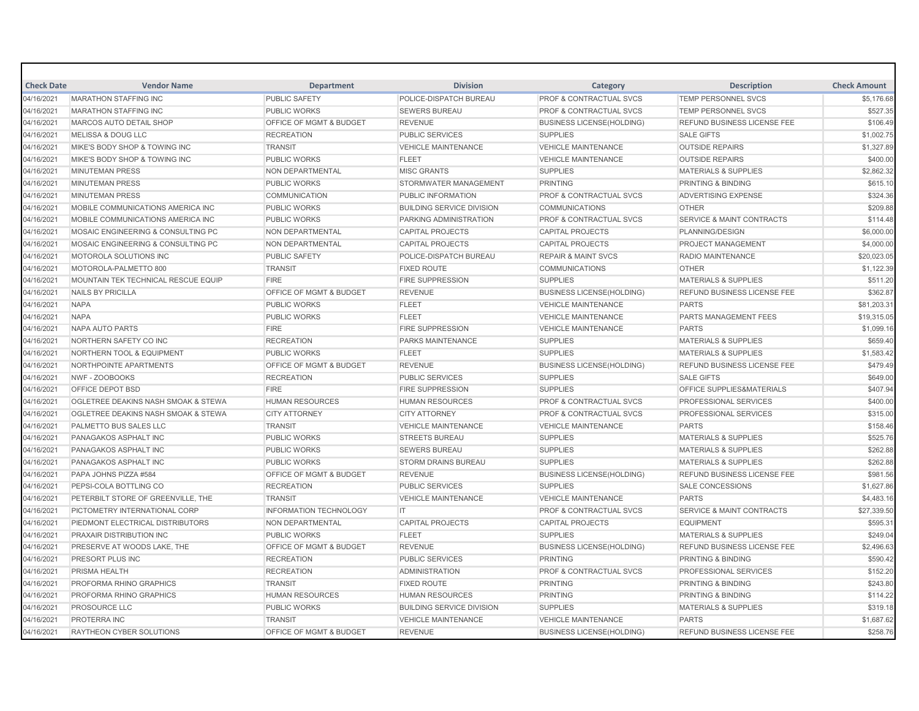| Check Date | Vendor Name | Department | Division | Category | Description | Check Amount |
|---|---|---|---|---|---|---|
| 04/16/2021 | MARATHON STAFFING INC | PUBLIC SAFETY | POLICE-DISPATCH BUREAU | PROF & CONTRACTUAL SVCS | TEMP PERSONNEL SVCS | $5,176.68 |
| 04/16/2021 | MARATHON STAFFING INC | PUBLIC WORKS | SEWERS BUREAU | PROF & CONTRACTUAL SVCS | TEMP PERSONNEL SVCS | $527.35 |
| 04/16/2021 | MARCOS AUTO DETAIL SHOP | OFFICE OF MGMT & BUDGET | REVENUE | BUSINESS LICENSE(HOLDING) | REFUND BUSINESS LICENSE FEE | $106.49 |
| 04/16/2021 | MELISSA & DOUG LLC | RECREATION | PUBLIC SERVICES | SUPPLIES | SALE GIFTS | $1,002.75 |
| 04/16/2021 | MIKE'S BODY SHOP & TOWING INC | TRANSIT | VEHICLE MAINTENANCE | VEHICLE MAINTENANCE | OUTSIDE REPAIRS | $1,327.89 |
| 04/16/2021 | MIKE'S BODY SHOP & TOWING INC | PUBLIC WORKS | FLEET | VEHICLE MAINTENANCE | OUTSIDE REPAIRS | $400.00 |
| 04/16/2021 | MINUTEMAN PRESS | NON DEPARTMENTAL | MISC GRANTS | SUPPLIES | MATERIALS & SUPPLIES | $2,862.32 |
| 04/16/2021 | MINUTEMAN PRESS | PUBLIC WORKS | STORMWATER MANAGEMENT | PRINTING | PRINTING & BINDING | $615.10 |
| 04/16/2021 | MINUTEMAN PRESS | COMMUNICATION | PUBLIC INFORMATION | PROF & CONTRACTUAL SVCS | ADVERTISING EXPENSE | $324.36 |
| 04/16/2021 | MOBILE COMMUNICATIONS AMERICA INC | PUBLIC WORKS | BUILDING SERVICE DIVISION | COMMUNICATIONS | OTHER | $209.88 |
| 04/16/2021 | MOBILE COMMUNICATIONS AMERICA INC | PUBLIC WORKS | PARKING ADMINISTRATION | PROF & CONTRACTUAL SVCS | SERVICE & MAINT CONTRACTS | $114.48 |
| 04/16/2021 | MOSAIC ENGINEERING & CONSULTING PC | NON DEPARTMENTAL | CAPITAL PROJECTS | CAPITAL PROJECTS | PLANNING/DESIGN | $6,000.00 |
| 04/16/2021 | MOSAIC ENGINEERING & CONSULTING PC | NON DEPARTMENTAL | CAPITAL PROJECTS | CAPITAL PROJECTS | PROJECT MANAGEMENT | $4,000.00 |
| 04/16/2021 | MOTOROLA SOLUTIONS INC | PUBLIC SAFETY | POLICE-DISPATCH BUREAU | REPAIR & MAINT SVCS | RADIO MAINTENANCE | $20,023.05 |
| 04/16/2021 | MOTOROLA-PALMETTO 800 | TRANSIT | FIXED ROUTE | COMMUNICATIONS | OTHER | $1,122.39 |
| 04/16/2021 | MOUNTAIN TEK TECHNICAL RESCUE EQUIP | FIRE | FIRE SUPPRESSION | SUPPLIES | MATERIALS & SUPPLIES | $511.20 |
| 04/16/2021 | NAILS BY PRICILLA | OFFICE OF MGMT & BUDGET | REVENUE | BUSINESS LICENSE(HOLDING) | REFUND BUSINESS LICENSE FEE | $362.87 |
| 04/16/2021 | NAPA | PUBLIC WORKS | FLEET | VEHICLE MAINTENANCE | PARTS | $81,203.31 |
| 04/16/2021 | NAPA | PUBLIC WORKS | FLEET | VEHICLE MAINTENANCE | PARTS MANAGEMENT FEES | $19,315.05 |
| 04/16/2021 | NAPA AUTO PARTS | FIRE | FIRE SUPPRESSION | VEHICLE MAINTENANCE | PARTS | $1,099.16 |
| 04/16/2021 | NORTHERN SAFETY CO INC | RECREATION | PARKS MAINTENANCE | SUPPLIES | MATERIALS & SUPPLIES | $659.40 |
| 04/16/2021 | NORTHERN TOOL & EQUIPMENT | PUBLIC WORKS | FLEET | SUPPLIES | MATERIALS & SUPPLIES | $1,583.42 |
| 04/16/2021 | NORTHPOINTE APARTMENTS | OFFICE OF MGMT & BUDGET | REVENUE | BUSINESS LICENSE(HOLDING) | REFUND BUSINESS LICENSE FEE | $479.49 |
| 04/16/2021 | NWF - ZOOBOOKS | RECREATION | PUBLIC SERVICES | SUPPLIES | SALE GIFTS | $649.00 |
| 04/16/2021 | OFFICE DEPOT BSD | FIRE | FIRE SUPPRESSION | SUPPLIES | OFFICE SUPPLIES&MATERIALS | $407.94 |
| 04/16/2021 | OGLETREE DEAKINS NASH SMOAK & STEWA | HUMAN RESOURCES | HUMAN RESOURCES | PROF & CONTRACTUAL SVCS | PROFESSIONAL SERVICES | $400.00 |
| 04/16/2021 | OGLETREE DEAKINS NASH SMOAK & STEWA | CITY ATTORNEY | CITY ATTORNEY | PROF & CONTRACTUAL SVCS | PROFESSIONAL SERVICES | $315.00 |
| 04/16/2021 | PALMETTO BUS SALES LLC | TRANSIT | VEHICLE MAINTENANCE | VEHICLE MAINTENANCE | PARTS | $158.46 |
| 04/16/2021 | PANAGAKOS ASPHALT INC | PUBLIC WORKS | STREETS BUREAU | SUPPLIES | MATERIALS & SUPPLIES | $525.76 |
| 04/16/2021 | PANAGAKOS ASPHALT INC | PUBLIC WORKS | SEWERS BUREAU | SUPPLIES | MATERIALS & SUPPLIES | $262.88 |
| 04/16/2021 | PANAGAKOS ASPHALT INC | PUBLIC WORKS | STORM DRAINS BUREAU | SUPPLIES | MATERIALS & SUPPLIES | $262.88 |
| 04/16/2021 | PAPA JOHNS PIZZA #584 | OFFICE OF MGMT & BUDGET | REVENUE | BUSINESS LICENSE(HOLDING) | REFUND BUSINESS LICENSE FEE | $981.56 |
| 04/16/2021 | PEPSI-COLA BOTTLING CO | RECREATION | PUBLIC SERVICES | SUPPLIES | SALE CONCESSIONS | $1,627.86 |
| 04/16/2021 | PETERBILT STORE OF GREENVILLE, THE | TRANSIT | VEHICLE MAINTENANCE | VEHICLE MAINTENANCE | PARTS | $4,483.16 |
| 04/16/2021 | PICTOMETRY INTERNATIONAL CORP | INFORMATION TECHNOLOGY | IT | PROF & CONTRACTUAL SVCS | SERVICE & MAINT CONTRACTS | $27,339.50 |
| 04/16/2021 | PIEDMONT ELECTRICAL DISTRIBUTORS | NON DEPARTMENTAL | CAPITAL PROJECTS | CAPITAL PROJECTS | EQUIPMENT | $595.31 |
| 04/16/2021 | PRAXAIR DISTRIBUTION INC | PUBLIC WORKS | FLEET | SUPPLIES | MATERIALS & SUPPLIES | $249.04 |
| 04/16/2021 | PRESERVE AT WOODS LAKE, THE | OFFICE OF MGMT & BUDGET | REVENUE | BUSINESS LICENSE(HOLDING) | REFUND BUSINESS LICENSE FEE | $2,496.63 |
| 04/16/2021 | PRESORT PLUS INC | RECREATION | PUBLIC SERVICES | PRINTING | PRINTING & BINDING | $590.42 |
| 04/16/2021 | PRISMA HEALTH | RECREATION | ADMINISTRATION | PROF & CONTRACTUAL SVCS | PROFESSIONAL SERVICES | $152.20 |
| 04/16/2021 | PROFORMA RHINO GRAPHICS | TRANSIT | FIXED ROUTE | PRINTING | PRINTING & BINDING | $243.80 |
| 04/16/2021 | PROFORMA RHINO GRAPHICS | HUMAN RESOURCES | HUMAN RESOURCES | PRINTING | PRINTING & BINDING | $114.22 |
| 04/16/2021 | PROSOURCE LLC | PUBLIC WORKS | BUILDING SERVICE DIVISION | SUPPLIES | MATERIALS & SUPPLIES | $319.18 |
| 04/16/2021 | PROTERRA INC | TRANSIT | VEHICLE MAINTENANCE | VEHICLE MAINTENANCE | PARTS | $1,687.62 |
| 04/16/2021 | RAYTHEON CYBER SOLUTIONS | OFFICE OF MGMT & BUDGET | REVENUE | BUSINESS LICENSE(HOLDING) | REFUND BUSINESS LICENSE FEE | $258.76 |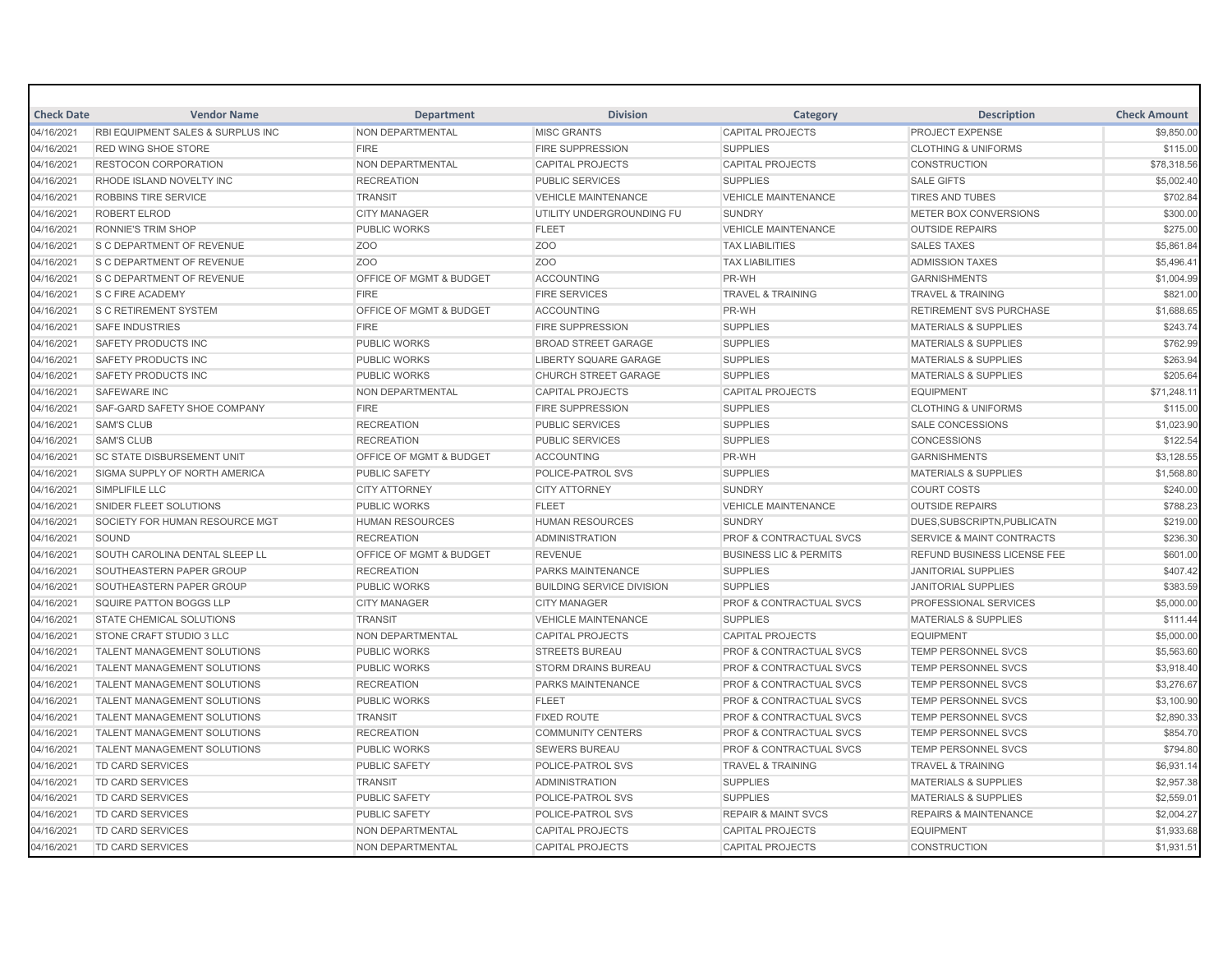| Check Date | Vendor Name | Department | Division | Category | Description | Check Amount |
|---|---|---|---|---|---|---|
| 04/16/2021 | RBI EQUIPMENT SALES & SURPLUS INC | NON DEPARTMENTAL | MISC GRANTS | CAPITAL PROJECTS | PROJECT EXPENSE | $9,850.00 |
| 04/16/2021 | RED WING SHOE STORE | FIRE | FIRE SUPPRESSION | SUPPLIES | CLOTHING & UNIFORMS | $115.00 |
| 04/16/2021 | RESTOCON CORPORATION | NON DEPARTMENTAL | CAPITAL PROJECTS | CAPITAL PROJECTS | CONSTRUCTION | $78,318.56 |
| 04/16/2021 | RHODE ISLAND NOVELTY INC | RECREATION | PUBLIC SERVICES | SUPPLIES | SALE GIFTS | $5,002.40 |
| 04/16/2021 | ROBBINS TIRE SERVICE | TRANSIT | VEHICLE MAINTENANCE | VEHICLE MAINTENANCE | TIRES AND TUBES | $702.84 |
| 04/16/2021 | ROBERT ELROD | CITY MANAGER | UTILITY UNDERGROUNDING FU | SUNDRY | METER BOX CONVERSIONS | $300.00 |
| 04/16/2021 | RONNIE'S TRIM SHOP | PUBLIC WORKS | FLEET | VEHICLE MAINTENANCE | OUTSIDE REPAIRS | $275.00 |
| 04/16/2021 | S C DEPARTMENT OF REVENUE | ZOO | ZOO | TAX LIABILITIES | SALES TAXES | $5,861.84 |
| 04/16/2021 | S C DEPARTMENT OF REVENUE | ZOO | ZOO | TAX LIABILITIES | ADMISSION TAXES | $5,496.41 |
| 04/16/2021 | S C DEPARTMENT OF REVENUE | OFFICE OF MGMT & BUDGET | ACCOUNTING | PR-WH | GARNISHMENTS | $1,004.99 |
| 04/16/2021 | S C FIRE ACADEMY | FIRE | FIRE SERVICES | TRAVEL & TRAINING | TRAVEL & TRAINING | $821.00 |
| 04/16/2021 | S C RETIREMENT SYSTEM | OFFICE OF MGMT & BUDGET | ACCOUNTING | PR-WH | RETIREMENT SVS PURCHASE | $1,688.65 |
| 04/16/2021 | SAFE INDUSTRIES | FIRE | FIRE SUPPRESSION | SUPPLIES | MATERIALS & SUPPLIES | $243.74 |
| 04/16/2021 | SAFETY PRODUCTS INC | PUBLIC WORKS | BROAD STREET GARAGE | SUPPLIES | MATERIALS & SUPPLIES | $762.99 |
| 04/16/2021 | SAFETY PRODUCTS INC | PUBLIC WORKS | LIBERTY SQUARE GARAGE | SUPPLIES | MATERIALS & SUPPLIES | $263.94 |
| 04/16/2021 | SAFETY PRODUCTS INC | PUBLIC WORKS | CHURCH STREET GARAGE | SUPPLIES | MATERIALS & SUPPLIES | $205.64 |
| 04/16/2021 | SAFEWARE INC | NON DEPARTMENTAL | CAPITAL PROJECTS | CAPITAL PROJECTS | EQUIPMENT | $71,248.11 |
| 04/16/2021 | SAF-GARD SAFETY SHOE COMPANY | FIRE | FIRE SUPPRESSION | SUPPLIES | CLOTHING & UNIFORMS | $115.00 |
| 04/16/2021 | SAM'S CLUB | RECREATION | PUBLIC SERVICES | SUPPLIES | SALE CONCESSIONS | $1,023.90 |
| 04/16/2021 | SAM'S CLUB | RECREATION | PUBLIC SERVICES | SUPPLIES | CONCESSIONS | $122.54 |
| 04/16/2021 | SC STATE DISBURSEMENT UNIT | OFFICE OF MGMT & BUDGET | ACCOUNTING | PR-WH | GARNISHMENTS | $3,128.55 |
| 04/16/2021 | SIGMA SUPPLY OF NORTH AMERICA | PUBLIC SAFETY | POLICE-PATROL SVS | SUPPLIES | MATERIALS & SUPPLIES | $1,568.80 |
| 04/16/2021 | SIMPLIFILE LLC | CITY ATTORNEY | CITY ATTORNEY | SUNDRY | COURT COSTS | $240.00 |
| 04/16/2021 | SNIDER FLEET SOLUTIONS | PUBLIC WORKS | FLEET | VEHICLE MAINTENANCE | OUTSIDE REPAIRS | $788.23 |
| 04/16/2021 | SOCIETY FOR HUMAN RESOURCE MGT | HUMAN RESOURCES | HUMAN RESOURCES | SUNDRY | DUES,SUBSCRIPTN,PUBLICATN | $219.00 |
| 04/16/2021 | SOUND | RECREATION | ADMINISTRATION | PROF & CONTRACTUAL SVCS | SERVICE & MAINT CONTRACTS | $236.30 |
| 04/16/2021 | SOUTH CAROLINA DENTAL SLEEP LL | OFFICE OF MGMT & BUDGET | REVENUE | BUSINESS LIC & PERMITS | REFUND BUSINESS LICENSE FEE | $601.00 |
| 04/16/2021 | SOUTHEASTERN PAPER GROUP | RECREATION | PARKS MAINTENANCE | SUPPLIES | JANITORIAL SUPPLIES | $407.42 |
| 04/16/2021 | SOUTHEASTERN PAPER GROUP | PUBLIC WORKS | BUILDING SERVICE DIVISION | SUPPLIES | JANITORIAL SUPPLIES | $383.59 |
| 04/16/2021 | SQUIRE PATTON BOGGS LLP | CITY MANAGER | CITY MANAGER | PROF & CONTRACTUAL SVCS | PROFESSIONAL SERVICES | $5,000.00 |
| 04/16/2021 | STATE CHEMICAL SOLUTIONS | TRANSIT | VEHICLE MAINTENANCE | SUPPLIES | MATERIALS & SUPPLIES | $111.44 |
| 04/16/2021 | STONE CRAFT STUDIO 3 LLC | NON DEPARTMENTAL | CAPITAL PROJECTS | CAPITAL PROJECTS | EQUIPMENT | $5,000.00 |
| 04/16/2021 | TALENT MANAGEMENT SOLUTIONS | PUBLIC WORKS | STREETS BUREAU | PROF & CONTRACTUAL SVCS | TEMP PERSONNEL SVCS | $5,563.60 |
| 04/16/2021 | TALENT MANAGEMENT SOLUTIONS | PUBLIC WORKS | STORM DRAINS BUREAU | PROF & CONTRACTUAL SVCS | TEMP PERSONNEL SVCS | $3,918.40 |
| 04/16/2021 | TALENT MANAGEMENT SOLUTIONS | RECREATION | PARKS MAINTENANCE | PROF & CONTRACTUAL SVCS | TEMP PERSONNEL SVCS | $3,276.67 |
| 04/16/2021 | TALENT MANAGEMENT SOLUTIONS | PUBLIC WORKS | FLEET | PROF & CONTRACTUAL SVCS | TEMP PERSONNEL SVCS | $3,100.90 |
| 04/16/2021 | TALENT MANAGEMENT SOLUTIONS | TRANSIT | FIXED ROUTE | PROF & CONTRACTUAL SVCS | TEMP PERSONNEL SVCS | $2,890.33 |
| 04/16/2021 | TALENT MANAGEMENT SOLUTIONS | RECREATION | COMMUNITY CENTERS | PROF & CONTRACTUAL SVCS | TEMP PERSONNEL SVCS | $854.70 |
| 04/16/2021 | TALENT MANAGEMENT SOLUTIONS | PUBLIC WORKS | SEWERS BUREAU | PROF & CONTRACTUAL SVCS | TEMP PERSONNEL SVCS | $794.80 |
| 04/16/2021 | TD CARD SERVICES | PUBLIC SAFETY | POLICE-PATROL SVS | TRAVEL & TRAINING | TRAVEL & TRAINING | $6,931.14 |
| 04/16/2021 | TD CARD SERVICES | TRANSIT | ADMINISTRATION | SUPPLIES | MATERIALS & SUPPLIES | $2,957.38 |
| 04/16/2021 | TD CARD SERVICES | PUBLIC SAFETY | POLICE-PATROL SVS | SUPPLIES | MATERIALS & SUPPLIES | $2,559.01 |
| 04/16/2021 | TD CARD SERVICES | PUBLIC SAFETY | POLICE-PATROL SVS | REPAIR & MAINT SVCS | REPAIRS & MAINTENANCE | $2,004.27 |
| 04/16/2021 | TD CARD SERVICES | NON DEPARTMENTAL | CAPITAL PROJECTS | CAPITAL PROJECTS | EQUIPMENT | $1,933.68 |
| 04/16/2021 | TD CARD SERVICES | NON DEPARTMENTAL | CAPITAL PROJECTS | CAPITAL PROJECTS | CONSTRUCTION | $1,931.51 |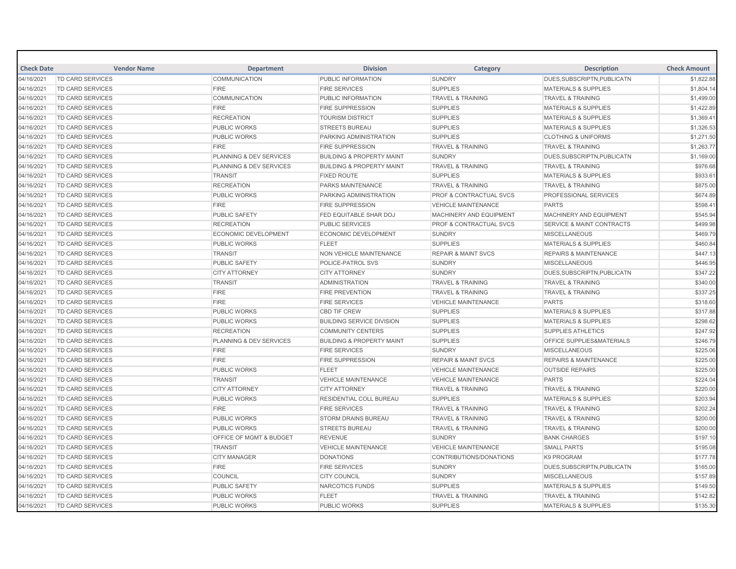| Check Date | Vendor Name | Department | Division | Category | Description | Check Amount |
|---|---|---|---|---|---|---|
| 04/16/2021 | TD CARD SERVICES | COMMUNICATION | PUBLIC INFORMATION | SUNDRY | DUES,SUBSCRIPTN,PUBLICATN | $1,822.88 |
| 04/16/2021 | TD CARD SERVICES | FIRE | FIRE SERVICES | SUPPLIES | MATERIALS & SUPPLIES | $1,804.14 |
| 04/16/2021 | TD CARD SERVICES | COMMUNICATION | PUBLIC INFORMATION | TRAVEL & TRAINING | TRAVEL & TRAINING | $1,499.00 |
| 04/16/2021 | TD CARD SERVICES | FIRE | FIRE SUPPRESSION | SUPPLIES | MATERIALS & SUPPLIES | $1,422.89 |
| 04/16/2021 | TD CARD SERVICES | RECREATION | TOURISM DISTRICT | SUPPLIES | MATERIALS & SUPPLIES | $1,369.41 |
| 04/16/2021 | TD CARD SERVICES | PUBLIC WORKS | STREETS BUREAU | SUPPLIES | MATERIALS & SUPPLIES | $1,326.53 |
| 04/16/2021 | TD CARD SERVICES | PUBLIC WORKS | PARKING ADMINISTRATION | SUPPLIES | CLOTHING & UNIFORMS | $1,271.50 |
| 04/16/2021 | TD CARD SERVICES | FIRE | FIRE SUPPRESSION | TRAVEL & TRAINING | TRAVEL & TRAINING | $1,263.77 |
| 04/16/2021 | TD CARD SERVICES | PLANNING & DEV SERVICES | BUILDING & PROPERTY MAINT | SUNDRY | DUES,SUBSCRIPTN,PUBLICATN | $1,169.00 |
| 04/16/2021 | TD CARD SERVICES | PLANNING & DEV SERVICES | BUILDING & PROPERTY MAINT | TRAVEL & TRAINING | TRAVEL & TRAINING | $976.68 |
| 04/16/2021 | TD CARD SERVICES | TRANSIT | FIXED ROUTE | SUPPLIES | MATERIALS & SUPPLIES | $933.61 |
| 04/16/2021 | TD CARD SERVICES | RECREATION | PARKS MAINTENANCE | TRAVEL & TRAINING | TRAVEL & TRAINING | $875.00 |
| 04/16/2021 | TD CARD SERVICES | PUBLIC WORKS | PARKING ADMINISTRATION | PROF & CONTRACTUAL SVCS | PROFESSIONAL SERVICES | $674.89 |
| 04/16/2021 | TD CARD SERVICES | FIRE | FIRE SUPPRESSION | VEHICLE MAINTENANCE | PARTS | $598.41 |
| 04/16/2021 | TD CARD SERVICES | PUBLIC SAFETY | FED EQUITABLE SHAR DOJ | MACHINERY AND EQUIPMENT | MACHINERY AND EQUIPMENT | $545.94 |
| 04/16/2021 | TD CARD SERVICES | RECREATION | PUBLIC SERVICES | PROF & CONTRACTUAL SVCS | SERVICE & MAINT CONTRACTS | $499.98 |
| 04/16/2021 | TD CARD SERVICES | ECONOMIC DEVELOPMENT | ECONOMIC DEVELOPMENT | SUNDRY | MISCELLANEOUS | $469.79 |
| 04/16/2021 | TD CARD SERVICES | PUBLIC WORKS | FLEET | SUPPLIES | MATERIALS & SUPPLIES | $460.84 |
| 04/16/2021 | TD CARD SERVICES | TRANSIT | NON VEHICLE MAINTENANCE | REPAIR & MAINT SVCS | REPAIRS & MAINTENANCE | $447.13 |
| 04/16/2021 | TD CARD SERVICES | PUBLIC SAFETY | POLICE-PATROL SVS | SUNDRY | MISCELLANEOUS | $446.95 |
| 04/16/2021 | TD CARD SERVICES | CITY ATTORNEY | CITY ATTORNEY | SUNDRY | DUES,SUBSCRIPTN,PUBLICATN | $347.22 |
| 04/16/2021 | TD CARD SERVICES | TRANSIT | ADMINISTRATION | TRAVEL & TRAINING | TRAVEL & TRAINING | $340.00 |
| 04/16/2021 | TD CARD SERVICES | FIRE | FIRE PREVENTION | TRAVEL & TRAINING | TRAVEL & TRAINING | $337.25 |
| 04/16/2021 | TD CARD SERVICES | FIRE | FIRE SERVICES | VEHICLE MAINTENANCE | PARTS | $318.60 |
| 04/16/2021 | TD CARD SERVICES | PUBLIC WORKS | CBD TIF CREW | SUPPLIES | MATERIALS & SUPPLIES | $317.88 |
| 04/16/2021 | TD CARD SERVICES | PUBLIC WORKS | BUILDING SERVICE DIVISION | SUPPLIES | MATERIALS & SUPPLIES | $298.62 |
| 04/16/2021 | TD CARD SERVICES | RECREATION | COMMUNITY CENTERS | SUPPLIES | SUPPLIES ATHLETICS | $247.92 |
| 04/16/2021 | TD CARD SERVICES | PLANNING & DEV SERVICES | BUILDING & PROPERTY MAINT | SUPPLIES | OFFICE SUPPLIES&MATERIALS | $246.79 |
| 04/16/2021 | TD CARD SERVICES | FIRE | FIRE SERVICES | SUNDRY | MISCELLANEOUS | $225.06 |
| 04/16/2021 | TD CARD SERVICES | FIRE | FIRE SUPPRESSION | REPAIR & MAINT SVCS | REPAIRS & MAINTENANCE | $225.00 |
| 04/16/2021 | TD CARD SERVICES | PUBLIC WORKS | FLEET | VEHICLE MAINTENANCE | OUTSIDE REPAIRS | $225.00 |
| 04/16/2021 | TD CARD SERVICES | TRANSIT | VEHICLE MAINTENANCE | VEHICLE MAINTENANCE | PARTS | $224.04 |
| 04/16/2021 | TD CARD SERVICES | CITY ATTORNEY | CITY ATTORNEY | TRAVEL & TRAINING | TRAVEL & TRAINING | $220.00 |
| 04/16/2021 | TD CARD SERVICES | PUBLIC WORKS | RESIDENTIAL COLL BUREAU | SUPPLIES | MATERIALS & SUPPLIES | $203.94 |
| 04/16/2021 | TD CARD SERVICES | FIRE | FIRE SERVICES | TRAVEL & TRAINING | TRAVEL & TRAINING | $202.24 |
| 04/16/2021 | TD CARD SERVICES | PUBLIC WORKS | STORM DRAINS BUREAU | TRAVEL & TRAINING | TRAVEL & TRAINING | $200.00 |
| 04/16/2021 | TD CARD SERVICES | PUBLIC WORKS | STREETS BUREAU | TRAVEL & TRAINING | TRAVEL & TRAINING | $200.00 |
| 04/16/2021 | TD CARD SERVICES | OFFICE OF MGMT & BUDGET | REVENUE | SUNDRY | BANK CHARGES | $197.10 |
| 04/16/2021 | TD CARD SERVICES | TRANSIT | VEHICLE MAINTENANCE | VEHICLE MAINTENANCE | SMALL PARTS | $195.08 |
| 04/16/2021 | TD CARD SERVICES | CITY MANAGER | DONATIONS | CONTRIBUTIONS/DONATIONS | K9 PROGRAM | $177.78 |
| 04/16/2021 | TD CARD SERVICES | FIRE | FIRE SERVICES | SUNDRY | DUES,SUBSCRIPTN,PUBLICATN | $165.00 |
| 04/16/2021 | TD CARD SERVICES | COUNCIL | CITY COUNCIL | SUNDRY | MISCELLANEOUS | $157.89 |
| 04/16/2021 | TD CARD SERVICES | PUBLIC SAFETY | NARCOTICS FUNDS | SUPPLIES | MATERIALS & SUPPLIES | $149.50 |
| 04/16/2021 | TD CARD SERVICES | PUBLIC WORKS | FLEET | TRAVEL & TRAINING | TRAVEL & TRAINING | $142.82 |
| 04/16/2021 | TD CARD SERVICES | PUBLIC WORKS | PUBLIC WORKS | SUPPLIES | MATERIALS & SUPPLIES | $135.30 |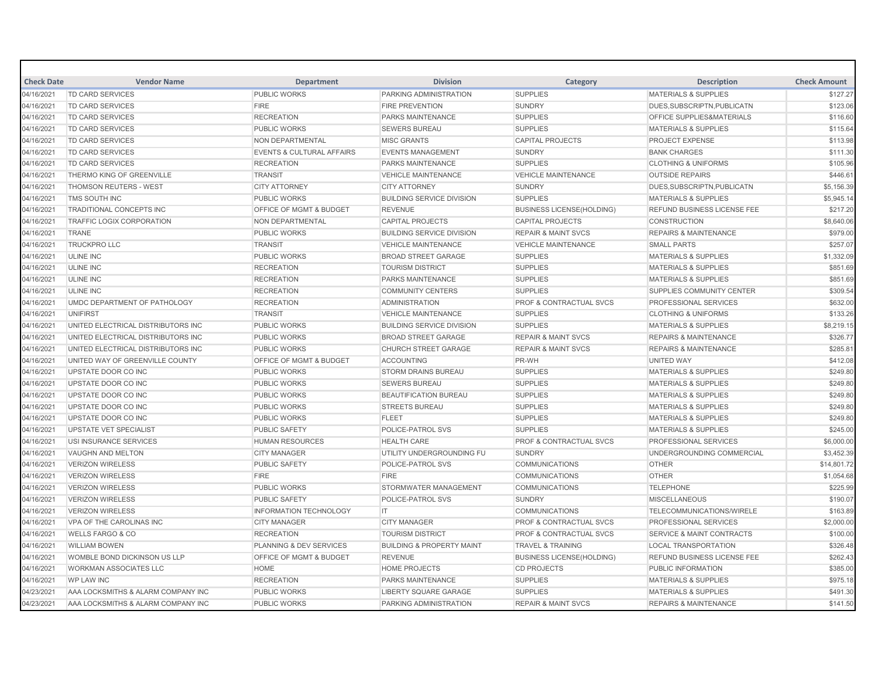| Check Date | Vendor Name | Department | Division | Category | Description | Check Amount |
|---|---|---|---|---|---|---|
| 04/16/2021 | TD CARD SERVICES | PUBLIC WORKS | PARKING ADMINISTRATION | SUPPLIES | MATERIALS & SUPPLIES | $127.27 |
| 04/16/2021 | TD CARD SERVICES | FIRE | FIRE PREVENTION | SUNDRY | DUES,SUBSCRIPTN,PUBLICATN | $123.06 |
| 04/16/2021 | TD CARD SERVICES | RECREATION | PARKS MAINTENANCE | SUPPLIES | OFFICE SUPPLIES&MATERIALS | $116.60 |
| 04/16/2021 | TD CARD SERVICES | PUBLIC WORKS | SEWERS BUREAU | SUPPLIES | MATERIALS & SUPPLIES | $115.64 |
| 04/16/2021 | TD CARD SERVICES | NON DEPARTMENTAL | MISC GRANTS | CAPITAL PROJECTS | PROJECT EXPENSE | $113.98 |
| 04/16/2021 | TD CARD SERVICES | EVENTS & CULTURAL AFFAIRS | EVENTS MANAGEMENT | SUNDRY | BANK CHARGES | $111.30 |
| 04/16/2021 | TD CARD SERVICES | RECREATION | PARKS MAINTENANCE | SUPPLIES | CLOTHING & UNIFORMS | $105.96 |
| 04/16/2021 | THERMO KING OF GREENVILLE | TRANSIT | VEHICLE MAINTENANCE | VEHICLE MAINTENANCE | OUTSIDE REPAIRS | $446.61 |
| 04/16/2021 | THOMSON REUTERS - WEST | CITY ATTORNEY | CITY ATTORNEY | SUNDRY | DUES,SUBSCRIPTN,PUBLICATN | $5,156.39 |
| 04/16/2021 | TMS SOUTH INC | PUBLIC WORKS | BUILDING SERVICE DIVISION | SUPPLIES | MATERIALS & SUPPLIES | $5,945.14 |
| 04/16/2021 | TRADITIONAL CONCEPTS INC | OFFICE OF MGMT & BUDGET | REVENUE | BUSINESS LICENSE(HOLDING) | REFUND BUSINESS LICENSE FEE | $217.20 |
| 04/16/2021 | TRAFFIC LOGIX CORPORATION | NON DEPARTMENTAL | CAPITAL PROJECTS | CAPITAL PROJECTS | CONSTRUCTION | $8,640.06 |
| 04/16/2021 | TRANE | PUBLIC WORKS | BUILDING SERVICE DIVISION | REPAIR & MAINT SVCS | REPAIRS & MAINTENANCE | $979.00 |
| 04/16/2021 | TRUCKPRO LLC | TRANSIT | VEHICLE MAINTENANCE | VEHICLE MAINTENANCE | SMALL PARTS | $257.07 |
| 04/16/2021 | ULINE INC | PUBLIC WORKS | BROAD STREET GARAGE | SUPPLIES | MATERIALS & SUPPLIES | $1,332.09 |
| 04/16/2021 | ULINE INC | RECREATION | TOURISM DISTRICT | SUPPLIES | MATERIALS & SUPPLIES | $851.69 |
| 04/16/2021 | ULINE INC | RECREATION | PARKS MAINTENANCE | SUPPLIES | MATERIALS & SUPPLIES | $851.69 |
| 04/16/2021 | ULINE INC | RECREATION | COMMUNITY CENTERS | SUPPLIES | SUPPLIES COMMUNITY CENTER | $309.54 |
| 04/16/2021 | UMDC DEPARTMENT OF PATHOLOGY | RECREATION | ADMINISTRATION | PROF & CONTRACTUAL SVCS | PROFESSIONAL SERVICES | $632.00 |
| 04/16/2021 | UNIFIRST | TRANSIT | VEHICLE MAINTENANCE | SUPPLIES | CLOTHING & UNIFORMS | $133.26 |
| 04/16/2021 | UNITED ELECTRICAL DISTRIBUTORS INC | PUBLIC WORKS | BUILDING SERVICE DIVISION | SUPPLIES | MATERIALS & SUPPLIES | $8,219.15 |
| 04/16/2021 | UNITED ELECTRICAL DISTRIBUTORS INC | PUBLIC WORKS | BROAD STREET GARAGE | REPAIR & MAINT SVCS | REPAIRS & MAINTENANCE | $326.77 |
| 04/16/2021 | UNITED ELECTRICAL DISTRIBUTORS INC | PUBLIC WORKS | CHURCH STREET GARAGE | REPAIR & MAINT SVCS | REPAIRS & MAINTENANCE | $285.81 |
| 04/16/2021 | UNITED WAY OF GREENVILLE COUNTY | OFFICE OF MGMT & BUDGET | ACCOUNTING | PR-WH | UNITED WAY | $412.08 |
| 04/16/2021 | UPSTATE DOOR CO INC | PUBLIC WORKS | STORM DRAINS BUREAU | SUPPLIES | MATERIALS & SUPPLIES | $249.80 |
| 04/16/2021 | UPSTATE DOOR CO INC | PUBLIC WORKS | SEWERS BUREAU | SUPPLIES | MATERIALS & SUPPLIES | $249.80 |
| 04/16/2021 | UPSTATE DOOR CO INC | PUBLIC WORKS | BEAUTIFICATION BUREAU | SUPPLIES | MATERIALS & SUPPLIES | $249.80 |
| 04/16/2021 | UPSTATE DOOR CO INC | PUBLIC WORKS | STREETS BUREAU | SUPPLIES | MATERIALS & SUPPLIES | $249.80 |
| 04/16/2021 | UPSTATE DOOR CO INC | PUBLIC WORKS | FLEET | SUPPLIES | MATERIALS & SUPPLIES | $249.80 |
| 04/16/2021 | UPSTATE VET SPECIALIST | PUBLIC SAFETY | POLICE-PATROL SVS | SUPPLIES | MATERIALS & SUPPLIES | $245.00 |
| 04/16/2021 | USI INSURANCE SERVICES | HUMAN RESOURCES | HEALTH CARE | PROF & CONTRACTUAL SVCS | PROFESSIONAL SERVICES | $6,000.00 |
| 04/16/2021 | VAUGHN AND MELTON | CITY MANAGER | UTILITY UNDERGROUNDING FU | SUNDRY | UNDERGROUNDING COMMERCIAL | $3,452.39 |
| 04/16/2021 | VERIZON WIRELESS | PUBLIC SAFETY | POLICE-PATROL SVS | COMMUNICATIONS | OTHER | $14,801.72 |
| 04/16/2021 | VERIZON WIRELESS | FIRE | FIRE | COMMUNICATIONS | OTHER | $1,054.68 |
| 04/16/2021 | VERIZON WIRELESS | PUBLIC WORKS | STORMWATER MANAGEMENT | COMMUNICATIONS | TELEPHONE | $225.99 |
| 04/16/2021 | VERIZON WIRELESS | PUBLIC SAFETY | POLICE-PATROL SVS | SUNDRY | MISCELLANEOUS | $190.07 |
| 04/16/2021 | VERIZON WIRELESS | INFORMATION TECHNOLOGY | IT | COMMUNICATIONS | TELECOMMUNICATIONS/WIRELE | $163.89 |
| 04/16/2021 | VPA OF THE CAROLINAS INC | CITY MANAGER | CITY MANAGER | PROF & CONTRACTUAL SVCS | PROFESSIONAL SERVICES | $2,000.00 |
| 04/16/2021 | WELLS FARGO & CO | RECREATION | TOURISM DISTRICT | PROF & CONTRACTUAL SVCS | SERVICE & MAINT CONTRACTS | $100.00 |
| 04/16/2021 | WILLIAM BOWEN | PLANNING & DEV SERVICES | BUILDING & PROPERTY MAINT | TRAVEL & TRAINING | LOCAL TRANSPORTATION | $326.48 |
| 04/16/2021 | WOMBLE BOND DICKINSON US LLP | OFFICE OF MGMT & BUDGET | REVENUE | BUSINESS LICENSE(HOLDING) | REFUND BUSINESS LICENSE FEE | $262.43 |
| 04/16/2021 | WORKMAN ASSOCIATES LLC | HOME | HOME PROJECTS | CD PROJECTS | PUBLIC INFORMATION | $385.00 |
| 04/16/2021 | WP LAW INC | RECREATION | PARKS MAINTENANCE | SUPPLIES | MATERIALS & SUPPLIES | $975.18 |
| 04/23/2021 | AAA LOCKSMITHS & ALARM COMPANY INC | PUBLIC WORKS | LIBERTY SQUARE GARAGE | SUPPLIES | MATERIALS & SUPPLIES | $491.30 |
| 04/23/2021 | AAA LOCKSMITHS & ALARM COMPANY INC | PUBLIC WORKS | PARKING ADMINISTRATION | REPAIR & MAINT SVCS | REPAIRS & MAINTENANCE | $141.50 |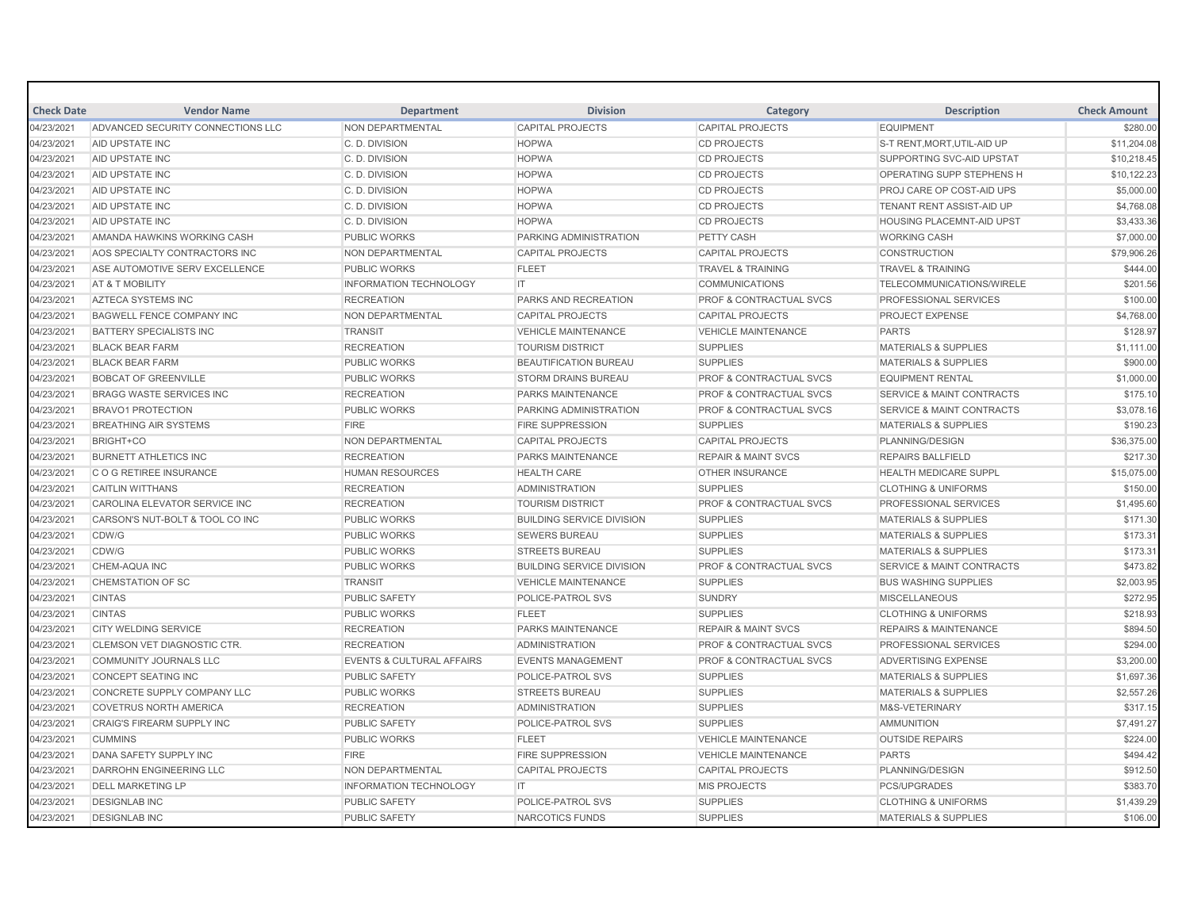| Check Date | Vendor Name | Department | Division | Category | Description | Check Amount |
|---|---|---|---|---|---|---|
| 04/23/2021 | ADVANCED SECURITY CONNECTIONS LLC | NON DEPARTMENTAL | CAPITAL PROJECTS | CAPITAL PROJECTS | EQUIPMENT | $280.00 |
| 04/23/2021 | AID UPSTATE INC | C. D. DIVISION | HOPWA | CD PROJECTS | S-T RENT,MORT,UTIL-AID UP | $11,204.08 |
| 04/23/2021 | AID UPSTATE INC | C. D. DIVISION | HOPWA | CD PROJECTS | SUPPORTING SVC-AID UPSTAT | $10,218.45 |
| 04/23/2021 | AID UPSTATE INC | C. D. DIVISION | HOPWA | CD PROJECTS | OPERATING SUPP STEPHENS H | $10,122.23 |
| 04/23/2021 | AID UPSTATE INC | C. D. DIVISION | HOPWA | CD PROJECTS | PROJ CARE OP COST-AID UPS | $5,000.00 |
| 04/23/2021 | AID UPSTATE INC | C. D. DIVISION | HOPWA | CD PROJECTS | TENANT RENT ASSIST-AID UP | $4,768.08 |
| 04/23/2021 | AID UPSTATE INC | C. D. DIVISION | HOPWA | CD PROJECTS | HOUSING PLACEMNT-AID UPST | $3,433.36 |
| 04/23/2021 | AMANDA HAWKINS WORKING CASH | PUBLIC WORKS | PARKING ADMINISTRATION | PETTY CASH | WORKING CASH | $7,000.00 |
| 04/23/2021 | AOS SPECIALTY CONTRACTORS INC | NON DEPARTMENTAL | CAPITAL PROJECTS | CAPITAL PROJECTS | CONSTRUCTION | $79,906.26 |
| 04/23/2021 | ASE AUTOMOTIVE SERV EXCELLENCE | PUBLIC WORKS | FLEET | TRAVEL & TRAINING | TRAVEL & TRAINING | $444.00 |
| 04/23/2021 | AT & T MOBILITY | INFORMATION TECHNOLOGY | IT | COMMUNICATIONS | TELECOMMUNICATIONS/WIRELE | $201.56 |
| 04/23/2021 | AZTECA SYSTEMS INC | RECREATION | PARKS AND RECREATION | PROF & CONTRACTUAL SVCS | PROFESSIONAL SERVICES | $100.00 |
| 04/23/2021 | BAGWELL FENCE COMPANY INC | NON DEPARTMENTAL | CAPITAL PROJECTS | CAPITAL PROJECTS | PROJECT EXPENSE | $4,768.00 |
| 04/23/2021 | BATTERY SPECIALISTS INC | TRANSIT | VEHICLE MAINTENANCE | VEHICLE MAINTENANCE | PARTS | $128.97 |
| 04/23/2021 | BLACK BEAR FARM | RECREATION | TOURISM DISTRICT | SUPPLIES | MATERIALS & SUPPLIES | $1,111.00 |
| 04/23/2021 | BLACK BEAR FARM | PUBLIC WORKS | BEAUTIFICATION BUREAU | SUPPLIES | MATERIALS & SUPPLIES | $900.00 |
| 04/23/2021 | BOBCAT OF GREENVILLE | PUBLIC WORKS | STORM DRAINS BUREAU | PROF & CONTRACTUAL SVCS | EQUIPMENT RENTAL | $1,000.00 |
| 04/23/2021 | BRAGG WASTE SERVICES INC | RECREATION | PARKS MAINTENANCE | PROF & CONTRACTUAL SVCS | SERVICE & MAINT CONTRACTS | $175.10 |
| 04/23/2021 | BRAVO1 PROTECTION | PUBLIC WORKS | PARKING ADMINISTRATION | PROF & CONTRACTUAL SVCS | SERVICE & MAINT CONTRACTS | $3,078.16 |
| 04/23/2021 | BREATHING AIR SYSTEMS | FIRE | FIRE SUPPRESSION | SUPPLIES | MATERIALS & SUPPLIES | $190.23 |
| 04/23/2021 | BRIGHT+CO | NON DEPARTMENTAL | CAPITAL PROJECTS | CAPITAL PROJECTS | PLANNING/DESIGN | $36,375.00 |
| 04/23/2021 | BURNETT ATHLETICS INC | RECREATION | PARKS MAINTENANCE | REPAIR & MAINT SVCS | REPAIRS BALLFIELD | $217.30 |
| 04/23/2021 | C O G RETIREE INSURANCE | HUMAN RESOURCES | HEALTH CARE | OTHER INSURANCE | HEALTH MEDICARE SUPPL | $15,075.00 |
| 04/23/2021 | CAITLIN WITTHANS | RECREATION | ADMINISTRATION | SUPPLIES | CLOTHING & UNIFORMS | $150.00 |
| 04/23/2021 | CAROLINA ELEVATOR SERVICE INC | RECREATION | TOURISM DISTRICT | PROF & CONTRACTUAL SVCS | PROFESSIONAL SERVICES | $1,495.60 |
| 04/23/2021 | CARSON'S NUT-BOLT & TOOL CO INC | PUBLIC WORKS | BUILDING SERVICE DIVISION | SUPPLIES | MATERIALS & SUPPLIES | $171.30 |
| 04/23/2021 | CDW/G | PUBLIC WORKS | SEWERS BUREAU | SUPPLIES | MATERIALS & SUPPLIES | $173.31 |
| 04/23/2021 | CDW/G | PUBLIC WORKS | STREETS BUREAU | SUPPLIES | MATERIALS & SUPPLIES | $173.31 |
| 04/23/2021 | CHEM-AQUA INC | PUBLIC WORKS | BUILDING SERVICE DIVISION | PROF & CONTRACTUAL SVCS | SERVICE & MAINT CONTRACTS | $473.82 |
| 04/23/2021 | CHEMSTATION OF SC | TRANSIT | VEHICLE MAINTENANCE | SUPPLIES | BUS WASHING SUPPLIES | $2,003.95 |
| 04/23/2021 | CINTAS | PUBLIC SAFETY | POLICE-PATROL SVS | SUNDRY | MISCELLANEOUS | $272.95 |
| 04/23/2021 | CINTAS | PUBLIC WORKS | FLEET | SUPPLIES | CLOTHING & UNIFORMS | $218.93 |
| 04/23/2021 | CITY WELDING SERVICE | RECREATION | PARKS MAINTENANCE | REPAIR & MAINT SVCS | REPAIRS & MAINTENANCE | $894.50 |
| 04/23/2021 | CLEMSON VET DIAGNOSTIC CTR. | RECREATION | ADMINISTRATION | PROF & CONTRACTUAL SVCS | PROFESSIONAL SERVICES | $294.00 |
| 04/23/2021 | COMMUNITY JOURNALS LLC | EVENTS & CULTURAL AFFAIRS | EVENTS MANAGEMENT | PROF & CONTRACTUAL SVCS | ADVERTISING EXPENSE | $3,200.00 |
| 04/23/2021 | CONCEPT SEATING INC | PUBLIC SAFETY | POLICE-PATROL SVS | SUPPLIES | MATERIALS & SUPPLIES | $1,697.36 |
| 04/23/2021 | CONCRETE SUPPLY COMPANY LLC | PUBLIC WORKS | STREETS BUREAU | SUPPLIES | MATERIALS & SUPPLIES | $2,557.26 |
| 04/23/2021 | COVETRUS NORTH AMERICA | RECREATION | ADMINISTRATION | SUPPLIES | M&S-VETERINARY | $317.15 |
| 04/23/2021 | CRAIG'S FIREARM SUPPLY INC | PUBLIC SAFETY | POLICE-PATROL SVS | SUPPLIES | AMMUNITION | $7,491.27 |
| 04/23/2021 | CUMMINS | PUBLIC WORKS | FLEET | VEHICLE MAINTENANCE | OUTSIDE REPAIRS | $224.00 |
| 04/23/2021 | DANA SAFETY SUPPLY INC | FIRE | FIRE SUPPRESSION | VEHICLE MAINTENANCE | PARTS | $494.42 |
| 04/23/2021 | DARROHN ENGINEERING LLC | NON DEPARTMENTAL | CAPITAL PROJECTS | CAPITAL PROJECTS | PLANNING/DESIGN | $912.50 |
| 04/23/2021 | DELL MARKETING LP | INFORMATION TECHNOLOGY | IT | MIS PROJECTS | PCS/UPGRADES | $383.70 |
| 04/23/2021 | DESIGNLAB INC | PUBLIC SAFETY | POLICE-PATROL SVS | SUPPLIES | CLOTHING & UNIFORMS | $1,439.29 |
| 04/23/2021 | DESIGNLAB INC | PUBLIC SAFETY | NARCOTICS FUNDS | SUPPLIES | MATERIALS & SUPPLIES | $106.00 |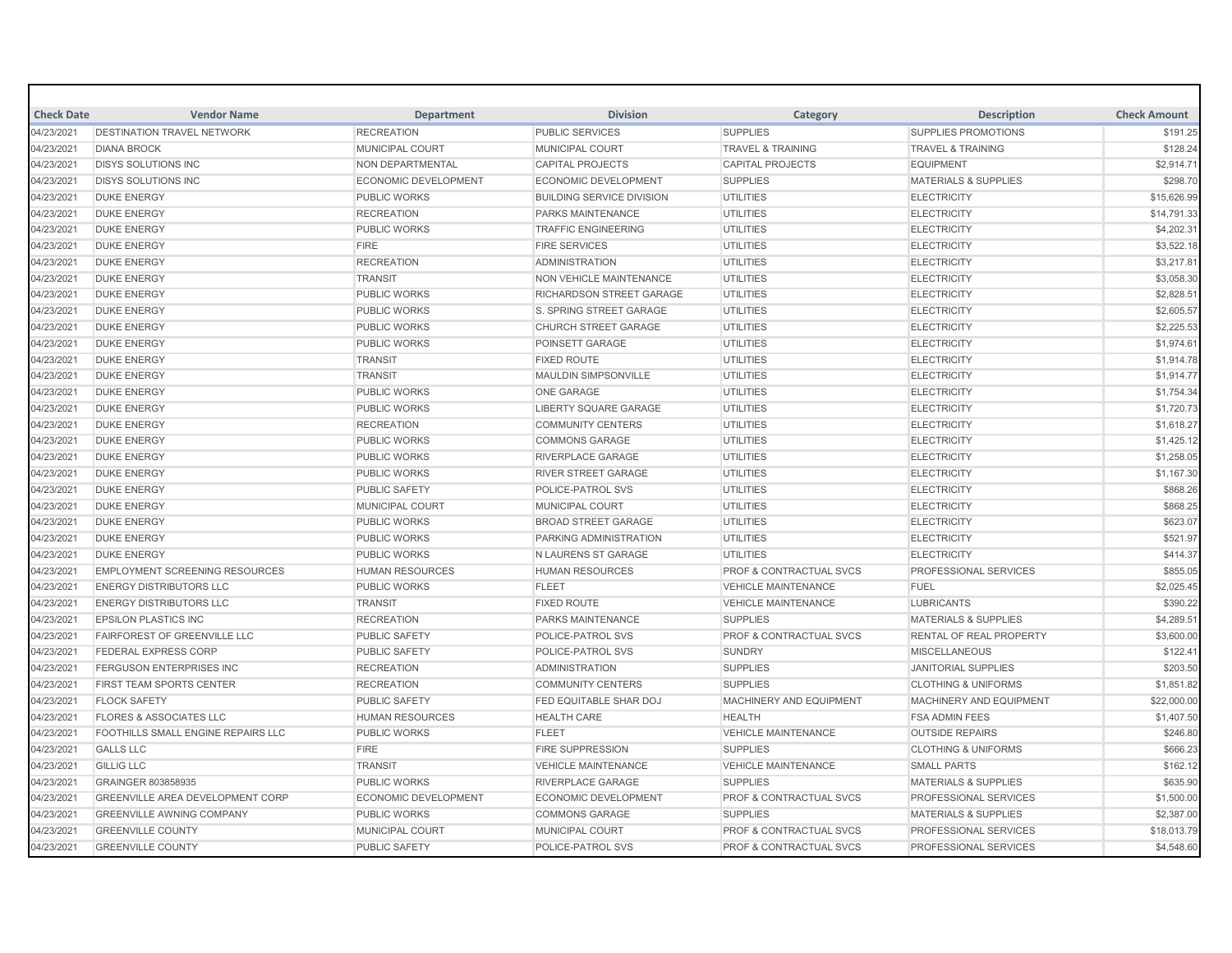| Check Date | Vendor Name | Department | Division | Category | Description | Check Amount |
|---|---|---|---|---|---|---|
| 04/23/2021 | DESTINATION TRAVEL NETWORK | RECREATION | PUBLIC SERVICES | SUPPLIES | SUPPLIES PROMOTIONS | $191.25 |
| 04/23/2021 | DIANA BROCK | MUNICIPAL COURT | MUNICIPAL COURT | TRAVEL & TRAINING | TRAVEL & TRAINING | $128.24 |
| 04/23/2021 | DISYS SOLUTIONS INC | NON DEPARTMENTAL | CAPITAL PROJECTS | CAPITAL PROJECTS | EQUIPMENT | $2,914.71 |
| 04/23/2021 | DISYS SOLUTIONS INC | ECONOMIC DEVELOPMENT | ECONOMIC DEVELOPMENT | SUPPLIES | MATERIALS & SUPPLIES | $298.70 |
| 04/23/2021 | DUKE ENERGY | PUBLIC WORKS | BUILDING SERVICE DIVISION | UTILITIES | ELECTRICITY | $15,626.99 |
| 04/23/2021 | DUKE ENERGY | RECREATION | PARKS MAINTENANCE | UTILITIES | ELECTRICITY | $14,791.33 |
| 04/23/2021 | DUKE ENERGY | PUBLIC WORKS | TRAFFIC ENGINEERING | UTILITIES | ELECTRICITY | $4,202.31 |
| 04/23/2021 | DUKE ENERGY | FIRE | FIRE SERVICES | UTILITIES | ELECTRICITY | $3,522.18 |
| 04/23/2021 | DUKE ENERGY | RECREATION | ADMINISTRATION | UTILITIES | ELECTRICITY | $3,217.81 |
| 04/23/2021 | DUKE ENERGY | TRANSIT | NON VEHICLE MAINTENANCE | UTILITIES | ELECTRICITY | $3,058.30 |
| 04/23/2021 | DUKE ENERGY | PUBLIC WORKS | RICHARDSON STREET GARAGE | UTILITIES | ELECTRICITY | $2,828.51 |
| 04/23/2021 | DUKE ENERGY | PUBLIC WORKS | S. SPRING STREET GARAGE | UTILITIES | ELECTRICITY | $2,605.57 |
| 04/23/2021 | DUKE ENERGY | PUBLIC WORKS | CHURCH STREET GARAGE | UTILITIES | ELECTRICITY | $2,225.53 |
| 04/23/2021 | DUKE ENERGY | PUBLIC WORKS | POINSETT GARAGE | UTILITIES | ELECTRICITY | $1,974.61 |
| 04/23/2021 | DUKE ENERGY | TRANSIT | FIXED ROUTE | UTILITIES | ELECTRICITY | $1,914.78 |
| 04/23/2021 | DUKE ENERGY | TRANSIT | MAULDIN SIMPSONVILLE | UTILITIES | ELECTRICITY | $1,914.77 |
| 04/23/2021 | DUKE ENERGY | PUBLIC WORKS | ONE GARAGE | UTILITIES | ELECTRICITY | $1,754.34 |
| 04/23/2021 | DUKE ENERGY | PUBLIC WORKS | LIBERTY SQUARE GARAGE | UTILITIES | ELECTRICITY | $1,720.73 |
| 04/23/2021 | DUKE ENERGY | RECREATION | COMMUNITY CENTERS | UTILITIES | ELECTRICITY | $1,618.27 |
| 04/23/2021 | DUKE ENERGY | PUBLIC WORKS | COMMONS GARAGE | UTILITIES | ELECTRICITY | $1,425.12 |
| 04/23/2021 | DUKE ENERGY | PUBLIC WORKS | RIVERPLACE GARAGE | UTILITIES | ELECTRICITY | $1,258.05 |
| 04/23/2021 | DUKE ENERGY | PUBLIC WORKS | RIVER STREET GARAGE | UTILITIES | ELECTRICITY | $1,167.30 |
| 04/23/2021 | DUKE ENERGY | PUBLIC SAFETY | POLICE-PATROL SVS | UTILITIES | ELECTRICITY | $868.26 |
| 04/23/2021 | DUKE ENERGY | MUNICIPAL COURT | MUNICIPAL COURT | UTILITIES | ELECTRICITY | $868.25 |
| 04/23/2021 | DUKE ENERGY | PUBLIC WORKS | BROAD STREET GARAGE | UTILITIES | ELECTRICITY | $623.07 |
| 04/23/2021 | DUKE ENERGY | PUBLIC WORKS | PARKING ADMINISTRATION | UTILITIES | ELECTRICITY | $521.97 |
| 04/23/2021 | DUKE ENERGY | PUBLIC WORKS | N LAURENS ST GARAGE | UTILITIES | ELECTRICITY | $414.37 |
| 04/23/2021 | EMPLOYMENT SCREENING RESOURCES | HUMAN RESOURCES | HUMAN RESOURCES | PROF & CONTRACTUAL SVCS | PROFESSIONAL SERVICES | $855.05 |
| 04/23/2021 | ENERGY DISTRIBUTORS LLC | PUBLIC WORKS | FLEET | VEHICLE MAINTENANCE | FUEL | $2,025.45 |
| 04/23/2021 | ENERGY DISTRIBUTORS LLC | TRANSIT | FIXED ROUTE | VEHICLE MAINTENANCE | LUBRICANTS | $390.22 |
| 04/23/2021 | EPSILON PLASTICS INC | RECREATION | PARKS MAINTENANCE | SUPPLIES | MATERIALS & SUPPLIES | $4,289.51 |
| 04/23/2021 | FAIRFOREST OF GREENVILLE LLC | PUBLIC SAFETY | POLICE-PATROL SVS | PROF & CONTRACTUAL SVCS | RENTAL OF REAL PROPERTY | $3,600.00 |
| 04/23/2021 | FEDERAL EXPRESS CORP | PUBLIC SAFETY | POLICE-PATROL SVS | SUNDRY | MISCELLANEOUS | $122.41 |
| 04/23/2021 | FERGUSON ENTERPRISES INC | RECREATION | ADMINISTRATION | SUPPLIES | JANITORIAL SUPPLIES | $203.50 |
| 04/23/2021 | FIRST TEAM SPORTS CENTER | RECREATION | COMMUNITY CENTERS | SUPPLIES | CLOTHING & UNIFORMS | $1,851.82 |
| 04/23/2021 | FLOCK SAFETY | PUBLIC SAFETY | FED EQUITABLE SHAR DOJ | MACHINERY AND EQUIPMENT | MACHINERY AND EQUIPMENT | $22,000.00 |
| 04/23/2021 | FLORES & ASSOCIATES LLC | HUMAN RESOURCES | HEALTH CARE | HEALTH | FSA ADMIN FEES | $1,407.50 |
| 04/23/2021 | FOOTHILLS SMALL ENGINE REPAIRS LLC | PUBLIC WORKS | FLEET | VEHICLE MAINTENANCE | OUTSIDE REPAIRS | $246.80 |
| 04/23/2021 | GALLS LLC | FIRE | FIRE SUPPRESSION | SUPPLIES | CLOTHING & UNIFORMS | $666.23 |
| 04/23/2021 | GILLIG LLC | TRANSIT | VEHICLE MAINTENANCE | VEHICLE MAINTENANCE | SMALL PARTS | $162.12 |
| 04/23/2021 | GRAINGER 803858935 | PUBLIC WORKS | RIVERPLACE GARAGE | SUPPLIES | MATERIALS & SUPPLIES | $635.90 |
| 04/23/2021 | GREENVILLE AREA DEVELOPMENT CORP | ECONOMIC DEVELOPMENT | ECONOMIC DEVELOPMENT | PROF & CONTRACTUAL SVCS | PROFESSIONAL SERVICES | $1,500.00 |
| 04/23/2021 | GREENVILLE AWNING COMPANY | PUBLIC WORKS | COMMONS GARAGE | SUPPLIES | MATERIALS & SUPPLIES | $2,387.00 |
| 04/23/2021 | GREENVILLE COUNTY | MUNICIPAL COURT | MUNICIPAL COURT | PROF & CONTRACTUAL SVCS | PROFESSIONAL SERVICES | $18,013.79 |
| 04/23/2021 | GREENVILLE COUNTY | PUBLIC SAFETY | POLICE-PATROL SVS | PROF & CONTRACTUAL SVCS | PROFESSIONAL SERVICES | $4,548.60 |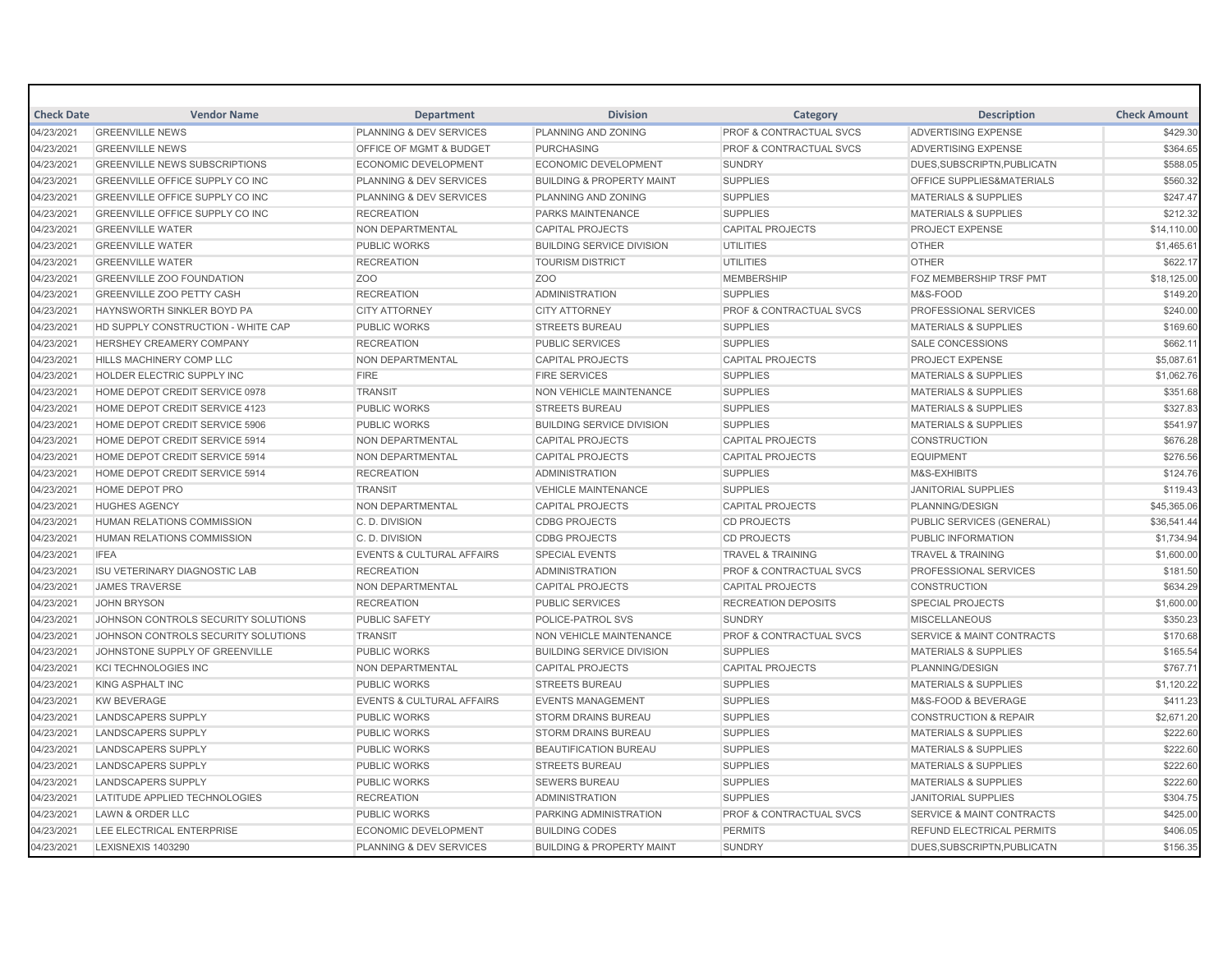| Check Date | Vendor Name | Department | Division | Category | Description | Check Amount |
|---|---|---|---|---|---|---|
| 04/23/2021 | GREENVILLE NEWS | PLANNING & DEV SERVICES | PLANNING AND ZONING | PROF & CONTRACTUAL SVCS | ADVERTISING EXPENSE | $429.30 |
| 04/23/2021 | GREENVILLE NEWS | OFFICE OF MGMT & BUDGET | PURCHASING | PROF & CONTRACTUAL SVCS | ADVERTISING EXPENSE | $364.65 |
| 04/23/2021 | GREENVILLE NEWS SUBSCRIPTIONS | ECONOMIC DEVELOPMENT | ECONOMIC DEVELOPMENT | SUNDRY | DUES,SUBSCRIPTN,PUBLICATN | $588.05 |
| 04/23/2021 | GREENVILLE OFFICE SUPPLY CO INC | PLANNING & DEV SERVICES | BUILDING & PROPERTY MAINT | SUPPLIES | OFFICE SUPPLIES&MATERIALS | $560.32 |
| 04/23/2021 | GREENVILLE OFFICE SUPPLY CO INC | PLANNING & DEV SERVICES | PLANNING AND ZONING | SUPPLIES | MATERIALS & SUPPLIES | $247.47 |
| 04/23/2021 | GREENVILLE OFFICE SUPPLY CO INC | RECREATION | PARKS MAINTENANCE | SUPPLIES | MATERIALS & SUPPLIES | $212.32 |
| 04/23/2021 | GREENVILLE WATER | NON DEPARTMENTAL | CAPITAL PROJECTS | CAPITAL PROJECTS | PROJECT EXPENSE | $14,110.00 |
| 04/23/2021 | GREENVILLE WATER | PUBLIC WORKS | BUILDING SERVICE DIVISION | UTILITIES | OTHER | $1,465.61 |
| 04/23/2021 | GREENVILLE WATER | RECREATION | TOURISM DISTRICT | UTILITIES | OTHER | $622.17 |
| 04/23/2021 | GREENVILLE ZOO FOUNDATION | ZOO | ZOO | MEMBERSHIP | FOZ MEMBERSHIP TRSF PMT | $18,125.00 |
| 04/23/2021 | GREENVILLE ZOO PETTY CASH | RECREATION | ADMINISTRATION | SUPPLIES | M&S-FOOD | $149.20 |
| 04/23/2021 | HAYNSWORTH SINKLER BOYD PA | CITY ATTORNEY | CITY ATTORNEY | PROF & CONTRACTUAL SVCS | PROFESSIONAL SERVICES | $240.00 |
| 04/23/2021 | HD SUPPLY CONSTRUCTION - WHITE CAP | PUBLIC WORKS | STREETS BUREAU | SUPPLIES | MATERIALS & SUPPLIES | $169.60 |
| 04/23/2021 | HERSHEY CREAMERY COMPANY | RECREATION | PUBLIC SERVICES | SUPPLIES | SALE CONCESSIONS | $662.11 |
| 04/23/2021 | HILLS MACHINERY COMP LLC | NON DEPARTMENTAL | CAPITAL PROJECTS | CAPITAL PROJECTS | PROJECT EXPENSE | $5,087.61 |
| 04/23/2021 | HOLDER ELECTRIC SUPPLY INC | FIRE | FIRE SERVICES | SUPPLIES | MATERIALS & SUPPLIES | $1,062.76 |
| 04/23/2021 | HOME DEPOT CREDIT SERVICE 0978 | TRANSIT | NON VEHICLE MAINTENANCE | SUPPLIES | MATERIALS & SUPPLIES | $351.68 |
| 04/23/2021 | HOME DEPOT CREDIT SERVICE 4123 | PUBLIC WORKS | STREETS BUREAU | SUPPLIES | MATERIALS & SUPPLIES | $327.83 |
| 04/23/2021 | HOME DEPOT CREDIT SERVICE 5906 | PUBLIC WORKS | BUILDING SERVICE DIVISION | SUPPLIES | MATERIALS & SUPPLIES | $541.97 |
| 04/23/2021 | HOME DEPOT CREDIT SERVICE 5914 | NON DEPARTMENTAL | CAPITAL PROJECTS | CAPITAL PROJECTS | CONSTRUCTION | $676.28 |
| 04/23/2021 | HOME DEPOT CREDIT SERVICE 5914 | NON DEPARTMENTAL | CAPITAL PROJECTS | CAPITAL PROJECTS | EQUIPMENT | $276.56 |
| 04/23/2021 | HOME DEPOT CREDIT SERVICE 5914 | RECREATION | ADMINISTRATION | SUPPLIES | M&S-EXHIBITS | $124.76 |
| 04/23/2021 | HOME DEPOT PRO | TRANSIT | VEHICLE MAINTENANCE | SUPPLIES | JANITORIAL SUPPLIES | $119.43 |
| 04/23/2021 | HUGHES AGENCY | NON DEPARTMENTAL | CAPITAL PROJECTS | CAPITAL PROJECTS | PLANNING/DESIGN | $45,365.06 |
| 04/23/2021 | HUMAN RELATIONS COMMISSION | C. D. DIVISION | CDBG PROJECTS | CD PROJECTS | PUBLIC SERVICES (GENERAL) | $36,541.44 |
| 04/23/2021 | HUMAN RELATIONS COMMISSION | C. D. DIVISION | CDBG PROJECTS | CD PROJECTS | PUBLIC INFORMATION | $1,734.94 |
| 04/23/2021 | IFEA | EVENTS & CULTURAL AFFAIRS | SPECIAL EVENTS | TRAVEL & TRAINING | TRAVEL & TRAINING | $1,600.00 |
| 04/23/2021 | ISU VETERINARY DIAGNOSTIC LAB | RECREATION | ADMINISTRATION | PROF & CONTRACTUAL SVCS | PROFESSIONAL SERVICES | $181.50 |
| 04/23/2021 | JAMES TRAVERSE | NON DEPARTMENTAL | CAPITAL PROJECTS | CAPITAL PROJECTS | CONSTRUCTION | $634.29 |
| 04/23/2021 | JOHN BRYSON | RECREATION | PUBLIC SERVICES | RECREATION DEPOSITS | SPECIAL PROJECTS | $1,600.00 |
| 04/23/2021 | JOHNSON CONTROLS SECURITY SOLUTIONS | PUBLIC SAFETY | POLICE-PATROL SVS | SUNDRY | MISCELLANEOUS | $350.23 |
| 04/23/2021 | JOHNSON CONTROLS SECURITY SOLUTIONS | TRANSIT | NON VEHICLE MAINTENANCE | PROF & CONTRACTUAL SVCS | SERVICE & MAINT CONTRACTS | $170.68 |
| 04/23/2021 | JOHNSTONE SUPPLY OF GREENVILLE | PUBLIC WORKS | BUILDING SERVICE DIVISION | SUPPLIES | MATERIALS & SUPPLIES | $165.54 |
| 04/23/2021 | KCI TECHNOLOGIES INC | NON DEPARTMENTAL | CAPITAL PROJECTS | CAPITAL PROJECTS | PLANNING/DESIGN | $767.71 |
| 04/23/2021 | KING ASPHALT INC | PUBLIC WORKS | STREETS BUREAU | SUPPLIES | MATERIALS & SUPPLIES | $1,120.22 |
| 04/23/2021 | KW BEVERAGE | EVENTS & CULTURAL AFFAIRS | EVENTS MANAGEMENT | SUPPLIES | M&S-FOOD & BEVERAGE | $411.23 |
| 04/23/2021 | LANDSCAPERS SUPPLY | PUBLIC WORKS | STORM DRAINS BUREAU | SUPPLIES | CONSTRUCTION & REPAIR | $2,671.20 |
| 04/23/2021 | LANDSCAPERS SUPPLY | PUBLIC WORKS | STORM DRAINS BUREAU | SUPPLIES | MATERIALS & SUPPLIES | $222.60 |
| 04/23/2021 | LANDSCAPERS SUPPLY | PUBLIC WORKS | BEAUTIFICATION BUREAU | SUPPLIES | MATERIALS & SUPPLIES | $222.60 |
| 04/23/2021 | LANDSCAPERS SUPPLY | PUBLIC WORKS | STREETS BUREAU | SUPPLIES | MATERIALS & SUPPLIES | $222.60 |
| 04/23/2021 | LANDSCAPERS SUPPLY | PUBLIC WORKS | SEWERS BUREAU | SUPPLIES | MATERIALS & SUPPLIES | $222.60 |
| 04/23/2021 | LATITUDE APPLIED TECHNOLOGIES | RECREATION | ADMINISTRATION | SUPPLIES | JANITORIAL SUPPLIES | $304.75 |
| 04/23/2021 | LAWN & ORDER LLC | PUBLIC WORKS | PARKING ADMINISTRATION | PROF & CONTRACTUAL SVCS | SERVICE & MAINT CONTRACTS | $425.00 |
| 04/23/2021 | LEE ELECTRICAL ENTERPRISE | ECONOMIC DEVELOPMENT | BUILDING CODES | PERMITS | REFUND ELECTRICAL PERMITS | $406.05 |
| 04/23/2021 | LEXISNEXIS 1403290 | PLANNING & DEV SERVICES | BUILDING & PROPERTY MAINT | SUNDRY | DUES,SUBSCRIPTN,PUBLICATN | $156.35 |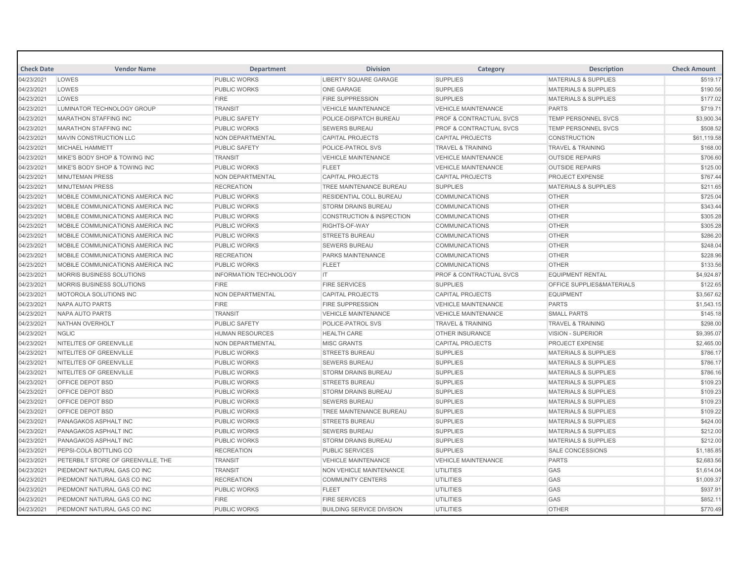| Check Date | Vendor Name | Department | Division | Category | Description | Check Amount |
|---|---|---|---|---|---|---|
| 04/23/2021 | LOWES | PUBLIC WORKS | LIBERTY SQUARE GARAGE | SUPPLIES | MATERIALS & SUPPLIES | $519.17 |
| 04/23/2021 | LOWES | PUBLIC WORKS | ONE GARAGE | SUPPLIES | MATERIALS & SUPPLIES | $190.56 |
| 04/23/2021 | LOWES | FIRE | FIRE SUPPRESSION | SUPPLIES | MATERIALS & SUPPLIES | $177.02 |
| 04/23/2021 | LUMINATOR TECHNOLOGY GROUP | TRANSIT | VEHICLE MAINTENANCE | VEHICLE MAINTENANCE | PARTS | $719.71 |
| 04/23/2021 | MARATHON STAFFING INC | PUBLIC SAFETY | POLICE-DISPATCH BUREAU | PROF & CONTRACTUAL SVCS | TEMP PERSONNEL SVCS | $3,900.34 |
| 04/23/2021 | MARATHON STAFFING INC | PUBLIC WORKS | SEWERS BUREAU | PROF & CONTRACTUAL SVCS | TEMP PERSONNEL SVCS | $508.52 |
| 04/23/2021 | MAVIN CONSTRUCTION LLC | NON DEPARTMENTAL | CAPITAL PROJECTS | CAPITAL PROJECTS | CONSTRUCTION | $61,119.58 |
| 04/23/2021 | MICHAEL HAMMETT | PUBLIC SAFETY | POLICE-PATROL SVS | TRAVEL & TRAINING | TRAVEL & TRAINING | $168.00 |
| 04/23/2021 | MIKE'S BODY SHOP & TOWING INC | TRANSIT | VEHICLE MAINTENANCE | VEHICLE MAINTENANCE | OUTSIDE REPAIRS | $706.60 |
| 04/23/2021 | MIKE'S BODY SHOP & TOWING INC | PUBLIC WORKS | FLEET | VEHICLE MAINTENANCE | OUTSIDE REPAIRS | $125.00 |
| 04/23/2021 | MINUTEMAN PRESS | NON DEPARTMENTAL | CAPITAL PROJECTS | CAPITAL PROJECTS | PROJECT EXPENSE | $767.44 |
| 04/23/2021 | MINUTEMAN PRESS | RECREATION | TREE MAINTENANCE BUREAU | SUPPLIES | MATERIALS & SUPPLIES | $211.65 |
| 04/23/2021 | MOBILE COMMUNICATIONS AMERICA INC | PUBLIC WORKS | RESIDENTIAL COLL BUREAU | COMMUNICATIONS | OTHER | $725.04 |
| 04/23/2021 | MOBILE COMMUNICATIONS AMERICA INC | PUBLIC WORKS | STORM DRAINS BUREAU | COMMUNICATIONS | OTHER | $343.44 |
| 04/23/2021 | MOBILE COMMUNICATIONS AMERICA INC | PUBLIC WORKS | CONSTRUCTION & INSPECTION | COMMUNICATIONS | OTHER | $305.28 |
| 04/23/2021 | MOBILE COMMUNICATIONS AMERICA INC | PUBLIC WORKS | RIGHTS-OF-WAY | COMMUNICATIONS | OTHER | $305.28 |
| 04/23/2021 | MOBILE COMMUNICATIONS AMERICA INC | PUBLIC WORKS | STREETS BUREAU | COMMUNICATIONS | OTHER | $286.20 |
| 04/23/2021 | MOBILE COMMUNICATIONS AMERICA INC | PUBLIC WORKS | SEWERS BUREAU | COMMUNICATIONS | OTHER | $248.04 |
| 04/23/2021 | MOBILE COMMUNICATIONS AMERICA INC | RECREATION | PARKS MAINTENANCE | COMMUNICATIONS | OTHER | $228.96 |
| 04/23/2021 | MOBILE COMMUNICATIONS AMERICA INC | PUBLIC WORKS | FLEET | COMMUNICATIONS | OTHER | $133.56 |
| 04/23/2021 | MORRIS BUSINESS SOLUTIONS | INFORMATION TECHNOLOGY | IT | PROF & CONTRACTUAL SVCS | EQUIPMENT RENTAL | $4,924.87 |
| 04/23/2021 | MORRIS BUSINESS SOLUTIONS | FIRE | FIRE SERVICES | SUPPLIES | OFFICE SUPPLIES&MATERIALS | $122.65 |
| 04/23/2021 | MOTOROLA SOLUTIONS INC | NON DEPARTMENTAL | CAPITAL PROJECTS | CAPITAL PROJECTS | EQUIPMENT | $3,567.62 |
| 04/23/2021 | NAPA AUTO PARTS | FIRE | FIRE SUPPRESSION | VEHICLE MAINTENANCE | PARTS | $1,543.15 |
| 04/23/2021 | NAPA AUTO PARTS | TRANSIT | VEHICLE MAINTENANCE | VEHICLE MAINTENANCE | SMALL PARTS | $145.18 |
| 04/23/2021 | NATHAN OVERHOLT | PUBLIC SAFETY | POLICE-PATROL SVS | TRAVEL & TRAINING | TRAVEL & TRAINING | $298.00 |
| 04/23/2021 | NGLIC | HUMAN RESOURCES | HEALTH CARE | OTHER INSURANCE | VISION - SUPERIOR | $9,395.07 |
| 04/23/2021 | NITELITES OF GREENVILLE | NON DEPARTMENTAL | MISC GRANTS | CAPITAL PROJECTS | PROJECT EXPENSE | $2,465.00 |
| 04/23/2021 | NITELITES OF GREENVILLE | PUBLIC WORKS | STREETS BUREAU | SUPPLIES | MATERIALS & SUPPLIES | $786.17 |
| 04/23/2021 | NITELITES OF GREENVILLE | PUBLIC WORKS | SEWERS BUREAU | SUPPLIES | MATERIALS & SUPPLIES | $786.17 |
| 04/23/2021 | NITELITES OF GREENVILLE | PUBLIC WORKS | STORM DRAINS BUREAU | SUPPLIES | MATERIALS & SUPPLIES | $786.16 |
| 04/23/2021 | OFFICE DEPOT BSD | PUBLIC WORKS | STREETS BUREAU | SUPPLIES | MATERIALS & SUPPLIES | $109.23 |
| 04/23/2021 | OFFICE DEPOT BSD | PUBLIC WORKS | STORM DRAINS BUREAU | SUPPLIES | MATERIALS & SUPPLIES | $109.23 |
| 04/23/2021 | OFFICE DEPOT BSD | PUBLIC WORKS | SEWERS BUREAU | SUPPLIES | MATERIALS & SUPPLIES | $109.23 |
| 04/23/2021 | OFFICE DEPOT BSD | PUBLIC WORKS | TREE MAINTENANCE BUREAU | SUPPLIES | MATERIALS & SUPPLIES | $109.22 |
| 04/23/2021 | PANAGAKOS ASPHALT INC | PUBLIC WORKS | STREETS BUREAU | SUPPLIES | MATERIALS & SUPPLIES | $424.00 |
| 04/23/2021 | PANAGAKOS ASPHALT INC | PUBLIC WORKS | SEWERS BUREAU | SUPPLIES | MATERIALS & SUPPLIES | $212.00 |
| 04/23/2021 | PANAGAKOS ASPHALT INC | PUBLIC WORKS | STORM DRAINS BUREAU | SUPPLIES | MATERIALS & SUPPLIES | $212.00 |
| 04/23/2021 | PEPSI-COLA BOTTLING CO | RECREATION | PUBLIC SERVICES | SUPPLIES | SALE CONCESSIONS | $1,185.85 |
| 04/23/2021 | PETERBILT STORE OF GREENVILLE, THE | TRANSIT | VEHICLE MAINTENANCE | VEHICLE MAINTENANCE | PARTS | $2,683.56 |
| 04/23/2021 | PIEDMONT NATURAL GAS CO INC | TRANSIT | NON VEHICLE MAINTENANCE | UTILITIES | GAS | $1,614.04 |
| 04/23/2021 | PIEDMONT NATURAL GAS CO INC | RECREATION | COMMUNITY CENTERS | UTILITIES | GAS | $1,009.37 |
| 04/23/2021 | PIEDMONT NATURAL GAS CO INC | PUBLIC WORKS | FLEET | UTILITIES | GAS | $937.91 |
| 04/23/2021 | PIEDMONT NATURAL GAS CO INC | FIRE | FIRE SERVICES | UTILITIES | GAS | $852.11 |
| 04/23/2021 | PIEDMONT NATURAL GAS CO INC | PUBLIC WORKS | BUILDING SERVICE DIVISION | UTILITIES | OTHER | $770.49 |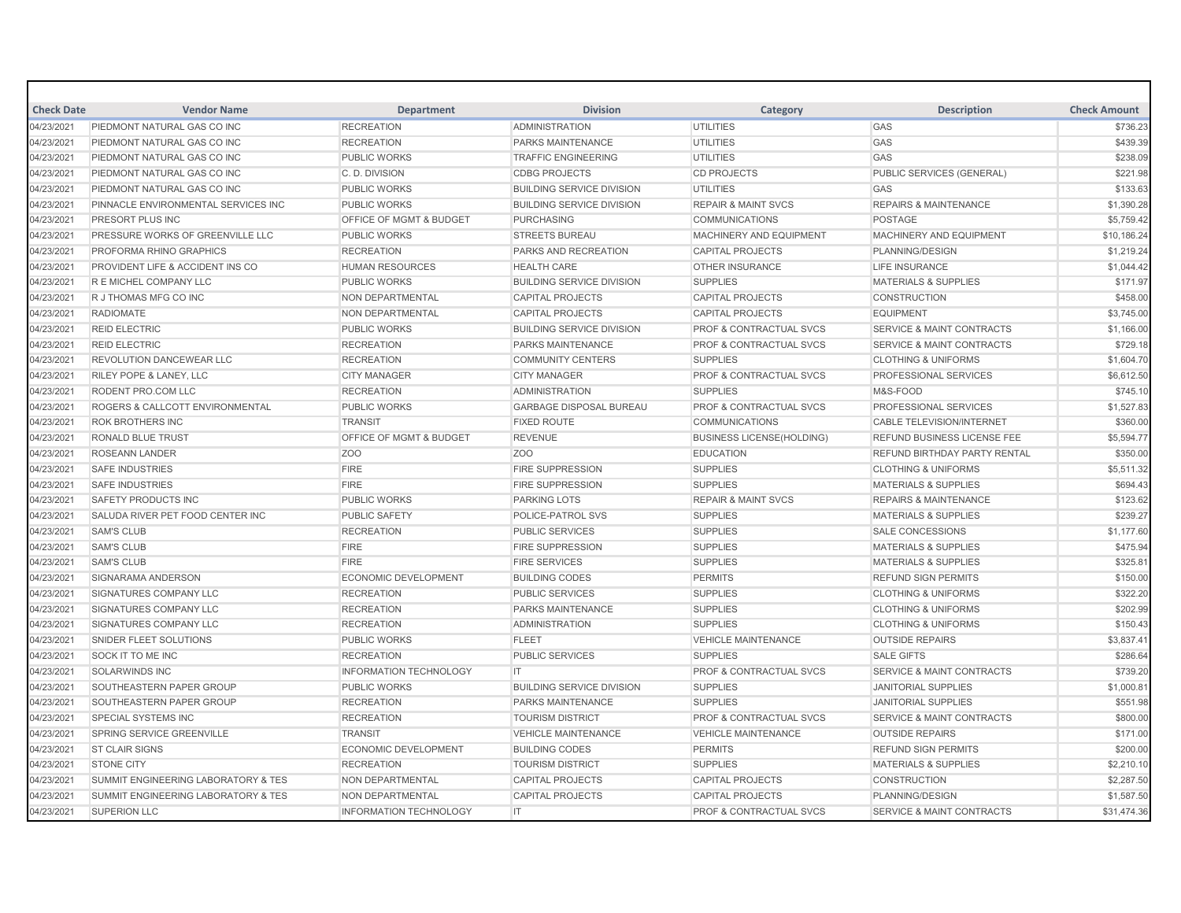| Check Date | Vendor Name | Department | Division | Category | Description | Check Amount |
|---|---|---|---|---|---|---|
| 04/23/2021 | PIEDMONT NATURAL GAS CO INC | RECREATION | ADMINISTRATION | UTILITIES | GAS | $736.23 |
| 04/23/2021 | PIEDMONT NATURAL GAS CO INC | RECREATION | PARKS MAINTENANCE | UTILITIES | GAS | $439.39 |
| 04/23/2021 | PIEDMONT NATURAL GAS CO INC | PUBLIC WORKS | TRAFFIC ENGINEERING | UTILITIES | GAS | $238.09 |
| 04/23/2021 | PIEDMONT NATURAL GAS CO INC | C. D. DIVISION | CDBG PROJECTS | CD PROJECTS | PUBLIC SERVICES (GENERAL) | $221.98 |
| 04/23/2021 | PIEDMONT NATURAL GAS CO INC | PUBLIC WORKS | BUILDING SERVICE DIVISION | UTILITIES | GAS | $133.63 |
| 04/23/2021 | PINNACLE ENVIRONMENTAL SERVICES INC | PUBLIC WORKS | BUILDING SERVICE DIVISION | REPAIR & MAINT SVCS | REPAIRS & MAINTENANCE | $1,390.28 |
| 04/23/2021 | PRESORT PLUS INC | OFFICE OF MGMT & BUDGET | PURCHASING | COMMUNICATIONS | POSTAGE | $5,759.42 |
| 04/23/2021 | PRESSURE WORKS OF GREENVILLE LLC | PUBLIC WORKS | STREETS BUREAU | MACHINERY AND EQUIPMENT | MACHINERY AND EQUIPMENT | $10,186.24 |
| 04/23/2021 | PROFORMA RHINO GRAPHICS | RECREATION | PARKS AND RECREATION | CAPITAL PROJECTS | PLANNING/DESIGN | $1,219.24 |
| 04/23/2021 | PROVIDENT LIFE & ACCIDENT INS CO | HUMAN RESOURCES | HEALTH CARE | OTHER INSURANCE | LIFE INSURANCE | $1,044.42 |
| 04/23/2021 | R E MICHEL COMPANY LLC | PUBLIC WORKS | BUILDING SERVICE DIVISION | SUPPLIES | MATERIALS & SUPPLIES | $171.97 |
| 04/23/2021 | R J THOMAS MFG CO INC | NON DEPARTMENTAL | CAPITAL PROJECTS | CAPITAL PROJECTS | CONSTRUCTION | $458.00 |
| 04/23/2021 | RADIOMATE | NON DEPARTMENTAL | CAPITAL PROJECTS | CAPITAL PROJECTS | EQUIPMENT | $3,745.00 |
| 04/23/2021 | REID ELECTRIC | PUBLIC WORKS | BUILDING SERVICE DIVISION | PROF & CONTRACTUAL SVCS | SERVICE & MAINT CONTRACTS | $1,166.00 |
| 04/23/2021 | REID ELECTRIC | RECREATION | PARKS MAINTENANCE | PROF & CONTRACTUAL SVCS | SERVICE & MAINT CONTRACTS | $729.18 |
| 04/23/2021 | REVOLUTION DANCEWEAR LLC | RECREATION | COMMUNITY CENTERS | SUPPLIES | CLOTHING & UNIFORMS | $1,604.70 |
| 04/23/2021 | RILEY POPE & LANEY, LLC | CITY MANAGER | CITY MANAGER | PROF & CONTRACTUAL SVCS | PROFESSIONAL SERVICES | $6,612.50 |
| 04/23/2021 | RODENT PRO.COM LLC | RECREATION | ADMINISTRATION | SUPPLIES | M&S-FOOD | $745.10 |
| 04/23/2021 | ROGERS & CALLCOTT ENVIRONMENTAL | PUBLIC WORKS | GARBAGE DISPOSAL BUREAU | PROF & CONTRACTUAL SVCS | PROFESSIONAL SERVICES | $1,527.83 |
| 04/23/2021 | ROK BROTHERS INC | TRANSIT | FIXED ROUTE | COMMUNICATIONS | CABLE TELEVISION/INTERNET | $360.00 |
| 04/23/2021 | RONALD BLUE TRUST | OFFICE OF MGMT & BUDGET | REVENUE | BUSINESS LICENSE(HOLDING) | REFUND BUSINESS LICENSE FEE | $5,594.77 |
| 04/23/2021 | ROSEANN LANDER | ZOO | ZOO | EDUCATION | REFUND BIRTHDAY PARTY RENTAL | $350.00 |
| 04/23/2021 | SAFE INDUSTRIES | FIRE | FIRE SUPPRESSION | SUPPLIES | CLOTHING & UNIFORMS | $5,511.32 |
| 04/23/2021 | SAFE INDUSTRIES | FIRE | FIRE SUPPRESSION | SUPPLIES | MATERIALS & SUPPLIES | $694.43 |
| 04/23/2021 | SAFETY PRODUCTS INC | PUBLIC WORKS | PARKING LOTS | REPAIR & MAINT SVCS | REPAIRS & MAINTENANCE | $123.62 |
| 04/23/2021 | SALUDA RIVER PET FOOD CENTER INC | PUBLIC SAFETY | POLICE-PATROL SVS | SUPPLIES | MATERIALS & SUPPLIES | $239.27 |
| 04/23/2021 | SAM'S CLUB | RECREATION | PUBLIC SERVICES | SUPPLIES | SALE CONCESSIONS | $1,177.60 |
| 04/23/2021 | SAM'S CLUB | FIRE | FIRE SUPPRESSION | SUPPLIES | MATERIALS & SUPPLIES | $475.94 |
| 04/23/2021 | SAM'S CLUB | FIRE | FIRE SERVICES | SUPPLIES | MATERIALS & SUPPLIES | $325.81 |
| 04/23/2021 | SIGNARAMA ANDERSON | ECONOMIC DEVELOPMENT | BUILDING CODES | PERMITS | REFUND SIGN PERMITS | $150.00 |
| 04/23/2021 | SIGNATURES COMPANY LLC | RECREATION | PUBLIC SERVICES | SUPPLIES | CLOTHING & UNIFORMS | $322.20 |
| 04/23/2021 | SIGNATURES COMPANY LLC | RECREATION | PARKS MAINTENANCE | SUPPLIES | CLOTHING & UNIFORMS | $202.99 |
| 04/23/2021 | SIGNATURES COMPANY LLC | RECREATION | ADMINISTRATION | SUPPLIES | CLOTHING & UNIFORMS | $150.43 |
| 04/23/2021 | SNIDER FLEET SOLUTIONS | PUBLIC WORKS | FLEET | VEHICLE MAINTENANCE | OUTSIDE REPAIRS | $3,837.41 |
| 04/23/2021 | SOCK IT TO ME INC | RECREATION | PUBLIC SERVICES | SUPPLIES | SALE GIFTS | $286.64 |
| 04/23/2021 | SOLARWINDS INC | INFORMATION TECHNOLOGY | IT | PROF & CONTRACTUAL SVCS | SERVICE & MAINT CONTRACTS | $739.20 |
| 04/23/2021 | SOUTHEASTERN PAPER GROUP | PUBLIC WORKS | BUILDING SERVICE DIVISION | SUPPLIES | JANITORIAL SUPPLIES | $1,000.81 |
| 04/23/2021 | SOUTHEASTERN PAPER GROUP | RECREATION | PARKS MAINTENANCE | SUPPLIES | JANITORIAL SUPPLIES | $551.98 |
| 04/23/2021 | SPECIAL SYSTEMS INC | RECREATION | TOURISM DISTRICT | PROF & CONTRACTUAL SVCS | SERVICE & MAINT CONTRACTS | $800.00 |
| 04/23/2021 | SPRING SERVICE GREENVILLE | TRANSIT | VEHICLE MAINTENANCE | VEHICLE MAINTENANCE | OUTSIDE REPAIRS | $171.00 |
| 04/23/2021 | ST CLAIR SIGNS | ECONOMIC DEVELOPMENT | BUILDING CODES | PERMITS | REFUND SIGN PERMITS | $200.00 |
| 04/23/2021 | STONE CITY | RECREATION | TOURISM DISTRICT | SUPPLIES | MATERIALS & SUPPLIES | $2,210.10 |
| 04/23/2021 | SUMMIT ENGINEERING LABORATORY & TES | NON DEPARTMENTAL | CAPITAL PROJECTS | CAPITAL PROJECTS | CONSTRUCTION | $2,287.50 |
| 04/23/2021 | SUMMIT ENGINEERING LABORATORY & TES | NON DEPARTMENTAL | CAPITAL PROJECTS | CAPITAL PROJECTS | PLANNING/DESIGN | $1,587.50 |
| 04/23/2021 | SUPERION LLC | INFORMATION TECHNOLOGY | IT | PROF & CONTRACTUAL SVCS | SERVICE & MAINT CONTRACTS | $31,474.36 |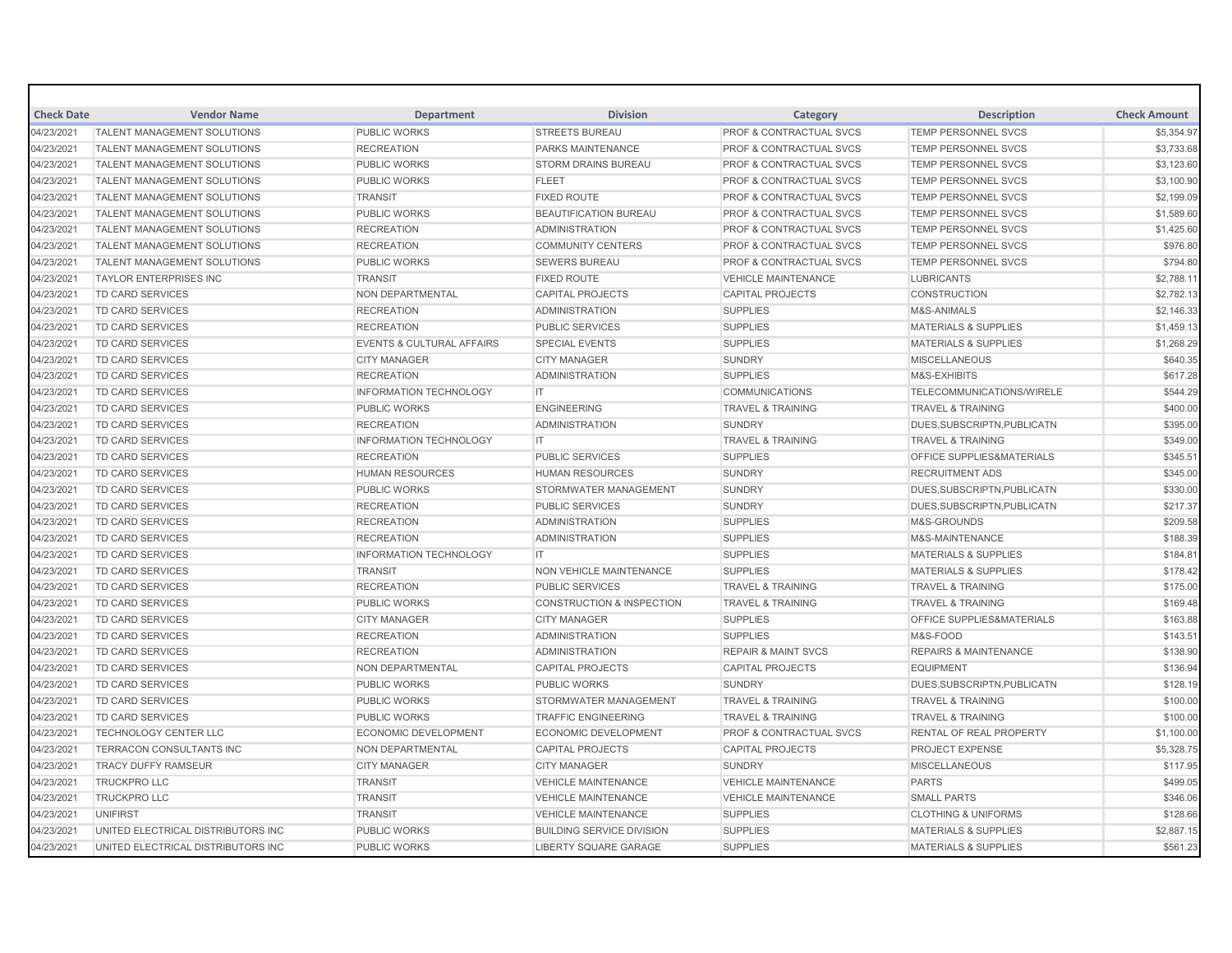| Check Date | Vendor Name | Department | Division | Category | Description | Check Amount |
|---|---|---|---|---|---|---|
| 04/23/2021 | TALENT MANAGEMENT SOLUTIONS | PUBLIC WORKS | STREETS BUREAU | PROF & CONTRACTUAL SVCS | TEMP PERSONNEL SVCS | $5,354.97 |
| 04/23/2021 | TALENT MANAGEMENT SOLUTIONS | RECREATION | PARKS MAINTENANCE | PROF & CONTRACTUAL SVCS | TEMP PERSONNEL SVCS | $3,733.68 |
| 04/23/2021 | TALENT MANAGEMENT SOLUTIONS | PUBLIC WORKS | STORM DRAINS BUREAU | PROF & CONTRACTUAL SVCS | TEMP PERSONNEL SVCS | $3,123.60 |
| 04/23/2021 | TALENT MANAGEMENT SOLUTIONS | PUBLIC WORKS | FLEET | PROF & CONTRACTUAL SVCS | TEMP PERSONNEL SVCS | $3,100.90 |
| 04/23/2021 | TALENT MANAGEMENT SOLUTIONS | TRANSIT | FIXED ROUTE | PROF & CONTRACTUAL SVCS | TEMP PERSONNEL SVCS | $2,199.09 |
| 04/23/2021 | TALENT MANAGEMENT SOLUTIONS | PUBLIC WORKS | BEAUTIFICATION BUREAU | PROF & CONTRACTUAL SVCS | TEMP PERSONNEL SVCS | $1,589.60 |
| 04/23/2021 | TALENT MANAGEMENT SOLUTIONS | RECREATION | ADMINISTRATION | PROF & CONTRACTUAL SVCS | TEMP PERSONNEL SVCS | $1,425.60 |
| 04/23/2021 | TALENT MANAGEMENT SOLUTIONS | RECREATION | COMMUNITY CENTERS | PROF & CONTRACTUAL SVCS | TEMP PERSONNEL SVCS | $976.80 |
| 04/23/2021 | TALENT MANAGEMENT SOLUTIONS | PUBLIC WORKS | SEWERS BUREAU | PROF & CONTRACTUAL SVCS | TEMP PERSONNEL SVCS | $794.80 |
| 04/23/2021 | TAYLOR ENTERPRISES INC | TRANSIT | FIXED ROUTE | VEHICLE MAINTENANCE | LUBRICANTS | $2,788.11 |
| 04/23/2021 | TD CARD SERVICES | NON DEPARTMENTAL | CAPITAL PROJECTS | CAPITAL PROJECTS | CONSTRUCTION | $2,782.13 |
| 04/23/2021 | TD CARD SERVICES | RECREATION | ADMINISTRATION | SUPPLIES | M&S-ANIMALS | $2,146.33 |
| 04/23/2021 | TD CARD SERVICES | RECREATION | PUBLIC SERVICES | SUPPLIES | MATERIALS & SUPPLIES | $1,459.13 |
| 04/23/2021 | TD CARD SERVICES | EVENTS & CULTURAL AFFAIRS | SPECIAL EVENTS | SUPPLIES | MATERIALS & SUPPLIES | $1,268.29 |
| 04/23/2021 | TD CARD SERVICES | CITY MANAGER | CITY MANAGER | SUNDRY | MISCELLANEOUS | $640.35 |
| 04/23/2021 | TD CARD SERVICES | RECREATION | ADMINISTRATION | SUPPLIES | M&S-EXHIBITS | $617.28 |
| 04/23/2021 | TD CARD SERVICES | INFORMATION TECHNOLOGY | IT | COMMUNICATIONS | TELECOMMUNICATIONS/WIRELE | $544.29 |
| 04/23/2021 | TD CARD SERVICES | PUBLIC WORKS | ENGINEERING | TRAVEL & TRAINING | TRAVEL & TRAINING | $400.00 |
| 04/23/2021 | TD CARD SERVICES | RECREATION | ADMINISTRATION | SUNDRY | DUES,SUBSCRIPTN,PUBLICATN | $395.00 |
| 04/23/2021 | TD CARD SERVICES | INFORMATION TECHNOLOGY | IT | TRAVEL & TRAINING | TRAVEL & TRAINING | $349.00 |
| 04/23/2021 | TD CARD SERVICES | RECREATION | PUBLIC SERVICES | SUPPLIES | OFFICE SUPPLIES&MATERIALS | $345.51 |
| 04/23/2021 | TD CARD SERVICES | HUMAN RESOURCES | HUMAN RESOURCES | SUNDRY | RECRUITMENT ADS | $345.00 |
| 04/23/2021 | TD CARD SERVICES | PUBLIC WORKS | STORMWATER MANAGEMENT | SUNDRY | DUES,SUBSCRIPTN,PUBLICATN | $330.00 |
| 04/23/2021 | TD CARD SERVICES | RECREATION | PUBLIC SERVICES | SUNDRY | DUES,SUBSCRIPTN,PUBLICATN | $217.37 |
| 04/23/2021 | TD CARD SERVICES | RECREATION | ADMINISTRATION | SUPPLIES | M&S-GROUNDS | $209.58 |
| 04/23/2021 | TD CARD SERVICES | RECREATION | ADMINISTRATION | SUPPLIES | M&S-MAINTENANCE | $188.39 |
| 04/23/2021 | TD CARD SERVICES | INFORMATION TECHNOLOGY | IT | SUPPLIES | MATERIALS & SUPPLIES | $184.81 |
| 04/23/2021 | TD CARD SERVICES | TRANSIT | NON VEHICLE MAINTENANCE | SUPPLIES | MATERIALS & SUPPLIES | $178.42 |
| 04/23/2021 | TD CARD SERVICES | RECREATION | PUBLIC SERVICES | TRAVEL & TRAINING | TRAVEL & TRAINING | $175.00 |
| 04/23/2021 | TD CARD SERVICES | PUBLIC WORKS | CONSTRUCTION & INSPECTION | TRAVEL & TRAINING | TRAVEL & TRAINING | $169.48 |
| 04/23/2021 | TD CARD SERVICES | CITY MANAGER | CITY MANAGER | SUPPLIES | OFFICE SUPPLIES&MATERIALS | $163.88 |
| 04/23/2021 | TD CARD SERVICES | RECREATION | ADMINISTRATION | SUPPLIES | M&S-FOOD | $143.51 |
| 04/23/2021 | TD CARD SERVICES | RECREATION | ADMINISTRATION | REPAIR & MAINT SVCS | REPAIRS & MAINTENANCE | $138.90 |
| 04/23/2021 | TD CARD SERVICES | NON DEPARTMENTAL | CAPITAL PROJECTS | CAPITAL PROJECTS | EQUIPMENT | $136.94 |
| 04/23/2021 | TD CARD SERVICES | PUBLIC WORKS | PUBLIC WORKS | SUNDRY | DUES,SUBSCRIPTN,PUBLICATN | $128.19 |
| 04/23/2021 | TD CARD SERVICES | PUBLIC WORKS | STORMWATER MANAGEMENT | TRAVEL & TRAINING | TRAVEL & TRAINING | $100.00 |
| 04/23/2021 | TD CARD SERVICES | PUBLIC WORKS | TRAFFIC ENGINEERING | TRAVEL & TRAINING | TRAVEL & TRAINING | $100.00 |
| 04/23/2021 | TECHNOLOGY CENTER LLC | ECONOMIC DEVELOPMENT | ECONOMIC DEVELOPMENT | PROF & CONTRACTUAL SVCS | RENTAL OF REAL PROPERTY | $1,100.00 |
| 04/23/2021 | TERRACON CONSULTANTS INC | NON DEPARTMENTAL | CAPITAL PROJECTS | CAPITAL PROJECTS | PROJECT EXPENSE | $5,328.75 |
| 04/23/2021 | TRACY DUFFY RAMSEUR | CITY MANAGER | CITY MANAGER | SUNDRY | MISCELLANEOUS | $117.95 |
| 04/23/2021 | TRUCKPRO LLC | TRANSIT | VEHICLE MAINTENANCE | VEHICLE MAINTENANCE | PARTS | $499.05 |
| 04/23/2021 | TRUCKPRO LLC | TRANSIT | VEHICLE MAINTENANCE | VEHICLE MAINTENANCE | SMALL PARTS | $346.06 |
| 04/23/2021 | UNIFIRST | TRANSIT | VEHICLE MAINTENANCE | SUPPLIES | CLOTHING & UNIFORMS | $128.66 |
| 04/23/2021 | UNITED ELECTRICAL DISTRIBUTORS INC | PUBLIC WORKS | BUILDING SERVICE DIVISION | SUPPLIES | MATERIALS & SUPPLIES | $2,887.15 |
| 04/23/2021 | UNITED ELECTRICAL DISTRIBUTORS INC | PUBLIC WORKS | LIBERTY SQUARE GARAGE | SUPPLIES | MATERIALS & SUPPLIES | $561.23 |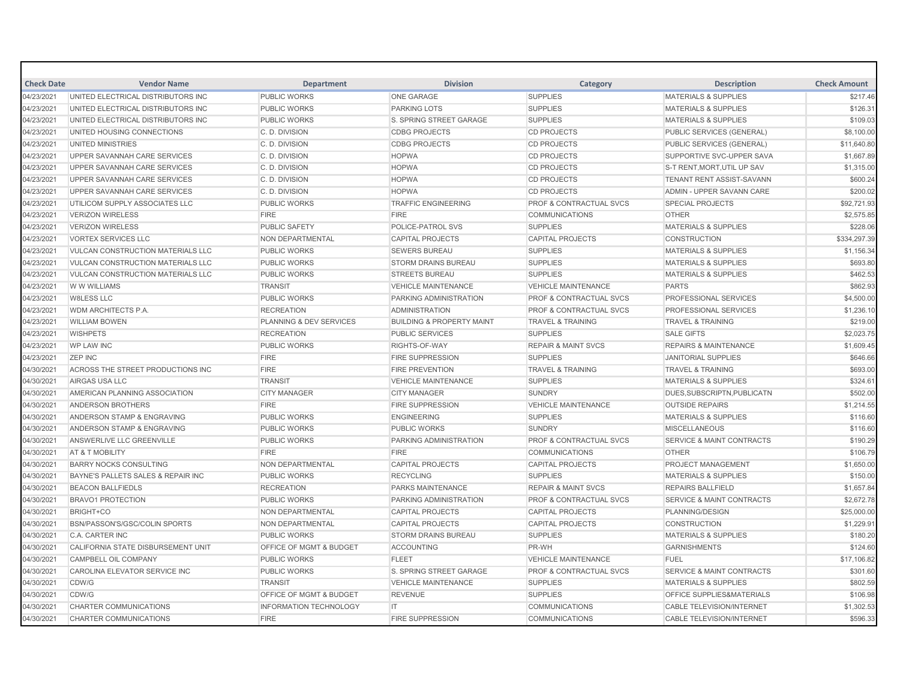| Check Date | Vendor Name | Department | Division | Category | Description | Check Amount |
|---|---|---|---|---|---|---|
| 04/23/2021 | UNITED ELECTRICAL DISTRIBUTORS INC | PUBLIC WORKS | ONE GARAGE | SUPPLIES | MATERIALS & SUPPLIES | $217.46 |
| 04/23/2021 | UNITED ELECTRICAL DISTRIBUTORS INC | PUBLIC WORKS | PARKING LOTS | SUPPLIES | MATERIALS & SUPPLIES | $126.31 |
| 04/23/2021 | UNITED ELECTRICAL DISTRIBUTORS INC | PUBLIC WORKS | S. SPRING STREET GARAGE | SUPPLIES | MATERIALS & SUPPLIES | $109.03 |
| 04/23/2021 | UNITED HOUSING CONNECTIONS | C. D. DIVISION | CDBG PROJECTS | CD PROJECTS | PUBLIC SERVICES (GENERAL) | $8,100.00 |
| 04/23/2021 | UNITED MINISTRIES | C. D. DIVISION | CDBG PROJECTS | CD PROJECTS | PUBLIC SERVICES (GENERAL) | $11,640.80 |
| 04/23/2021 | UPPER SAVANNAH CARE SERVICES | C. D. DIVISION | HOPWA | CD PROJECTS | SUPPORTIVE SVC-UPPER SAVA | $1,667.89 |
| 04/23/2021 | UPPER SAVANNAH CARE SERVICES | C. D. DIVISION | HOPWA | CD PROJECTS | S-T RENT,MORT,UTIL UP SAV | $1,315.00 |
| 04/23/2021 | UPPER SAVANNAH CARE SERVICES | C. D. DIVISION | HOPWA | CD PROJECTS | TENANT RENT ASSIST-SAVANN | $600.24 |
| 04/23/2021 | UPPER SAVANNAH CARE SERVICES | C. D. DIVISION | HOPWA | CD PROJECTS | ADMIN - UPPER SAVANN CARE | $200.02 |
| 04/23/2021 | UTILICOM SUPPLY ASSOCIATES LLC | PUBLIC WORKS | TRAFFIC ENGINEERING | PROF & CONTRACTUAL SVCS | SPECIAL PROJECTS | $92,721.93 |
| 04/23/2021 | VERIZON WIRELESS | FIRE | FIRE | COMMUNICATIONS | OTHER | $2,575.85 |
| 04/23/2021 | VERIZON WIRELESS | PUBLIC SAFETY | POLICE-PATROL SVS | SUPPLIES | MATERIALS & SUPPLIES | $228.06 |
| 04/23/2021 | VORTEX SERVICES LLC | NON DEPARTMENTAL | CAPITAL PROJECTS | CAPITAL PROJECTS | CONSTRUCTION | $334,297.39 |
| 04/23/2021 | VULCAN CONSTRUCTION MATERIALS LLC | PUBLIC WORKS | SEWERS BUREAU | SUPPLIES | MATERIALS & SUPPLIES | $1,156.34 |
| 04/23/2021 | VULCAN CONSTRUCTION MATERIALS LLC | PUBLIC WORKS | STORM DRAINS BUREAU | SUPPLIES | MATERIALS & SUPPLIES | $693.80 |
| 04/23/2021 | VULCAN CONSTRUCTION MATERIALS LLC | PUBLIC WORKS | STREETS BUREAU | SUPPLIES | MATERIALS & SUPPLIES | $462.53 |
| 04/23/2021 | W W WILLIAMS | TRANSIT | VEHICLE MAINTENANCE | VEHICLE MAINTENANCE | PARTS | $862.93 |
| 04/23/2021 | W8LESS LLC | PUBLIC WORKS | PARKING ADMINISTRATION | PROF & CONTRACTUAL SVCS | PROFESSIONAL SERVICES | $4,500.00 |
| 04/23/2021 | WDM ARCHITECTS P.A. | RECREATION | ADMINISTRATION | PROF & CONTRACTUAL SVCS | PROFESSIONAL SERVICES | $1,236.10 |
| 04/23/2021 | WILLIAM BOWEN | PLANNING & DEV SERVICES | BUILDING & PROPERTY MAINT | TRAVEL & TRAINING | TRAVEL & TRAINING | $219.00 |
| 04/23/2021 | WISHPETS | RECREATION | PUBLIC SERVICES | SUPPLIES | SALE GIFTS | $2,023.75 |
| 04/23/2021 | WP LAW INC | PUBLIC WORKS | RIGHTS-OF-WAY | REPAIR & MAINT SVCS | REPAIRS & MAINTENANCE | $1,609.45 |
| 04/23/2021 | ZEP INC | FIRE | FIRE SUPPRESSION | SUPPLIES | JANITORIAL SUPPLIES | $646.66 |
| 04/30/2021 | ACROSS THE STREET PRODUCTIONS INC | FIRE | FIRE PREVENTION | TRAVEL & TRAINING | TRAVEL & TRAINING | $693.00 |
| 04/30/2021 | AIRGAS USA LLC | TRANSIT | VEHICLE MAINTENANCE | SUPPLIES | MATERIALS & SUPPLIES | $324.61 |
| 04/30/2021 | AMERICAN PLANNING ASSOCIATION | CITY MANAGER | CITY MANAGER | SUNDRY | DUES,SUBSCRIPTN,PUBLICATN | $502.00 |
| 04/30/2021 | ANDERSON BROTHERS | FIRE | FIRE SUPPRESSION | VEHICLE MAINTENANCE | OUTSIDE REPAIRS | $1,214.55 |
| 04/30/2021 | ANDERSON STAMP & ENGRAVING | PUBLIC WORKS | ENGINEERING | SUPPLIES | MATERIALS & SUPPLIES | $116.60 |
| 04/30/2021 | ANDERSON STAMP & ENGRAVING | PUBLIC WORKS | PUBLIC WORKS | SUNDRY | MISCELLANEOUS | $116.60 |
| 04/30/2021 | ANSWERLIVE LLC GREENVILLE | PUBLIC WORKS | PARKING ADMINISTRATION | PROF & CONTRACTUAL SVCS | SERVICE & MAINT CONTRACTS | $190.29 |
| 04/30/2021 | AT & T MOBILITY | FIRE | FIRE | COMMUNICATIONS | OTHER | $106.79 |
| 04/30/2021 | BARRY NOCKS CONSULTING | NON DEPARTMENTAL | CAPITAL PROJECTS | CAPITAL PROJECTS | PROJECT MANAGEMENT | $1,650.00 |
| 04/30/2021 | BAYNE'S PALLETS SALES & REPAIR INC | PUBLIC WORKS | RECYCLING | SUPPLIES | MATERIALS & SUPPLIES | $150.00 |
| 04/30/2021 | BEACON BALLFIEDLS | RECREATION | PARKS MAINTENANCE | REPAIR & MAINT SVCS | REPAIRS BALLFIELD | $1,657.84 |
| 04/30/2021 | BRAVO1 PROTECTION | PUBLIC WORKS | PARKING ADMINISTRATION | PROF & CONTRACTUAL SVCS | SERVICE & MAINT CONTRACTS | $2,672.78 |
| 04/30/2021 | BRIGHT+CO | NON DEPARTMENTAL | CAPITAL PROJECTS | CAPITAL PROJECTS | PLANNING/DESIGN | $25,000.00 |
| 04/30/2021 | BSN/PASSON'S/GSC/COLIN SPORTS | NON DEPARTMENTAL | CAPITAL PROJECTS | CAPITAL PROJECTS | CONSTRUCTION | $1,229.91 |
| 04/30/2021 | C.A. CARTER INC | PUBLIC WORKS | STORM DRAINS BUREAU | SUPPLIES | MATERIALS & SUPPLIES | $180.20 |
| 04/30/2021 | CALIFORNIA STATE DISBURSEMENT UNIT | OFFICE OF MGMT & BUDGET | ACCOUNTING | PR-WH | GARNISHMENTS | $124.60 |
| 04/30/2021 | CAMPBELL OIL COMPANY | PUBLIC WORKS | FLEET | VEHICLE MAINTENANCE | FUEL | $17,106.82 |
| 04/30/2021 | CAROLINA ELEVATOR SERVICE INC | PUBLIC WORKS | S. SPRING STREET GARAGE | PROF & CONTRACTUAL SVCS | SERVICE & MAINT CONTRACTS | $301.60 |
| 04/30/2021 | CDW/G | TRANSIT | VEHICLE MAINTENANCE | SUPPLIES | MATERIALS & SUPPLIES | $802.59 |
| 04/30/2021 | CDW/G | OFFICE OF MGMT & BUDGET | REVENUE | SUPPLIES | OFFICE SUPPLIES&MATERIALS | $106.98 |
| 04/30/2021 | CHARTER COMMUNICATIONS | INFORMATION TECHNOLOGY | IT | COMMUNICATIONS | CABLE TELEVISION/INTERNET | $1,302.53 |
| 04/30/2021 | CHARTER COMMUNICATIONS | FIRE | FIRE SUPPRESSION | COMMUNICATIONS | CABLE TELEVISION/INTERNET | $596.33 |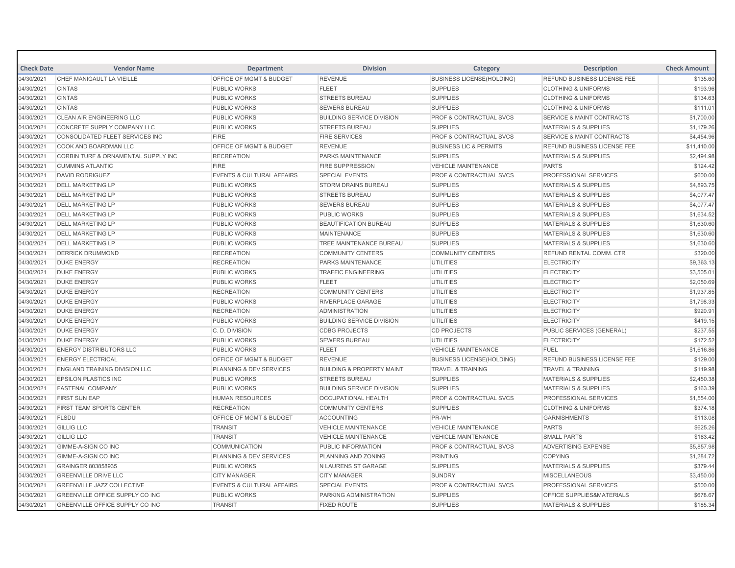| Check Date | Vendor Name | Department | Division | Category | Description | Check Amount |
|---|---|---|---|---|---|---|
| 04/30/2021 | CHEF MANIGAULT LA VIEILLE | OFFICE OF MGMT & BUDGET | REVENUE | BUSINESS LICENSE(HOLDING) | REFUND BUSINESS LICENSE FEE | $135.60 |
| 04/30/2021 | CINTAS | PUBLIC WORKS | FLEET | SUPPLIES | CLOTHING & UNIFORMS | $193.96 |
| 04/30/2021 | CINTAS | PUBLIC WORKS | STREETS BUREAU | SUPPLIES | CLOTHING & UNIFORMS | $134.63 |
| 04/30/2021 | CINTAS | PUBLIC WORKS | SEWERS BUREAU | SUPPLIES | CLOTHING & UNIFORMS | $111.01 |
| 04/30/2021 | CLEAN AIR ENGINEERING LLC | PUBLIC WORKS | BUILDING SERVICE DIVISION | PROF & CONTRACTUAL SVCS | SERVICE & MAINT CONTRACTS | $1,700.00 |
| 04/30/2021 | CONCRETE SUPPLY COMPANY LLC | PUBLIC WORKS | STREETS BUREAU | SUPPLIES | MATERIALS & SUPPLIES | $1,179.26 |
| 04/30/2021 | CONSOLIDATED FLEET SERVICES INC | FIRE | FIRE SERVICES | PROF & CONTRACTUAL SVCS | SERVICE & MAINT CONTRACTS | $4,454.96 |
| 04/30/2021 | COOK AND BOARDMAN LLC | OFFICE OF MGMT & BUDGET | REVENUE | BUSINESS LIC & PERMITS | REFUND BUSINESS LICENSE FEE | $11,410.00 |
| 04/30/2021 | CORBIN TURF & ORNAMENTAL SUPPLY INC | RECREATION | PARKS MAINTENANCE | SUPPLIES | MATERIALS & SUPPLIES | $2,494.98 |
| 04/30/2021 | CUMMINS ATLANTIC | FIRE | FIRE SUPPRESSION | VEHICLE MAINTENANCE | PARTS | $124.42 |
| 04/30/2021 | DAVID RODRIGUEZ | EVENTS & CULTURAL AFFAIRS | SPECIAL EVENTS | PROF & CONTRACTUAL SVCS | PROFESSIONAL SERVICES | $600.00 |
| 04/30/2021 | DELL MARKETING LP | PUBLIC WORKS | STORM DRAINS BUREAU | SUPPLIES | MATERIALS & SUPPLIES | $4,893.75 |
| 04/30/2021 | DELL MARKETING LP | PUBLIC WORKS | STREETS BUREAU | SUPPLIES | MATERIALS & SUPPLIES | $4,077.47 |
| 04/30/2021 | DELL MARKETING LP | PUBLIC WORKS | SEWERS BUREAU | SUPPLIES | MATERIALS & SUPPLIES | $4,077.47 |
| 04/30/2021 | DELL MARKETING LP | PUBLIC WORKS | PUBLIC WORKS | SUPPLIES | MATERIALS & SUPPLIES | $1,634.52 |
| 04/30/2021 | DELL MARKETING LP | PUBLIC WORKS | BEAUTIFICATION BUREAU | SUPPLIES | MATERIALS & SUPPLIES | $1,630.60 |
| 04/30/2021 | DELL MARKETING LP | PUBLIC WORKS | MAINTENANCE | SUPPLIES | MATERIALS & SUPPLIES | $1,630.60 |
| 04/30/2021 | DELL MARKETING LP | PUBLIC WORKS | TREE MAINTENANCE BUREAU | SUPPLIES | MATERIALS & SUPPLIES | $1,630.60 |
| 04/30/2021 | DERRICK DRUMMOND | RECREATION | COMMUNITY CENTERS | COMMUNITY CENTERS | REFUND RENTAL COMM. CTR | $320.00 |
| 04/30/2021 | DUKE ENERGY | RECREATION | PARKS MAINTENANCE | UTILITIES | ELECTRICITY | $9,363.13 |
| 04/30/2021 | DUKE ENERGY | PUBLIC WORKS | TRAFFIC ENGINEERING | UTILITIES | ELECTRICITY | $3,505.01 |
| 04/30/2021 | DUKE ENERGY | PUBLIC WORKS | FLEET | UTILITIES | ELECTRICITY | $2,050.69 |
| 04/30/2021 | DUKE ENERGY | RECREATION | COMMUNITY CENTERS | UTILITIES | ELECTRICITY | $1,937.85 |
| 04/30/2021 | DUKE ENERGY | PUBLIC WORKS | RIVERPLACE GARAGE | UTILITIES | ELECTRICITY | $1,798.33 |
| 04/30/2021 | DUKE ENERGY | RECREATION | ADMINISTRATION | UTILITIES | ELECTRICITY | $920.91 |
| 04/30/2021 | DUKE ENERGY | PUBLIC WORKS | BUILDING SERVICE DIVISION | UTILITIES | ELECTRICITY | $419.15 |
| 04/30/2021 | DUKE ENERGY | C. D. DIVISION | CDBG PROJECTS | CD PROJECTS | PUBLIC SERVICES (GENERAL) | $237.55 |
| 04/30/2021 | DUKE ENERGY | PUBLIC WORKS | SEWERS BUREAU | UTILITIES | ELECTRICITY | $172.52 |
| 04/30/2021 | ENERGY DISTRIBUTORS LLC | PUBLIC WORKS | FLEET | VEHICLE MAINTENANCE | FUEL | $1,616.86 |
| 04/30/2021 | ENERGY ELECTRICAL | OFFICE OF MGMT & BUDGET | REVENUE | BUSINESS LICENSE(HOLDING) | REFUND BUSINESS LICENSE FEE | $129.00 |
| 04/30/2021 | ENGLAND TRAINING DIVISION LLC | PLANNING & DEV SERVICES | BUILDING & PROPERTY MAINT | TRAVEL & TRAINING | TRAVEL & TRAINING | $119.98 |
| 04/30/2021 | EPSILON PLASTICS INC | PUBLIC WORKS | STREETS BUREAU | SUPPLIES | MATERIALS & SUPPLIES | $2,450.38 |
| 04/30/2021 | FASTENAL COMPANY | PUBLIC WORKS | BUILDING SERVICE DIVISION | SUPPLIES | MATERIALS & SUPPLIES | $163.39 |
| 04/30/2021 | FIRST SUN EAP | HUMAN RESOURCES | OCCUPATIONAL HEALTH | PROF & CONTRACTUAL SVCS | PROFESSIONAL SERVICES | $1,554.00 |
| 04/30/2021 | FIRST TEAM SPORTS CENTER | RECREATION | COMMUNITY CENTERS | SUPPLIES | CLOTHING & UNIFORMS | $374.18 |
| 04/30/2021 | FLSDU | OFFICE OF MGMT & BUDGET | ACCOUNTING | PR-WH | GARNISHMENTS | $113.08 |
| 04/30/2021 | GILLIG LLC | TRANSIT | VEHICLE MAINTENANCE | VEHICLE MAINTENANCE | PARTS | $625.26 |
| 04/30/2021 | GILLIG LLC | TRANSIT | VEHICLE MAINTENANCE | VEHICLE MAINTENANCE | SMALL PARTS | $183.42 |
| 04/30/2021 | GIMME-A-SIGN CO INC | COMMUNICATION | PUBLIC INFORMATION | PROF & CONTRACTUAL SVCS | ADVERTISING EXPENSE | $5,857.98 |
| 04/30/2021 | GIMME-A-SIGN CO INC | PLANNING & DEV SERVICES | PLANNING AND ZONING | PRINTING | COPYING | $1,284.72 |
| 04/30/2021 | GRAINGER 803858935 | PUBLIC WORKS | N LAURENS ST GARAGE | SUPPLIES | MATERIALS & SUPPLIES | $379.44 |
| 04/30/2021 | GREENVILLE DRIVE LLC | CITY MANAGER | CITY MANAGER | SUNDRY | MISCELLANEOUS | $3,450.00 |
| 04/30/2021 | GREENVILLE JAZZ COLLECTIVE | EVENTS & CULTURAL AFFAIRS | SPECIAL EVENTS | PROF & CONTRACTUAL SVCS | PROFESSIONAL SERVICES | $500.00 |
| 04/30/2021 | GREENVILLE OFFICE SUPPLY CO INC | PUBLIC WORKS | PARKING ADMINISTRATION | SUPPLIES | OFFICE SUPPLIES&MATERIALS | $678.67 |
| 04/30/2021 | GREENVILLE OFFICE SUPPLY CO INC | TRANSIT | FIXED ROUTE | SUPPLIES | MATERIALS & SUPPLIES | $185.34 |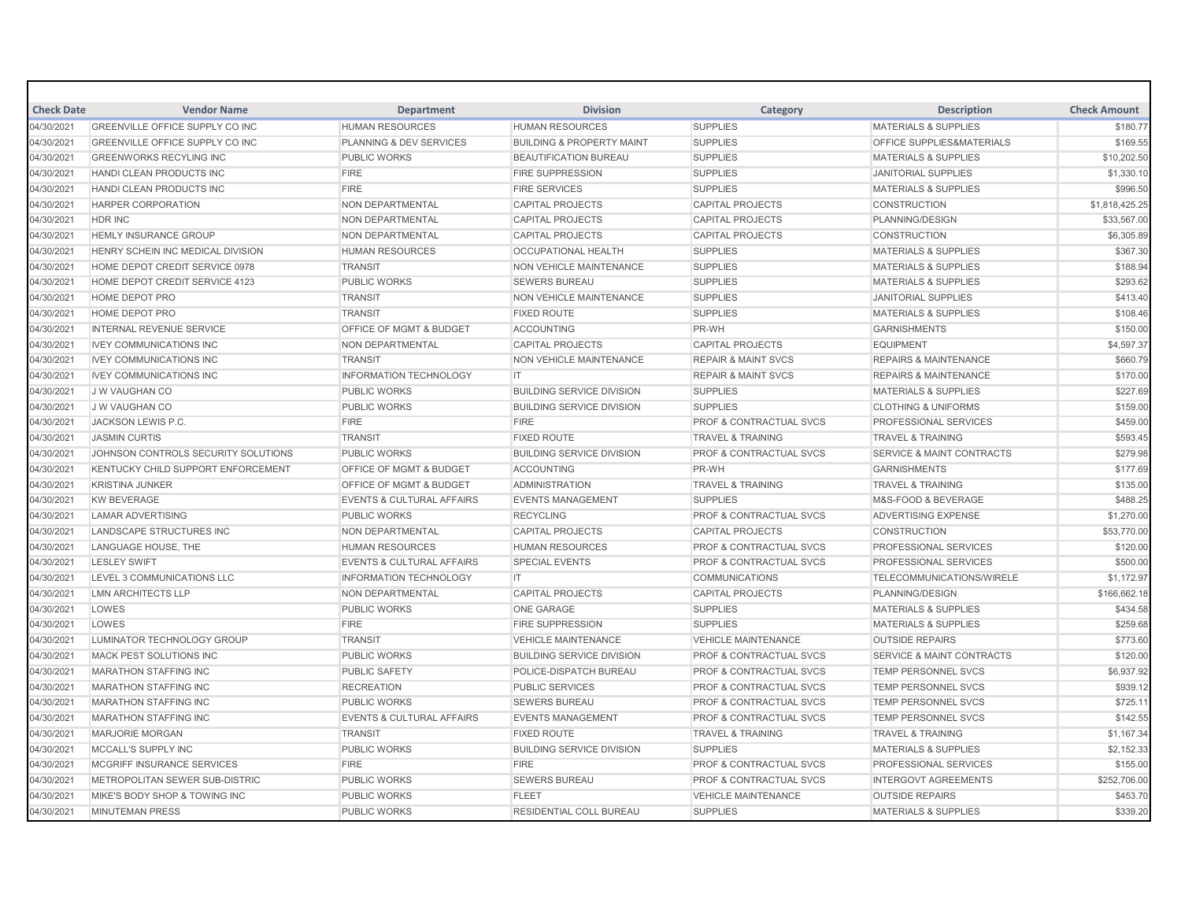| Check Date | Vendor Name | Department | Division | Category | Description | Check Amount |
|---|---|---|---|---|---|---|
| 04/30/2021 | GREENVILLE OFFICE SUPPLY CO INC | HUMAN RESOURCES | HUMAN RESOURCES | SUPPLIES | MATERIALS & SUPPLIES | $180.77 |
| 04/30/2021 | GREENVILLE OFFICE SUPPLY CO INC | PLANNING & DEV SERVICES | BUILDING & PROPERTY MAINT | SUPPLIES | OFFICE SUPPLIES&MATERIALS | $169.55 |
| 04/30/2021 | GREENWORKS RECYLING INC | PUBLIC WORKS | BEAUTIFICATION BUREAU | SUPPLIES | MATERIALS & SUPPLIES | $10,202.50 |
| 04/30/2021 | HANDI CLEAN PRODUCTS INC | FIRE | FIRE SUPPRESSION | SUPPLIES | JANITORIAL SUPPLIES | $1,330.10 |
| 04/30/2021 | HANDI CLEAN PRODUCTS INC | FIRE | FIRE SERVICES | SUPPLIES | MATERIALS & SUPPLIES | $996.50 |
| 04/30/2021 | HARPER CORPORATION | NON DEPARTMENTAL | CAPITAL PROJECTS | CAPITAL PROJECTS | CONSTRUCTION | $1,818,425.25 |
| 04/30/2021 | HDR INC | NON DEPARTMENTAL | CAPITAL PROJECTS | CAPITAL PROJECTS | PLANNING/DESIGN | $33,567.00 |
| 04/30/2021 | HEMLY INSURANCE GROUP | NON DEPARTMENTAL | CAPITAL PROJECTS | CAPITAL PROJECTS | CONSTRUCTION | $6,305.89 |
| 04/30/2021 | HENRY SCHEIN INC MEDICAL DIVISION | HUMAN RESOURCES | OCCUPATIONAL HEALTH | SUPPLIES | MATERIALS & SUPPLIES | $367.30 |
| 04/30/2021 | HOME DEPOT CREDIT SERVICE 0978 | TRANSIT | NON VEHICLE MAINTENANCE | SUPPLIES | MATERIALS & SUPPLIES | $188.94 |
| 04/30/2021 | HOME DEPOT CREDIT SERVICE 4123 | PUBLIC WORKS | SEWERS BUREAU | SUPPLIES | MATERIALS & SUPPLIES | $293.62 |
| 04/30/2021 | HOME DEPOT PRO | TRANSIT | NON VEHICLE MAINTENANCE | SUPPLIES | JANITORIAL SUPPLIES | $413.40 |
| 04/30/2021 | HOME DEPOT PRO | TRANSIT | FIXED ROUTE | SUPPLIES | MATERIALS & SUPPLIES | $108.46 |
| 04/30/2021 | INTERNAL REVENUE SERVICE | OFFICE OF MGMT & BUDGET | ACCOUNTING | PR-WH | GARNISHMENTS | $150.00 |
| 04/30/2021 | IVEY COMMUNICATIONS INC | NON DEPARTMENTAL | CAPITAL PROJECTS | CAPITAL PROJECTS | EQUIPMENT | $4,597.37 |
| 04/30/2021 | IVEY COMMUNICATIONS INC | TRANSIT | NON VEHICLE MAINTENANCE | REPAIR & MAINT SVCS | REPAIRS & MAINTENANCE | $660.79 |
| 04/30/2021 | IVEY COMMUNICATIONS INC | INFORMATION TECHNOLOGY | IT | REPAIR & MAINT SVCS | REPAIRS & MAINTENANCE | $170.00 |
| 04/30/2021 | J W VAUGHAN CO | PUBLIC WORKS | BUILDING SERVICE DIVISION | SUPPLIES | MATERIALS & SUPPLIES | $227.69 |
| 04/30/2021 | J W VAUGHAN CO | PUBLIC WORKS | BUILDING SERVICE DIVISION | SUPPLIES | CLOTHING & UNIFORMS | $159.00 |
| 04/30/2021 | JACKSON LEWIS P.C. | FIRE | FIRE | PROF & CONTRACTUAL SVCS | PROFESSIONAL SERVICES | $459.00 |
| 04/30/2021 | JASMIN CURTIS | TRANSIT | FIXED ROUTE | TRAVEL & TRAINING | TRAVEL & TRAINING | $593.45 |
| 04/30/2021 | JOHNSON CONTROLS SECURITY SOLUTIONS | PUBLIC WORKS | BUILDING SERVICE DIVISION | PROF & CONTRACTUAL SVCS | SERVICE & MAINT CONTRACTS | $279.98 |
| 04/30/2021 | KENTUCKY CHILD SUPPORT ENFORCEMENT | OFFICE OF MGMT & BUDGET | ACCOUNTING | PR-WH | GARNISHMENTS | $177.69 |
| 04/30/2021 | KRISTINA JUNKER | OFFICE OF MGMT & BUDGET | ADMINISTRATION | TRAVEL & TRAINING | TRAVEL & TRAINING | $135.00 |
| 04/30/2021 | KW BEVERAGE | EVENTS & CULTURAL AFFAIRS | EVENTS MANAGEMENT | SUPPLIES | M&S-FOOD & BEVERAGE | $488.25 |
| 04/30/2021 | LAMAR ADVERTISING | PUBLIC WORKS | RECYCLING | PROF & CONTRACTUAL SVCS | ADVERTISING EXPENSE | $1,270.00 |
| 04/30/2021 | LANDSCAPE STRUCTURES INC | NON DEPARTMENTAL | CAPITAL PROJECTS | CAPITAL PROJECTS | CONSTRUCTION | $53,770.00 |
| 04/30/2021 | LANGUAGE HOUSE, THE | HUMAN RESOURCES | HUMAN RESOURCES | PROF & CONTRACTUAL SVCS | PROFESSIONAL SERVICES | $120.00 |
| 04/30/2021 | LESLEY SWIFT | EVENTS & CULTURAL AFFAIRS | SPECIAL EVENTS | PROF & CONTRACTUAL SVCS | PROFESSIONAL SERVICES | $500.00 |
| 04/30/2021 | LEVEL 3 COMMUNICATIONS LLC | INFORMATION TECHNOLOGY | IT | COMMUNICATIONS | TELECOMMUNICATIONS/WIRELE | $1,172.97 |
| 04/30/2021 | LMN ARCHITECTS LLP | NON DEPARTMENTAL | CAPITAL PROJECTS | CAPITAL PROJECTS | PLANNING/DESIGN | $166,662.18 |
| 04/30/2021 | LOWES | PUBLIC WORKS | ONE GARAGE | SUPPLIES | MATERIALS & SUPPLIES | $434.58 |
| 04/30/2021 | LOWES | FIRE | FIRE SUPPRESSION | SUPPLIES | MATERIALS & SUPPLIES | $259.68 |
| 04/30/2021 | LUMINATOR TECHNOLOGY GROUP | TRANSIT | VEHICLE MAINTENANCE | VEHICLE MAINTENANCE | OUTSIDE REPAIRS | $773.60 |
| 04/30/2021 | MACK PEST SOLUTIONS INC | PUBLIC WORKS | BUILDING SERVICE DIVISION | PROF & CONTRACTUAL SVCS | SERVICE & MAINT CONTRACTS | $120.00 |
| 04/30/2021 | MARATHON STAFFING INC | PUBLIC SAFETY | POLICE-DISPATCH BUREAU | PROF & CONTRACTUAL SVCS | TEMP PERSONNEL SVCS | $6,937.92 |
| 04/30/2021 | MARATHON STAFFING INC | RECREATION | PUBLIC SERVICES | PROF & CONTRACTUAL SVCS | TEMP PERSONNEL SVCS | $939.12 |
| 04/30/2021 | MARATHON STAFFING INC | PUBLIC WORKS | SEWERS BUREAU | PROF & CONTRACTUAL SVCS | TEMP PERSONNEL SVCS | $725.11 |
| 04/30/2021 | MARATHON STAFFING INC | EVENTS & CULTURAL AFFAIRS | EVENTS MANAGEMENT | PROF & CONTRACTUAL SVCS | TEMP PERSONNEL SVCS | $142.55 |
| 04/30/2021 | MARJORIE MORGAN | TRANSIT | FIXED ROUTE | TRAVEL & TRAINING | TRAVEL & TRAINING | $1,167.34 |
| 04/30/2021 | MCCALL'S SUPPLY INC | PUBLIC WORKS | BUILDING SERVICE DIVISION | SUPPLIES | MATERIALS & SUPPLIES | $2,152.33 |
| 04/30/2021 | MCGRIFF INSURANCE SERVICES | FIRE | FIRE | PROF & CONTRACTUAL SVCS | PROFESSIONAL SERVICES | $155.00 |
| 04/30/2021 | METROPOLITAN SEWER SUB-DISTRIC | PUBLIC WORKS | SEWERS BUREAU | PROF & CONTRACTUAL SVCS | INTERGOVT AGREEMENTS | $252,706.00 |
| 04/30/2021 | MIKE'S BODY SHOP & TOWING INC | PUBLIC WORKS | FLEET | VEHICLE MAINTENANCE | OUTSIDE REPAIRS | $453.70 |
| 04/30/2021 | MINUTEMAN PRESS | PUBLIC WORKS | RESIDENTIAL COLL BUREAU | SUPPLIES | MATERIALS & SUPPLIES | $339.20 |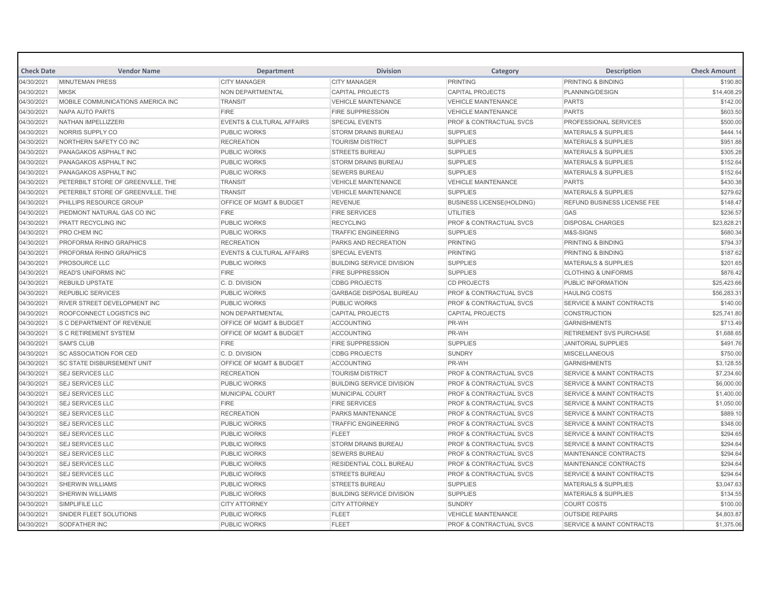| Check Date | Vendor Name | Department | Division | Category | Description | Check Amount |
|---|---|---|---|---|---|---|
| 04/30/2021 | MINUTEMAN PRESS | CITY MANAGER | CITY MANAGER | PRINTING | PRINTING & BINDING | $190.80 |
| 04/30/2021 | MKSK | NON DEPARTMENTAL | CAPITAL PROJECTS | CAPITAL PROJECTS | PLANNING/DESIGN | $14,408.29 |
| 04/30/2021 | MOBILE COMMUNICATIONS AMERICA INC | TRANSIT | VEHICLE MAINTENANCE | VEHICLE MAINTENANCE | PARTS | $142.00 |
| 04/30/2021 | NAPA AUTO PARTS | FIRE | FIRE SUPPRESSION | VEHICLE MAINTENANCE | PARTS | $603.50 |
| 04/30/2021 | NATHAN IMPELLIZZERI | EVENTS & CULTURAL AFFAIRS | SPECIAL EVENTS | PROF & CONTRACTUAL SVCS | PROFESSIONAL SERVICES | $500.00 |
| 04/30/2021 | NORRIS SUPPLY CO | PUBLIC WORKS | STORM DRAINS BUREAU | SUPPLIES | MATERIALS & SUPPLIES | $444.14 |
| 04/30/2021 | NORTHERN SAFETY CO INC | RECREATION | TOURISM DISTRICT | SUPPLIES | MATERIALS & SUPPLIES | $951.88 |
| 04/30/2021 | PANAGAKOS ASPHALT INC | PUBLIC WORKS | STREETS BUREAU | SUPPLIES | MATERIALS & SUPPLIES | $305.28 |
| 04/30/2021 | PANAGAKOS ASPHALT INC | PUBLIC WORKS | STORM DRAINS BUREAU | SUPPLIES | MATERIALS & SUPPLIES | $152.64 |
| 04/30/2021 | PANAGAKOS ASPHALT INC | PUBLIC WORKS | SEWERS BUREAU | SUPPLIES | MATERIALS & SUPPLIES | $152.64 |
| 04/30/2021 | PETERBILT STORE OF GREENVILLE, THE | TRANSIT | VEHICLE MAINTENANCE | VEHICLE MAINTENANCE | PARTS | $430.38 |
| 04/30/2021 | PETERBILT STORE OF GREENVILLE, THE | TRANSIT | VEHICLE MAINTENANCE | SUPPLIES | MATERIALS & SUPPLIES | $279.62 |
| 04/30/2021 | PHILLIPS RESOURCE GROUP | OFFICE OF MGMT & BUDGET | REVENUE | BUSINESS LICENSE(HOLDING) | REFUND BUSINESS LICENSE FEE | $148.47 |
| 04/30/2021 | PIEDMONT NATURAL GAS CO INC | FIRE | FIRE SERVICES | UTILITIES | GAS | $236.57 |
| 04/30/2021 | PRATT RECYCLING INC | PUBLIC WORKS | RECYCLING | PROF & CONTRACTUAL SVCS | DISPOSAL CHARGES | $23,828.21 |
| 04/30/2021 | PRO CHEM INC | PUBLIC WORKS | TRAFFIC ENGINEERING | SUPPLIES | M&S-SIGNS | $680.34 |
| 04/30/2021 | PROFORMA RHINO GRAPHICS | RECREATION | PARKS AND RECREATION | PRINTING | PRINTING & BINDING | $794.37 |
| 04/30/2021 | PROFORMA RHINO GRAPHICS | EVENTS & CULTURAL AFFAIRS | SPECIAL EVENTS | PRINTING | PRINTING & BINDING | $187.62 |
| 04/30/2021 | PROSOURCE LLC | PUBLIC WORKS | BUILDING SERVICE DIVISION | SUPPLIES | MATERIALS & SUPPLIES | $201.65 |
| 04/30/2021 | READ'S UNIFORMS INC | FIRE | FIRE SUPPRESSION | SUPPLIES | CLOTHING & UNIFORMS | $876.42 |
| 04/30/2021 | REBUILD UPSTATE | C. D. DIVISION | CDBG PROJECTS | CD PROJECTS | PUBLIC INFORMATION | $25,423.66 |
| 04/30/2021 | REPUBLIC SERVICES | PUBLIC WORKS | GARBAGE DISPOSAL BUREAU | PROF & CONTRACTUAL SVCS | HAULING COSTS | $56,283.31 |
| 04/30/2021 | RIVER STREET DEVELOPMENT INC | PUBLIC WORKS | PUBLIC WORKS | PROF & CONTRACTUAL SVCS | SERVICE & MAINT CONTRACTS | $140.00 |
| 04/30/2021 | ROOFCONNECT LOGISTICS INC | NON DEPARTMENTAL | CAPITAL PROJECTS | CAPITAL PROJECTS | CONSTRUCTION | $25,741.80 |
| 04/30/2021 | S C DEPARTMENT OF REVENUE | OFFICE OF MGMT & BUDGET | ACCOUNTING | PR-WH | GARNISHMENTS | $713.49 |
| 04/30/2021 | S C RETIREMENT SYSTEM | OFFICE OF MGMT & BUDGET | ACCOUNTING | PR-WH | RETIREMENT SVS PURCHASE | $1,688.65 |
| 04/30/2021 | SAM'S CLUB | FIRE | FIRE SUPPRESSION | SUPPLIES | JANITORIAL SUPPLIES | $491.76 |
| 04/30/2021 | SC ASSOCIATION FOR CED | C. D. DIVISION | CDBG PROJECTS | SUNDRY | MISCELLANEOUS | $750.00 |
| 04/30/2021 | SC STATE DISBURSEMENT UNIT | OFFICE OF MGMT & BUDGET | ACCOUNTING | PR-WH | GARNISHMENTS | $3,128.55 |
| 04/30/2021 | SEJ SERVICES LLC | RECREATION | TOURISM DISTRICT | PROF & CONTRACTUAL SVCS | SERVICE & MAINT CONTRACTS | $7,234.60 |
| 04/30/2021 | SEJ SERVICES LLC | PUBLIC WORKS | BUILDING SERVICE DIVISION | PROF & CONTRACTUAL SVCS | SERVICE & MAINT CONTRACTS | $6,000.00 |
| 04/30/2021 | SEJ SERVICES LLC | MUNICIPAL COURT | MUNICIPAL COURT | PROF & CONTRACTUAL SVCS | SERVICE & MAINT CONTRACTS | $1,400.00 |
| 04/30/2021 | SEJ SERVICES LLC | FIRE | FIRE SERVICES | PROF & CONTRACTUAL SVCS | SERVICE & MAINT CONTRACTS | $1,050.00 |
| 04/30/2021 | SEJ SERVICES LLC | RECREATION | PARKS MAINTENANCE | PROF & CONTRACTUAL SVCS | SERVICE & MAINT CONTRACTS | $889.10 |
| 04/30/2021 | SEJ SERVICES LLC | PUBLIC WORKS | TRAFFIC ENGINEERING | PROF & CONTRACTUAL SVCS | SERVICE & MAINT CONTRACTS | $348.00 |
| 04/30/2021 | SEJ SERVICES LLC | PUBLIC WORKS | FLEET | PROF & CONTRACTUAL SVCS | SERVICE & MAINT CONTRACTS | $294.65 |
| 04/30/2021 | SEJ SERVICES LLC | PUBLIC WORKS | STORM DRAINS BUREAU | PROF & CONTRACTUAL SVCS | SERVICE & MAINT CONTRACTS | $294.64 |
| 04/30/2021 | SEJ SERVICES LLC | PUBLIC WORKS | SEWERS BUREAU | PROF & CONTRACTUAL SVCS | MAINTENANCE CONTRACTS | $294.64 |
| 04/30/2021 | SEJ SERVICES LLC | PUBLIC WORKS | RESIDENTIAL COLL BUREAU | PROF & CONTRACTUAL SVCS | MAINTENANCE CONTRACTS | $294.64 |
| 04/30/2021 | SEJ SERVICES LLC | PUBLIC WORKS | STREETS BUREAU | PROF & CONTRACTUAL SVCS | SERVICE & MAINT CONTRACTS | $294.64 |
| 04/30/2021 | SHERWIN WILLIAMS | PUBLIC WORKS | STREETS BUREAU | SUPPLIES | MATERIALS & SUPPLIES | $3,047.63 |
| 04/30/2021 | SHERWIN WILLIAMS | PUBLIC WORKS | BUILDING SERVICE DIVISION | SUPPLIES | MATERIALS & SUPPLIES | $134.55 |
| 04/30/2021 | SIMPLIFILE LLC | CITY ATTORNEY | CITY ATTORNEY | SUNDRY | COURT COSTS | $100.00 |
| 04/30/2021 | SNIDER FLEET SOLUTIONS | PUBLIC WORKS | FLEET | VEHICLE MAINTENANCE | OUTSIDE REPAIRS | $4,803.87 |
| 04/30/2021 | SODFATHER INC | PUBLIC WORKS | FLEET | PROF & CONTRACTUAL SVCS | SERVICE & MAINT CONTRACTS | $1,375.06 |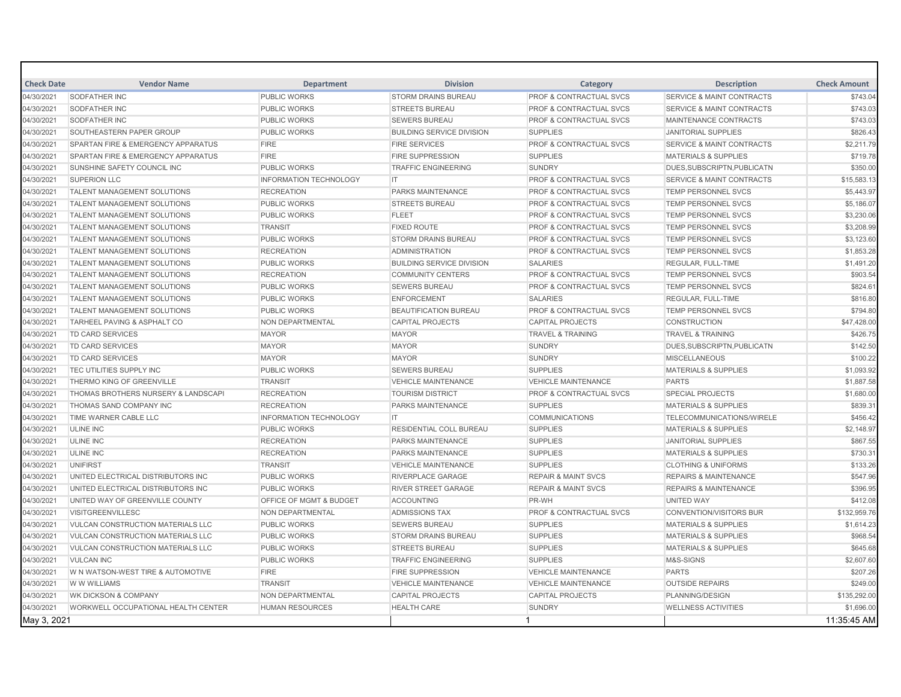| Check Date | Vendor Name | Department | Division | Category | Description | Check Amount |
|---|---|---|---|---|---|---|
| 04/30/2021 | SODFATHER INC | PUBLIC WORKS | STORM DRAINS BUREAU | PROF & CONTRACTUAL SVCS | SERVICE & MAINT CONTRACTS | $743.04 |
| 04/30/2021 | SODFATHER INC | PUBLIC WORKS | STREETS BUREAU | PROF & CONTRACTUAL SVCS | SERVICE & MAINT CONTRACTS | $743.03 |
| 04/30/2021 | SODFATHER INC | PUBLIC WORKS | SEWERS BUREAU | PROF & CONTRACTUAL SVCS | MAINTENANCE CONTRACTS | $743.03 |
| 04/30/2021 | SOUTHEASTERN PAPER GROUP | PUBLIC WORKS | BUILDING SERVICE DIVISION | SUPPLIES | JANITORIAL SUPPLIES | $826.43 |
| 04/30/2021 | SPARTAN FIRE & EMERGENCY APPARATUS | FIRE | FIRE SERVICES | PROF & CONTRACTUAL SVCS | SERVICE & MAINT CONTRACTS | $2,211.79 |
| 04/30/2021 | SPARTAN FIRE & EMERGENCY APPARATUS | FIRE | FIRE SUPPRESSION | SUPPLIES | MATERIALS & SUPPLIES | $719.78 |
| 04/30/2021 | SUNSHINE SAFETY COUNCIL INC | PUBLIC WORKS | TRAFFIC ENGINEERING | SUNDRY | DUES,SUBSCRIPTN,PUBLICATN | $350.00 |
| 04/30/2021 | SUPERION LLC | INFORMATION TECHNOLOGY | IT | PROF & CONTRACTUAL SVCS | SERVICE & MAINT CONTRACTS | $15,583.13 |
| 04/30/2021 | TALENT MANAGEMENT SOLUTIONS | RECREATION | PARKS MAINTENANCE | PROF & CONTRACTUAL SVCS | TEMP PERSONNEL SVCS | $5,443.97 |
| 04/30/2021 | TALENT MANAGEMENT SOLUTIONS | PUBLIC WORKS | STREETS BUREAU | PROF & CONTRACTUAL SVCS | TEMP PERSONNEL SVCS | $5,186.07 |
| 04/30/2021 | TALENT MANAGEMENT SOLUTIONS | PUBLIC WORKS | FLEET | PROF & CONTRACTUAL SVCS | TEMP PERSONNEL SVCS | $3,230.06 |
| 04/30/2021 | TALENT MANAGEMENT SOLUTIONS | TRANSIT | FIXED ROUTE | PROF & CONTRACTUAL SVCS | TEMP PERSONNEL SVCS | $3,208.99 |
| 04/30/2021 | TALENT MANAGEMENT SOLUTIONS | PUBLIC WORKS | STORM DRAINS BUREAU | PROF & CONTRACTUAL SVCS | TEMP PERSONNEL SVCS | $3,123.60 |
| 04/30/2021 | TALENT MANAGEMENT SOLUTIONS | RECREATION | ADMINISTRATION | PROF & CONTRACTUAL SVCS | TEMP PERSONNEL SVCS | $1,853.28 |
| 04/30/2021 | TALENT MANAGEMENT SOLUTIONS | PUBLIC WORKS | BUILDING SERVICE DIVISION | SALARIES | REGULAR, FULL-TIME | $1,491.20 |
| 04/30/2021 | TALENT MANAGEMENT SOLUTIONS | RECREATION | COMMUNITY CENTERS | PROF & CONTRACTUAL SVCS | TEMP PERSONNEL SVCS | $903.54 |
| 04/30/2021 | TALENT MANAGEMENT SOLUTIONS | PUBLIC WORKS | SEWERS BUREAU | PROF & CONTRACTUAL SVCS | TEMP PERSONNEL SVCS | $824.61 |
| 04/30/2021 | TALENT MANAGEMENT SOLUTIONS | PUBLIC WORKS | ENFORCEMENT | SALARIES | REGULAR, FULL-TIME | $816.80 |
| 04/30/2021 | TALENT MANAGEMENT SOLUTIONS | PUBLIC WORKS | BEAUTIFICATION BUREAU | PROF & CONTRACTUAL SVCS | TEMP PERSONNEL SVCS | $794.80 |
| 04/30/2021 | TARHEEL PAVING & ASPHALT CO | NON DEPARTMENTAL | CAPITAL PROJECTS | CAPITAL PROJECTS | CONSTRUCTION | $47,428.00 |
| 04/30/2021 | TD CARD SERVICES | MAYOR | MAYOR | TRAVEL & TRAINING | TRAVEL & TRAINING | $426.75 |
| 04/30/2021 | TD CARD SERVICES | MAYOR | MAYOR | SUNDRY | DUES,SUBSCRIPTN,PUBLICATN | $142.50 |
| 04/30/2021 | TD CARD SERVICES | MAYOR | MAYOR | SUNDRY | MISCELLANEOUS | $100.22 |
| 04/30/2021 | TEC UTILITIES SUPPLY INC | PUBLIC WORKS | SEWERS BUREAU | SUPPLIES | MATERIALS & SUPPLIES | $1,093.92 |
| 04/30/2021 | THERMO KING OF GREENVILLE | TRANSIT | VEHICLE MAINTENANCE | VEHICLE MAINTENANCE | PARTS | $1,887.58 |
| 04/30/2021 | THOMAS BROTHERS NURSERY & LANDSCAPI | RECREATION | TOURISM DISTRICT | PROF & CONTRACTUAL SVCS | SPECIAL PROJECTS | $1,680.00 |
| 04/30/2021 | THOMAS SAND COMPANY INC | RECREATION | PARKS MAINTENANCE | SUPPLIES | MATERIALS & SUPPLIES | $839.31 |
| 04/30/2021 | TIME WARNER CABLE LLC | INFORMATION TECHNOLOGY | IT | COMMUNICATIONS | TELECOMMUNICATIONS/WIRELE | $456.42 |
| 04/30/2021 | ULINE INC | PUBLIC WORKS | RESIDENTIAL COLL BUREAU | SUPPLIES | MATERIALS & SUPPLIES | $2,148.97 |
| 04/30/2021 | ULINE INC | RECREATION | PARKS MAINTENANCE | SUPPLIES | JANITORIAL SUPPLIES | $867.55 |
| 04/30/2021 | ULINE INC | RECREATION | PARKS MAINTENANCE | SUPPLIES | MATERIALS & SUPPLIES | $730.31 |
| 04/30/2021 | UNIFIRST | TRANSIT | VEHICLE MAINTENANCE | SUPPLIES | CLOTHING & UNIFORMS | $133.26 |
| 04/30/2021 | UNITED ELECTRICAL DISTRIBUTORS INC | PUBLIC WORKS | RIVERPLACE GARAGE | REPAIR & MAINT SVCS | REPAIRS & MAINTENANCE | $547.96 |
| 04/30/2021 | UNITED ELECTRICAL DISTRIBUTORS INC | PUBLIC WORKS | RIVER STREET GARAGE | REPAIR & MAINT SVCS | REPAIRS & MAINTENANCE | $396.95 |
| 04/30/2021 | UNITED WAY OF GREENVILLE COUNTY | OFFICE OF MGMT & BUDGET | ACCOUNTING | PR-WH | UNITED WAY | $412.08 |
| 04/30/2021 | VISITGREENVILLESC | NON DEPARTMENTAL | ADMISSIONS TAX | PROF & CONTRACTUAL SVCS | CONVENTION/VISITORS BUR | $132,959.76 |
| 04/30/2021 | VULCAN CONSTRUCTION MATERIALS LLC | PUBLIC WORKS | SEWERS BUREAU | SUPPLIES | MATERIALS & SUPPLIES | $1,614.23 |
| 04/30/2021 | VULCAN CONSTRUCTION MATERIALS LLC | PUBLIC WORKS | STORM DRAINS BUREAU | SUPPLIES | MATERIALS & SUPPLIES | $968.54 |
| 04/30/2021 | VULCAN CONSTRUCTION MATERIALS LLC | PUBLIC WORKS | STREETS BUREAU | SUPPLIES | MATERIALS & SUPPLIES | $645.68 |
| 04/30/2021 | VULCAN INC | PUBLIC WORKS | TRAFFIC ENGINEERING | SUPPLIES | M&S-SIGNS | $2,607.60 |
| 04/30/2021 | W N WATSON-WEST TIRE & AUTOMOTIVE | FIRE | FIRE SUPPRESSION | VEHICLE MAINTENANCE | PARTS | $207.26 |
| 04/30/2021 | W W WILLIAMS | TRANSIT | VEHICLE MAINTENANCE | VEHICLE MAINTENANCE | OUTSIDE REPAIRS | $249.00 |
| 04/30/2021 | WK DICKSON & COMPANY | NON DEPARTMENTAL | CAPITAL PROJECTS | CAPITAL PROJECTS | PLANNING/DESIGN | $135,292.00 |
| 04/30/2021 | WORKWELL OCCUPATIONAL HEALTH CENTER | HUMAN RESOURCES | HEALTH CARE | SUNDRY | WELLNESS ACTIVITIES | $1,696.00 |

May 3, 2021 11:35:45 AM